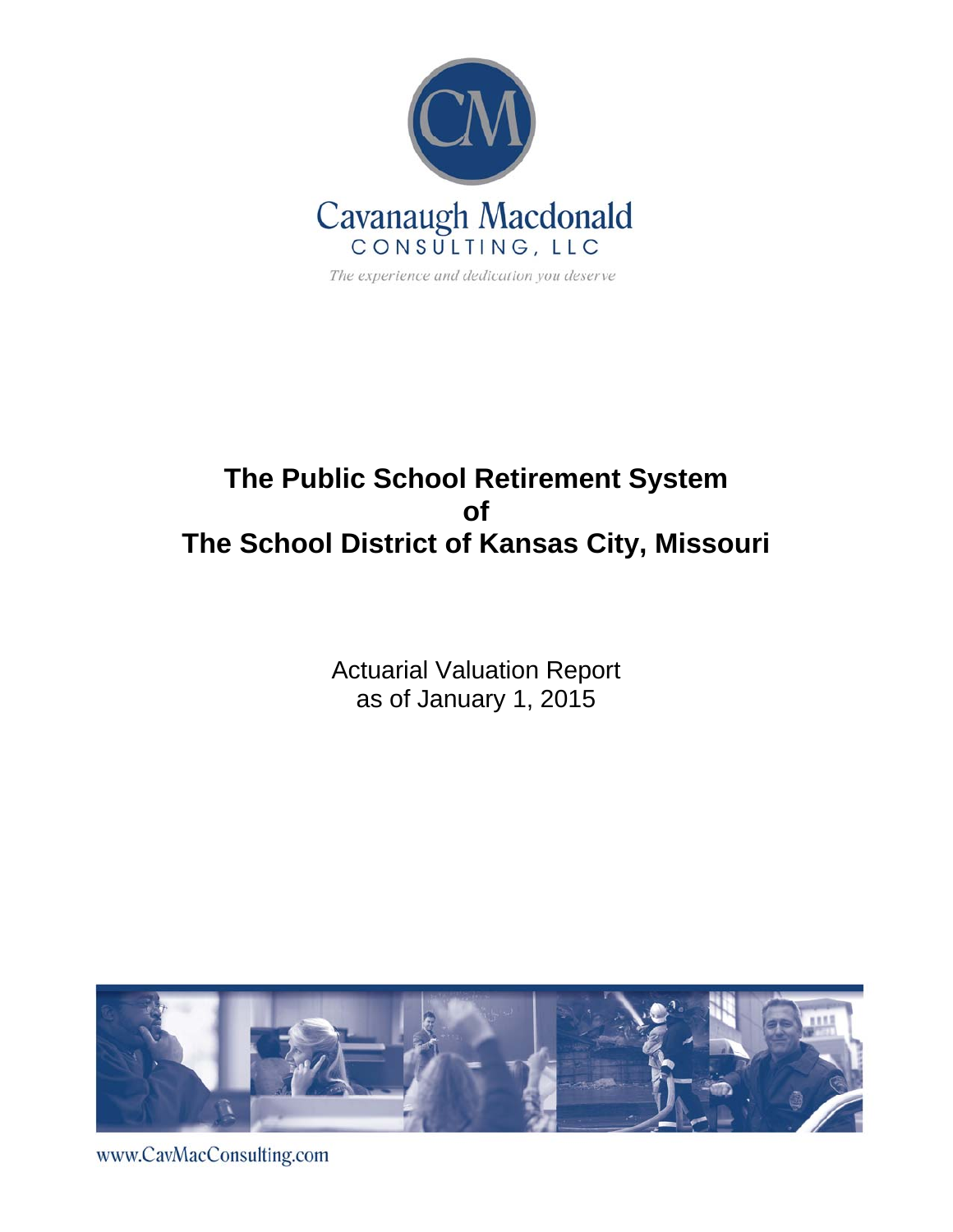Cavanaugh Macdonald

CONSULTING, LLC

*The experience and dedication you deserve*

# The Public School Retirement System of The School District of Kansas City, Missouri

Actuarial Valuation Report
as of January 1, 2015

www.CavMacConsulting.com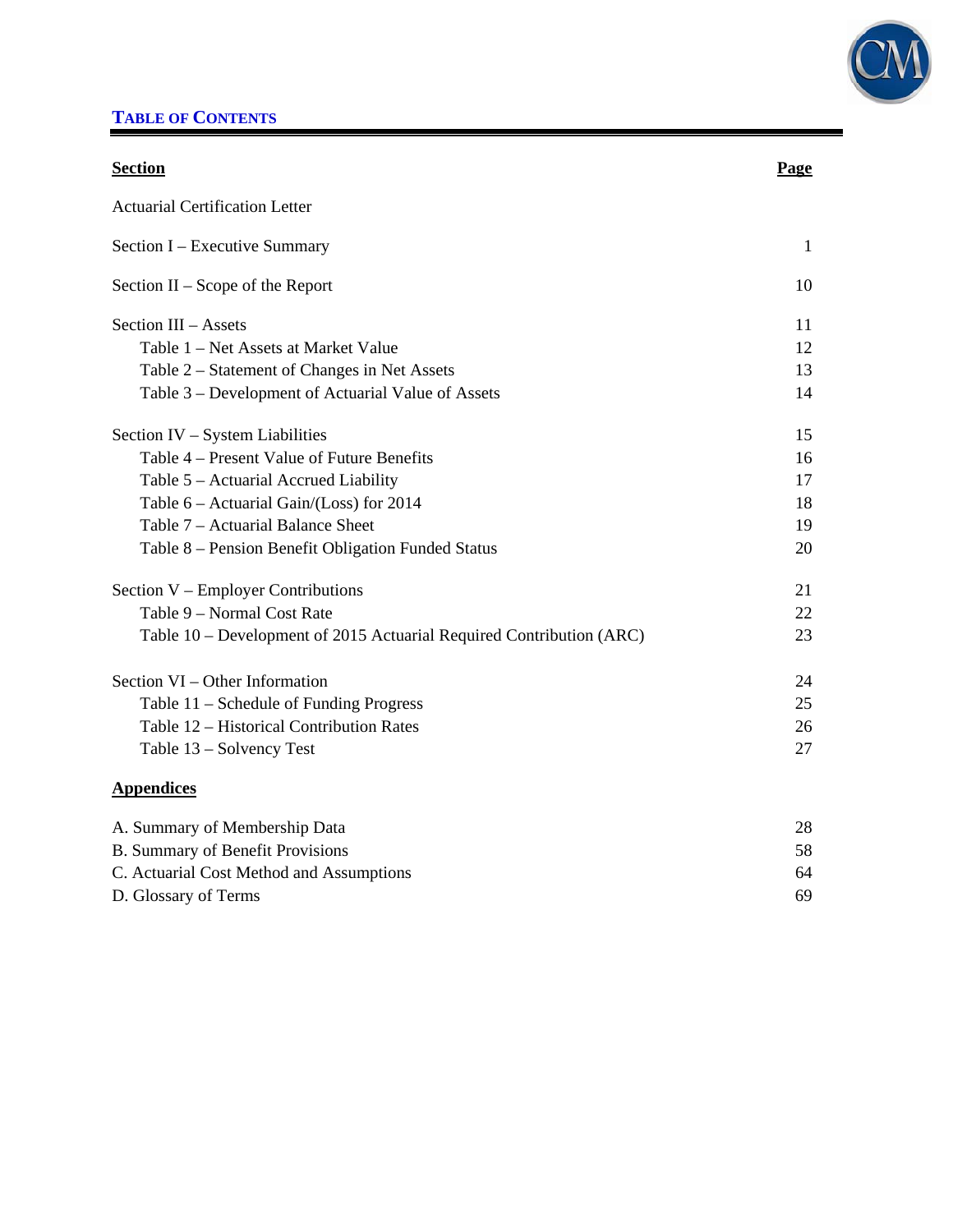# TABLE OF CONTENTS

| Section | Page |
|---|---|
| Actuarial Certification Letter | |
| Section I – Executive Summary | 1 |
| Section II – Scope of the Report | 10 |
| Section III – Assets | 11 |
| Table 1 – Net Assets at Market Value | 12 |
| Table 2 – Statement of Changes in Net Assets | 13 |
| Table 3 – Development of Actuarial Value of Assets | 14 |
| Section IV – System Liabilities | 15 |
| Table 4 – Present Value of Future Benefits | 16 |
| Table 5 – Actuarial Accrued Liability | 17 |
| Table 6 – Actuarial Gain/(Loss) for 2014 | 18 |
| Table 7 – Actuarial Balance Sheet | 19 |
| Table 8 – Pension Benefit Obligation Funded Status | 20 |
| Section V – Employer Contributions | 21 |
| Table 9 – Normal Cost Rate | 22 |
| Table 10 – Development of 2015 Actuarial Required Contribution (ARC) | 23 |
| Section VI – Other Information | 24 |
| Table 11 – Schedule of Funding Progress | 25 |
| Table 12 – Historical Contribution Rates | 26 |
| Table 13 – Solvency Test | 27 |

**Appendices**

| | |
|---|---|
| A. Summary of Membership Data | 28 |
| B. Summary of Benefit Provisions | 58 |
| C. Actuarial Cost Method and Assumptions | 64 |
| D. Glossary of Terms | 69 |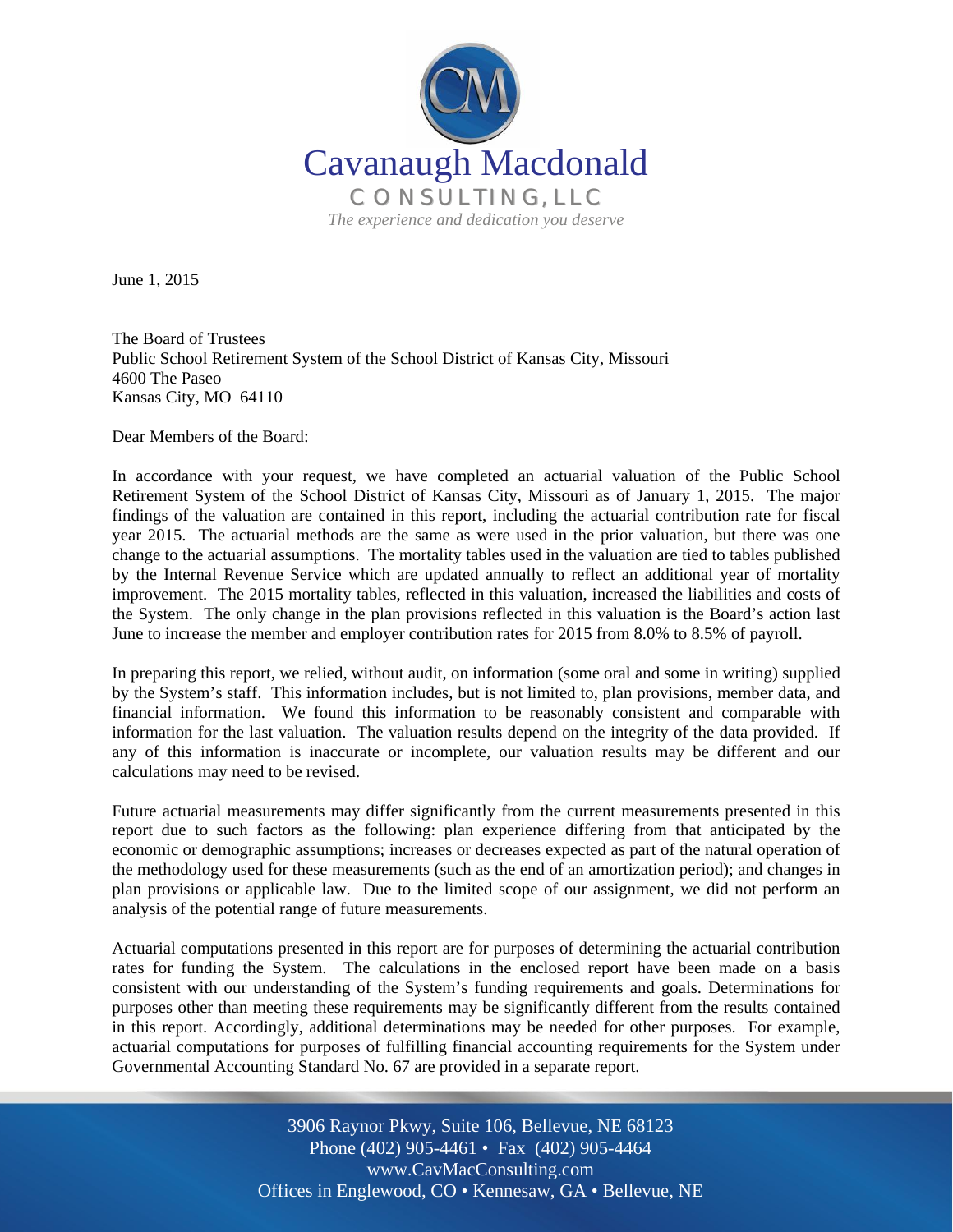Cavanaugh Macdonald

CONSULTING, LLC

*The experience and dedication you deserve*

June 1, 2015

The Board of Trustees
Public School Retirement System of the School District of Kansas City, Missouri
4600 The Paseo
Kansas City, MO 64110

Dear Members of the Board:

In accordance with your request, we have completed an actuarial valuation of the Public School Retirement System of the School District of Kansas City, Missouri as of January 1, 2015. The major findings of the valuation are contained in this report, including the actuarial contribution rate for fiscal year 2015. The actuarial methods are the same as were used in the prior valuation, but there was one change to the actuarial assumptions. The mortality tables used in the valuation are tied to tables published by the Internal Revenue Service which are updated annually to reflect an additional year of mortality improvement. The 2015 mortality tables, reflected in this valuation, increased the liabilities and costs of the System. The only change in the plan provisions reflected in this valuation is the Board's action last June to increase the member and employer contribution rates for 2015 from 8.0% to 8.5% of payroll.

In preparing this report, we relied, without audit, on information (some oral and some in writing) supplied by the System's staff. This information includes, but is not limited to, plan provisions, member data, and financial information. We found this information to be reasonably consistent and comparable with information for the last valuation. The valuation results depend on the integrity of the data provided. If any of this information is inaccurate or incomplete, our valuation results may be different and our calculations may need to be revised.

Future actuarial measurements may differ significantly from the current measurements presented in this report due to such factors as the following: plan experience differing from that anticipated by the economic or demographic assumptions; increases or decreases expected as part of the natural operation of the methodology used for these measurements (such as the end of an amortization period); and changes in plan provisions or applicable law. Due to the limited scope of our assignment, we did not perform an analysis of the potential range of future measurements.

Actuarial computations presented in this report are for purposes of determining the actuarial contribution rates for funding the System. The calculations in the enclosed report have been made on a basis consistent with our understanding of the System's funding requirements and goals. Determinations for purposes other than meeting these requirements may be significantly different from the results contained in this report. Accordingly, additional determinations may be needed for other purposes. For example, actuarial computations for purposes of fulfilling financial accounting requirements for the System under Governmental Accounting Standard No. 67 are provided in a separate report.

3906 Raynor Pkwy, Suite 106, Bellevue, NE 68123
Phone (402) 905-4461 • Fax (402) 905-4464
www.CavMacConsulting.com
Offices in Englewood, CO • Kennesaw, GA • Bellevue, NE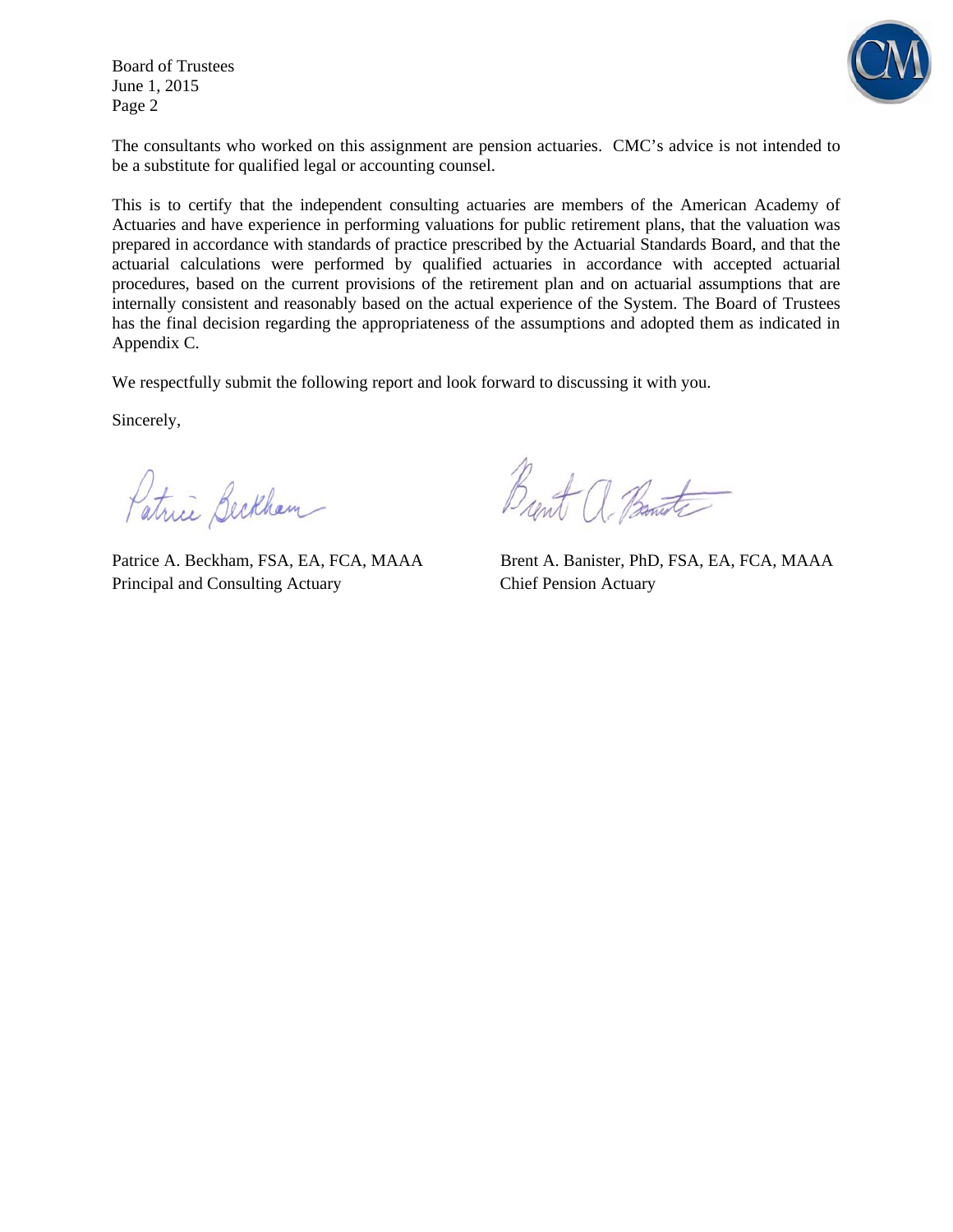Board of Trustees
June 1, 2015

The consultants who worked on this assignment are pension actuaries. CMC's advice is not intended to be a substitute for qualified legal or accounting counsel.

This is to certify that the independent consulting actuaries are members of the American Academy of Actuaries and have experience in performing valuations for public retirement plans, that the valuation was prepared in accordance with standards of practice prescribed by the Actuarial Standards Board, and that the actuarial calculations were performed by qualified actuaries in accordance with accepted actuarial procedures, based on the current provisions of the retirement plan and on actuarial assumptions that are internally consistent and reasonably based on the actual experience of the System. The Board of Trustees has the final decision regarding the appropriateness of the assumptions and adopted them as indicated in Appendix C.

We respectfully submit the following report and look forward to discussing it with you.

Sincerely,

Patrice A. Beckham, FSA, EA, FCA, MAAA
Principal and Consulting Actuary

Brent A. Banister, PhD, FSA, EA, FCA, MAAA
Chief Pension Actuary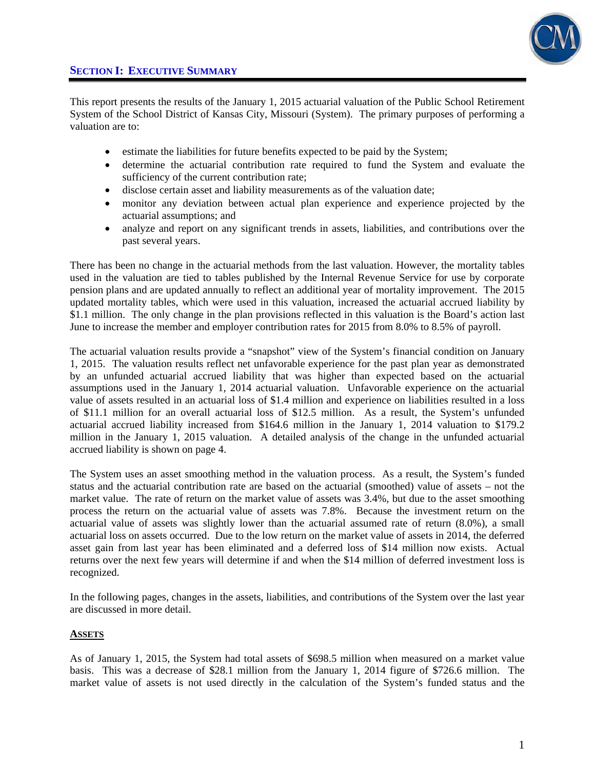## SECTION I: EXECUTIVE SUMMARY

This report presents the results of the January 1, 2015 actuarial valuation of the Public School Retirement System of the School District of Kansas City, Missouri (System). The primary purposes of performing a valuation are to:

- estimate the liabilities for future benefits expected to be paid by the System;
- determine the actuarial contribution rate required to fund the System and evaluate the sufficiency of the current contribution rate;
- disclose certain asset and liability measurements as of the valuation date;
- monitor any deviation between actual plan experience and experience projected by the actuarial assumptions; and
- analyze and report on any significant trends in assets, liabilities, and contributions over the past several years.

There has been no change in the actuarial methods from the last valuation. However, the mortality tables used in the valuation are tied to tables published by the Internal Revenue Service for use by corporate pension plans and are updated annually to reflect an additional year of mortality improvement. The 2015 updated mortality tables, which were used in this valuation, increased the actuarial accrued liability by $1.1 million. The only change in the plan provisions reflected in this valuation is the Board's action last June to increase the member and employer contribution rates for 2015 from 8.0% to 8.5% of payroll.

The actuarial valuation results provide a "snapshot" view of the System's financial condition on January 1, 2015. The valuation results reflect net unfavorable experience for the past plan year as demonstrated by an unfunded actuarial accrued liability that was higher than expected based on the actuarial assumptions used in the January 1, 2014 actuarial valuation. Unfavorable experience on the actuarial value of assets resulted in an actuarial loss of $1.4 million and experience on liabilities resulted in a loss of $11.1 million for an overall actuarial loss of $12.5 million. As a result, the System's unfunded actuarial accrued liability increased from $164.6 million in the January 1, 2014 valuation to $179.2 million in the January 1, 2015 valuation. A detailed analysis of the change in the unfunded actuarial accrued liability is shown on page 4.

The System uses an asset smoothing method in the valuation process. As a result, the System's funded status and the actuarial contribution rate are based on the actuarial (smoothed) value of assets – not the market value. The rate of return on the market value of assets was 3.4%, but due to the asset smoothing process the return on the actuarial value of assets was 7.8%. Because the investment return on the actuarial value of assets was slightly lower than the actuarial assumed rate of return (8.0%), a small actuarial loss on assets occurred. Due to the low return on the market value of assets in 2014, the deferred asset gain from last year has been eliminated and a deferred loss of $14 million now exists. Actual returns over the next few years will determine if and when the $14 million of deferred investment loss is recognized.

In the following pages, changes in the assets, liabilities, and contributions of the System over the last year are discussed in more detail.

### ASSETS

As of January 1, 2015, the System had total assets of $698.5 million when measured on a market value basis. This was a decrease of $28.1 million from the January 1, 2014 figure of $726.6 million. The market value of assets is not used directly in the calculation of the System's funded status and the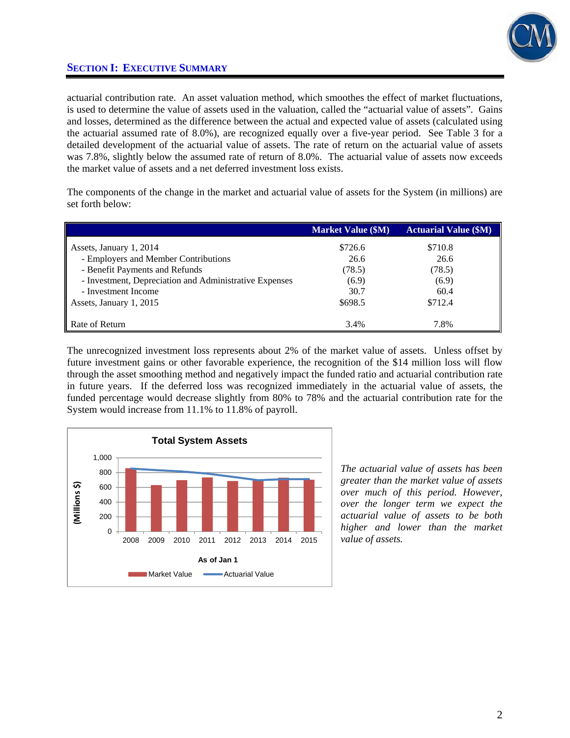## SECTION I: EXECUTIVE SUMMARY

actuarial contribution rate. An asset valuation method, which smoothes the effect of market fluctuations, is used to determine the value of assets used in the valuation, called the "actuarial value of assets". Gains and losses, determined as the difference between the actual and expected value of assets (calculated using the actuarial assumed rate of 8.0%), are recognized equally over a five-year period. See Table 3 for a detailed development of the actuarial value of assets. The rate of return on the actuarial value of assets was 7.8%, slightly below the assumed rate of return of 8.0%. The actuarial value of assets now exceeds the market value of assets and a net deferred investment loss exists.

The components of the change in the market and actuarial value of assets for the System (in millions) are set forth below:

| | Market Value ($M) | Actuarial Value ($M) |
|---|---|---|
| Assets, January 1, 2014 | $726.6 | $710.8 |
| - Employers and Member Contributions | 26.6 | 26.6 |
| - Benefit Payments and Refunds | (78.5) | (78.5) |
| - Investment, Depreciation and Administrative Expenses | (6.9) | (6.9) |
| - Investment Income | 30.7 | 60.4 |
| Assets, January 1, 2015 | $698.5 | $712.4 |
| Rate of Return | 3.4% | 7.8% |

The unrecognized investment loss represents about 2% of the market value of assets. Unless offset by future investment gains or other favorable experience, the recognition of the $14 million loss will flow through the asset smoothing method and negatively impact the funded ratio and actuarial contribution rate in future years. If the deferred loss was recognized immediately in the actuarial value of assets, the funded percentage would decrease slightly from 80% to 78% and the actuarial contribution rate for the System would increase from 11.1% to 11.8% of payroll.

**Total System Assets**

*The actuarial value of assets has been greater than the market value of assets over much of this period. However, over the longer term we expect the actuarial value of assets to be both higher and lower than the market value of assets.*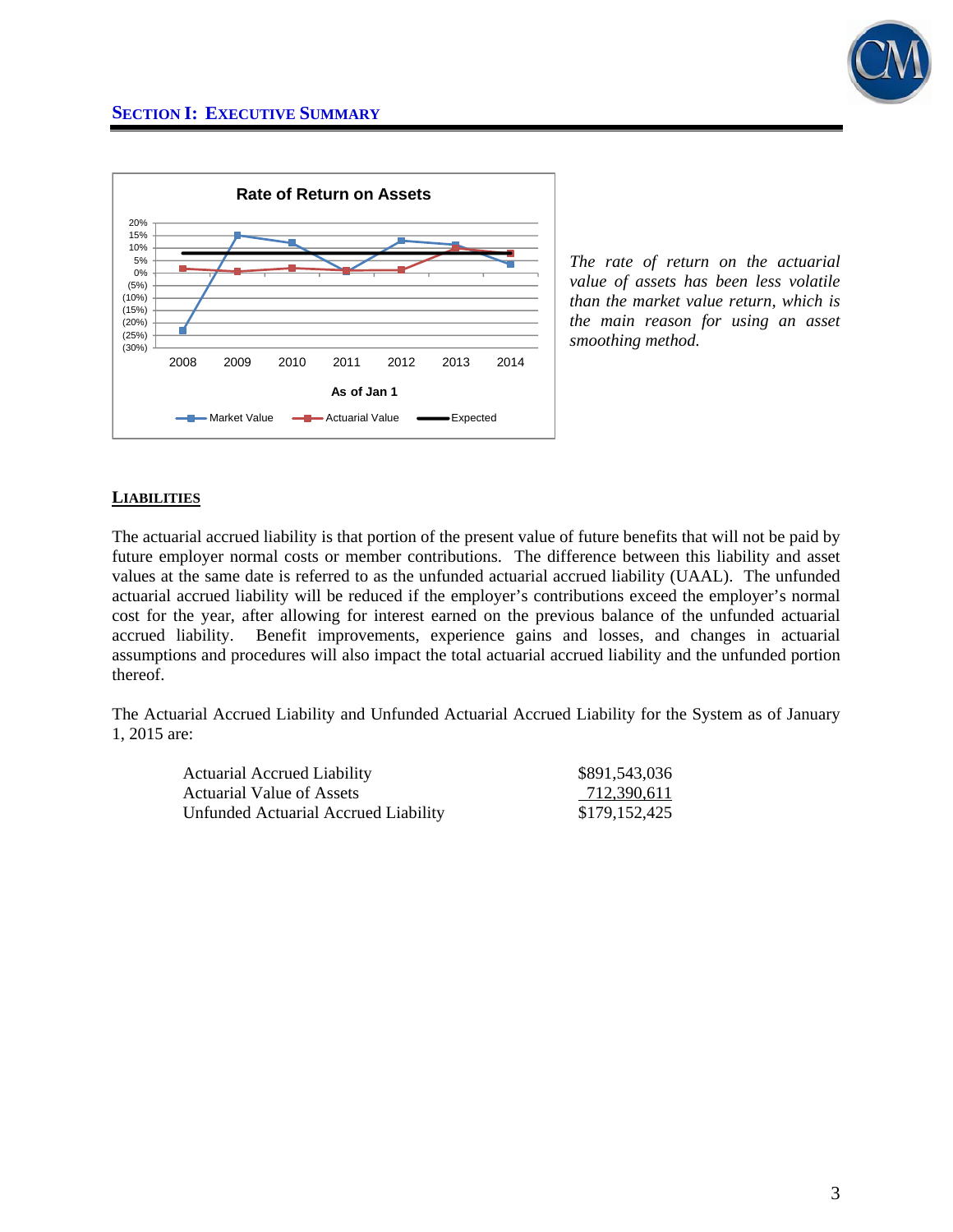## SECTION I: EXECUTIVE SUMMARY

*The rate of return on the actuarial value of assets has been less volatile than the market value return, which is the main reason for using an asset smoothing method.*

### LIABILITIES

The actuarial accrued liability is that portion of the present value of future benefits that will not be paid by future employer normal costs or member contributions. The difference between this liability and asset values at the same date is referred to as the unfunded actuarial accrued liability (UAAL). The unfunded actuarial accrued liability will be reduced if the employer's contributions exceed the employer's normal cost for the year, after allowing for interest earned on the previous balance of the unfunded actuarial accrued liability. Benefit improvements, experience gains and losses, and changes in actuarial assumptions and procedures will also impact the total actuarial accrued liability and the unfunded portion thereof.

The Actuarial Accrued Liability and Unfunded Actuarial Accrued Liability for the System as of January 1, 2015 are:

| | |
|---|---|
| Actuarial Accrued Liability | $891,543,036 |
| Actuarial Value of Assets | 712,390,611 |
| Unfunded Actuarial Accrued Liability | $179,152,425 |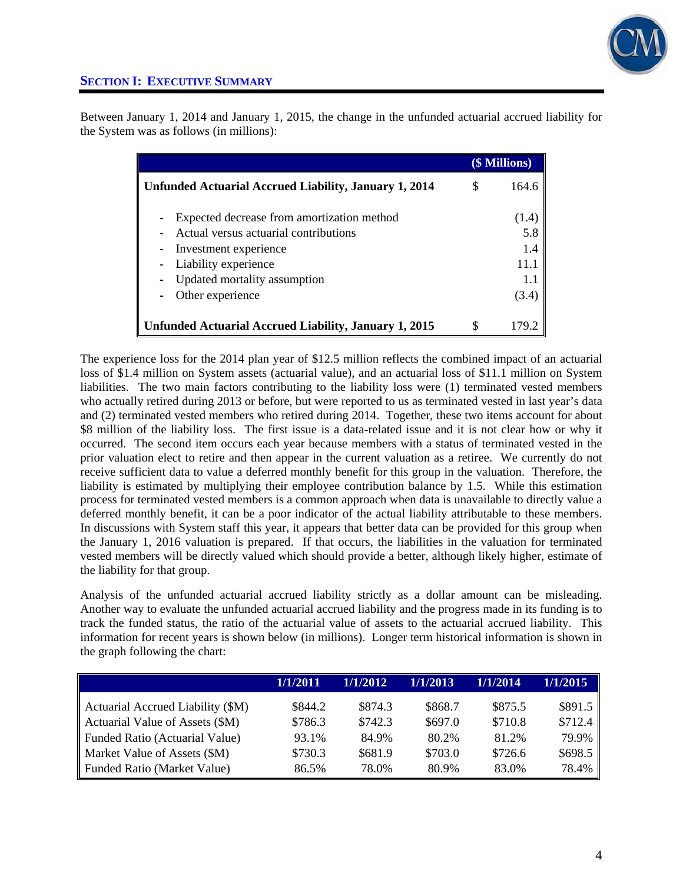## Section I: Executive Summary

Between January 1, 2014 and January 1, 2015, the change in the unfunded actuarial accrued liability for the System was as follows (in millions):

| | | ($ Millions) |
|---|---|---|
| **Unfunded Actuarial Accrued Liability, January 1, 2014** | $ | 164.6 |
| - Expected decrease from amortization method | | (1.4) |
| - Actual versus actuarial contributions | | 5.8 |
| - Investment experience | | 1.4 |
| - Liability experience | | 11.1 |
| - Updated mortality assumption | | 1.1 |
| - Other experience | | (3.4) |
| **Unfunded Actuarial Accrued Liability, January 1, 2015** | $ | 179.2 |

The experience loss for the 2014 plan year of $12.5 million reflects the combined impact of an actuarial loss of $1.4 million on System assets (actuarial value), and an actuarial loss of $11.1 million on System liabilities. The two main factors contributing to the liability loss were (1) terminated vested members who actually retired during 2013 or before, but were reported to us as terminated vested in last year's data and (2) terminated vested members who retired during 2014. Together, these two items account for about $8 million of the liability loss. The first issue is a data-related issue and it is not clear how or why it occurred. The second item occurs each year because members with a status of terminated vested in the prior valuation elect to retire and then appear in the current valuation as a retiree. We currently do not receive sufficient data to value a deferred monthly benefit for this group in the valuation. Therefore, the liability is estimated by multiplying their employee contribution balance by 1.5. While this estimation process for terminated vested members is a common approach when data is unavailable to directly value a deferred monthly benefit, it can be a poor indicator of the actual liability attributable to these members. In discussions with System staff this year, it appears that better data can be provided for this group when the January 1, 2016 valuation is prepared. If that occurs, the liabilities in the valuation for terminated vested members will be directly valued which should provide a better, although likely higher, estimate of the liability for that group.

Analysis of the unfunded actuarial accrued liability strictly as a dollar amount can be misleading. Another way to evaluate the unfunded actuarial accrued liability and the progress made in its funding is to track the funded status, the ratio of the actuarial value of assets to the actuarial accrued liability. This information for recent years is shown below (in millions). Longer term historical information is shown in the graph following the chart:

| | 1/1/2011 | 1/1/2012 | 1/1/2013 | 1/1/2014 | 1/1/2015 |
|---|---|---|---|---|---|
| Actuarial Accrued Liability ($M) | $844.2 | $874.3 | $868.7 | $875.5 | $891.5 |
| Actuarial Value of Assets ($M) | $786.3 | $742.3 | $697.0 | $710.8 | $712.4 |
| Funded Ratio (Actuarial Value) | 93.1% | 84.9% | 80.2% | 81.2% | 79.9% |
| Market Value of Assets ($M) | $730.3 | $681.9 | $703.0 | $726.6 | $698.5 |
| Funded Ratio (Market Value) | 86.5% | 78.0% | 80.9% | 83.0% | 78.4% |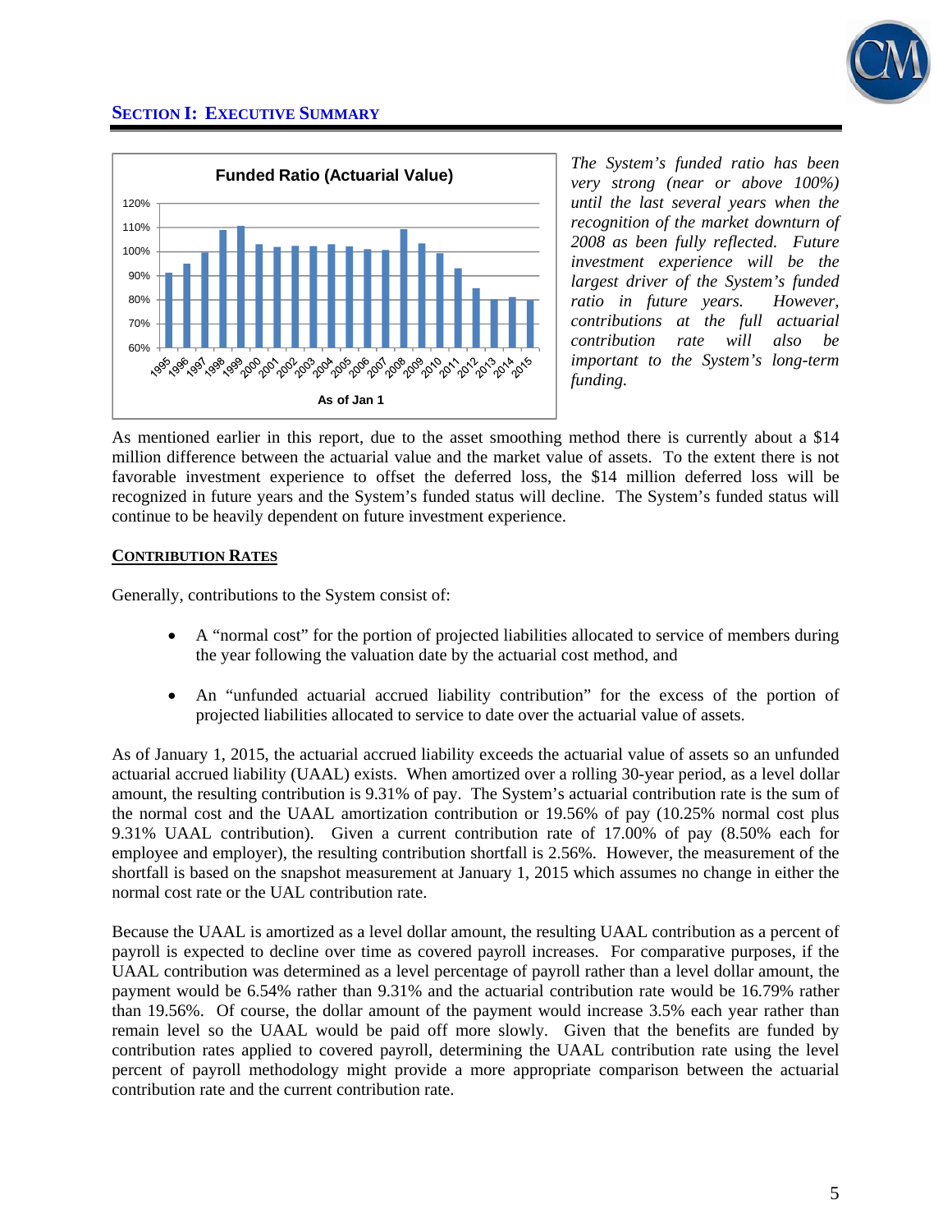## Section I: Executive Summary

*The System's funded ratio has been very strong (near or above 100%) until the last several years when the recognition of the market downturn of 2008 as been fully reflected. Future investment experience will be the largest driver of the System's funded ratio in future years. However, contributions at the full actuarial contribution rate will also be important to the System's long-term funding.*

As mentioned earlier in this report, due to the asset smoothing method there is currently about a $14 million difference between the actuarial value and the market value of assets. To the extent there is not favorable investment experience to offset the deferred loss, the $14 million deferred loss will be recognized in future years and the System's funded status will decline. The System's funded status will continue to be heavily dependent on future investment experience.

### Contribution Rates

Generally, contributions to the System consist of:

- A "normal cost" for the portion of projected liabilities allocated to service of members during the year following the valuation date by the actuarial cost method, and
- An "unfunded actuarial accrued liability contribution" for the excess of the portion of projected liabilities allocated to service to date over the actuarial value of assets.

As of January 1, 2015, the actuarial accrued liability exceeds the actuarial value of assets so an unfunded actuarial accrued liability (UAAL) exists. When amortized over a rolling 30-year period, as a level dollar amount, the resulting contribution is 9.31% of pay. The System's actuarial contribution rate is the sum of the normal cost and the UAAL amortization contribution or 19.56% of pay (10.25% normal cost plus 9.31% UAAL contribution). Given a current contribution rate of 17.00% of pay (8.50% each for employee and employer), the resulting contribution shortfall is 2.56%. However, the measurement of the shortfall is based on the snapshot measurement at January 1, 2015 which assumes no change in either the normal cost rate or the UAL contribution rate.

Because the UAAL is amortized as a level dollar amount, the resulting UAAL contribution as a percent of payroll is expected to decline over time as covered payroll increases. For comparative purposes, if the UAAL contribution was determined as a level percentage of payroll rather than a level dollar amount, the payment would be 6.54% rather than 9.31% and the actuarial contribution rate would be 16.79% rather than 19.56%. Of course, the dollar amount of the payment would increase 3.5% each year rather than remain level so the UAAL would be paid off more slowly. Given that the benefits are funded by contribution rates applied to covered payroll, determining the UAAL contribution rate using the level percent of payroll methodology might provide a more appropriate comparison between the actuarial contribution rate and the current contribution rate.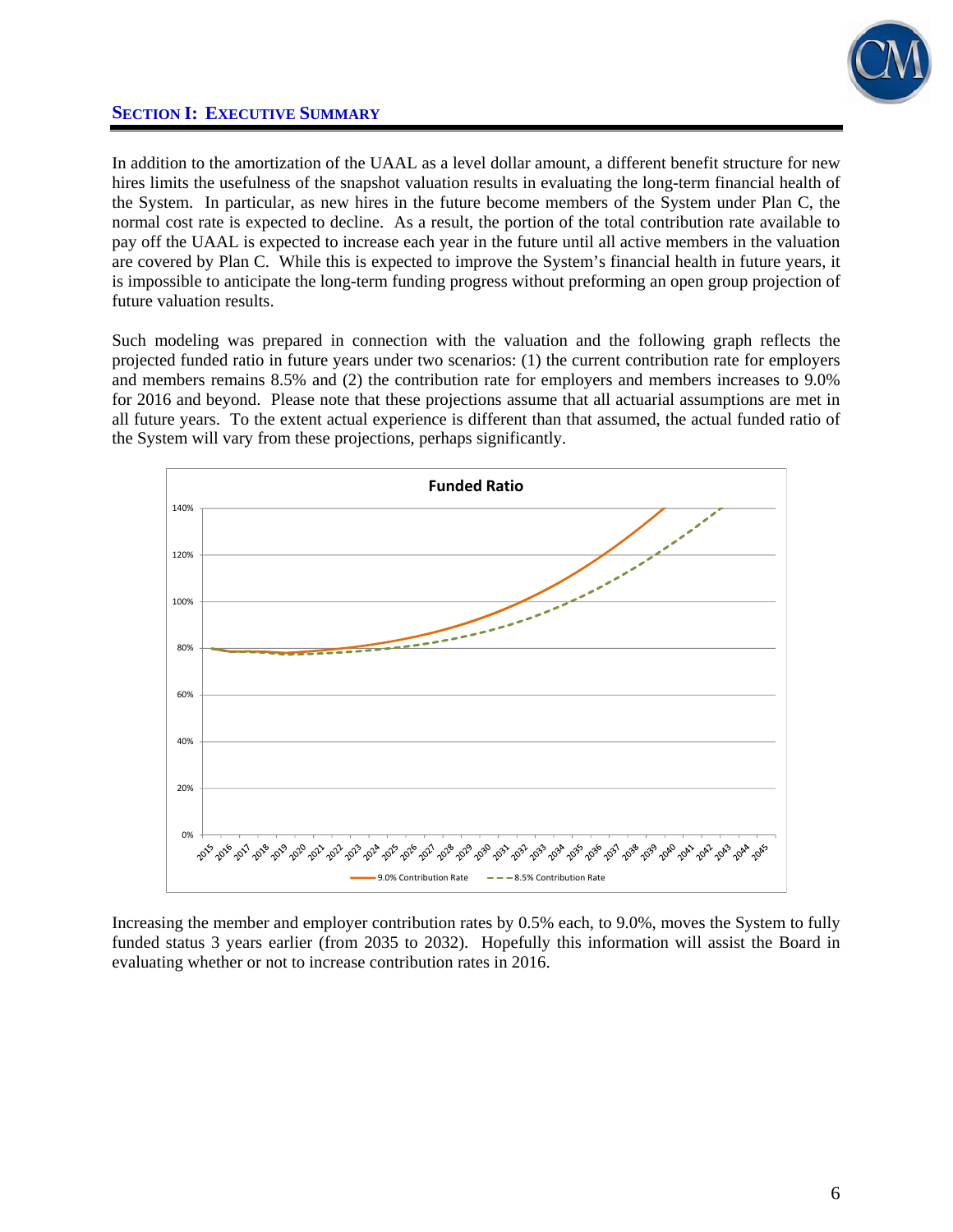## SECTION I: EXECUTIVE SUMMARY

In addition to the amortization of the UAAL as a level dollar amount, a different benefit structure for new hires limits the usefulness of the snapshot valuation results in evaluating the long-term financial health of the System. In particular, as new hires in the future become members of the System under Plan C, the normal cost rate is expected to decline. As a result, the portion of the total contribution rate available to pay off the UAAL is expected to increase each year in the future until all active members in the valuation are covered by Plan C. While this is expected to improve the System's financial health in future years, it is impossible to anticipate the long-term funding progress without preforming an open group projection of future valuation results.

Such modeling was prepared in connection with the valuation and the following graph reflects the projected funded ratio in future years under two scenarios: (1) the current contribution rate for employers and members remains 8.5% and (2) the contribution rate for employers and members increases to 9.0% for 2016 and beyond. Please note that these projections assume that all actuarial assumptions are met in all future years. To the extent actual experience is different than that assumed, the actual funded ratio of the System will vary from these projections, perhaps significantly.

**Funded Ratio**

(Chart: projected funded ratio, 2015–2045, y-axis 0%–140%; series: 9.0% Contribution Rate, 8.5% Contribution Rate)

Increasing the member and employer contribution rates by 0.5% each, to 9.0%, moves the System to fully funded status 3 years earlier (from 2035 to 2032). Hopefully this information will assist the Board in evaluating whether or not to increase contribution rates in 2016.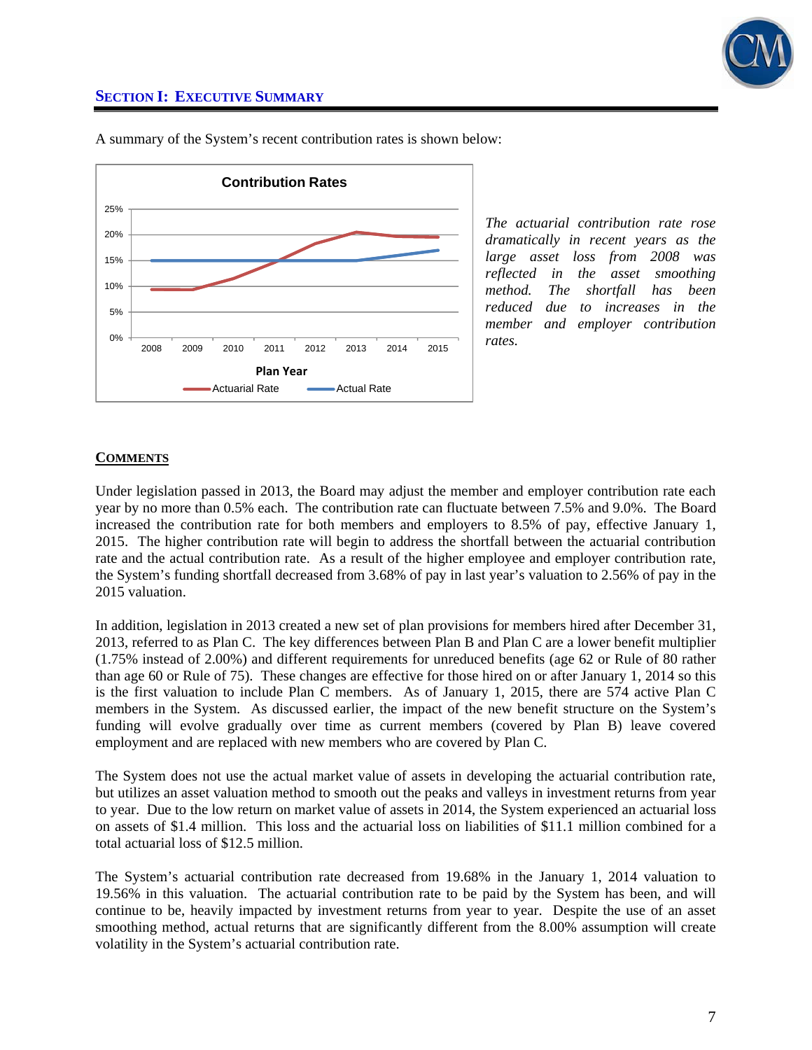## SECTION I: EXECUTIVE SUMMARY

A summary of the System's recent contribution rates is shown below:

**Contribution Rates**

*The actuarial contribution rate rose dramatically in recent years as the large asset loss from 2008 was reflected in the asset smoothing method. The shortfall has been reduced due to increases in the member and employer contribution rates.*

### COMMENTS

Under legislation passed in 2013, the Board may adjust the member and employer contribution rate each year by no more than 0.5% each. The contribution rate can fluctuate between 7.5% and 9.0%. The Board increased the contribution rate for both members and employers to 8.5% of pay, effective January 1, 2015. The higher contribution rate will begin to address the shortfall between the actuarial contribution rate and the actual contribution rate. As a result of the higher employee and employer contribution rate, the System's funding shortfall decreased from 3.68% of pay in last year's valuation to 2.56% of pay in the 2015 valuation.

In addition, legislation in 2013 created a new set of plan provisions for members hired after December 31, 2013, referred to as Plan C. The key differences between Plan B and Plan C are a lower benefit multiplier (1.75% instead of 2.00%) and different requirements for unreduced benefits (age 62 or Rule of 80 rather than age 60 or Rule of 75). These changes are effective for those hired on or after January 1, 2014 so this is the first valuation to include Plan C members. As of January 1, 2015, there are 574 active Plan C members in the System. As discussed earlier, the impact of the new benefit structure on the System's funding will evolve gradually over time as current members (covered by Plan B) leave covered employment and are replaced with new members who are covered by Plan C.

The System does not use the actual market value of assets in developing the actuarial contribution rate, but utilizes an asset valuation method to smooth out the peaks and valleys in investment returns from year to year. Due to the low return on market value of assets in 2014, the System experienced an actuarial loss on assets of $1.4 million. This loss and the actuarial loss on liabilities of $11.1 million combined for a total actuarial loss of $12.5 million.

The System's actuarial contribution rate decreased from 19.68% in the January 1, 2014 valuation to 19.56% in this valuation. The actuarial contribution rate to be paid by the System has been, and will continue to be, heavily impacted by investment returns from year to year. Despite the use of an asset smoothing method, actual returns that are significantly different from the 8.00% assumption will create volatility in the System's actuarial contribution rate.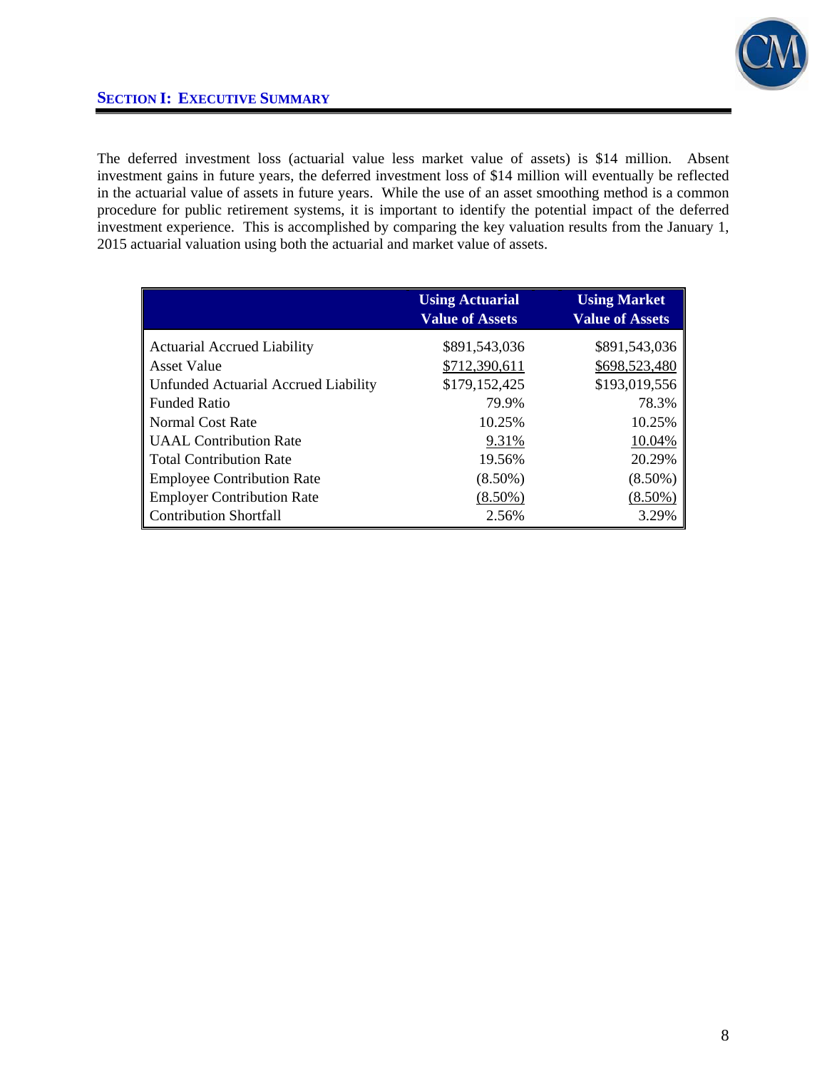## SECTION I: EXECUTIVE SUMMARY

The deferred investment loss (actuarial value less market value of assets) is $14 million. Absent investment gains in future years, the deferred investment loss of $14 million will eventually be reflected in the actuarial value of assets in future years. While the use of an asset smoothing method is a common procedure for public retirement systems, it is important to identify the potential impact of the deferred investment experience. This is accomplished by comparing the key valuation results from the January 1, 2015 actuarial valuation using both the actuarial and market value of assets.

| | Using Actuarial Value of Assets | Using Market Value of Assets |
|---|---:|---:|
| Actuarial Accrued Liability | $891,543,036 | $891,543,036 |
| Asset Value | $712,390,611 | $698,523,480 |
| Unfunded Actuarial Accrued Liability | $179,152,425 | $193,019,556 |
| Funded Ratio | 79.9% | 78.3% |
| Normal Cost Rate | 10.25% | 10.25% |
| UAAL Contribution Rate | 9.31% | 10.04% |
| Total Contribution Rate | 19.56% | 20.29% |
| Employee Contribution Rate | (8.50%) | (8.50%) |
| Employer Contribution Rate | (8.50%) | (8.50%) |
| Contribution Shortfall | 2.56% | 3.29% |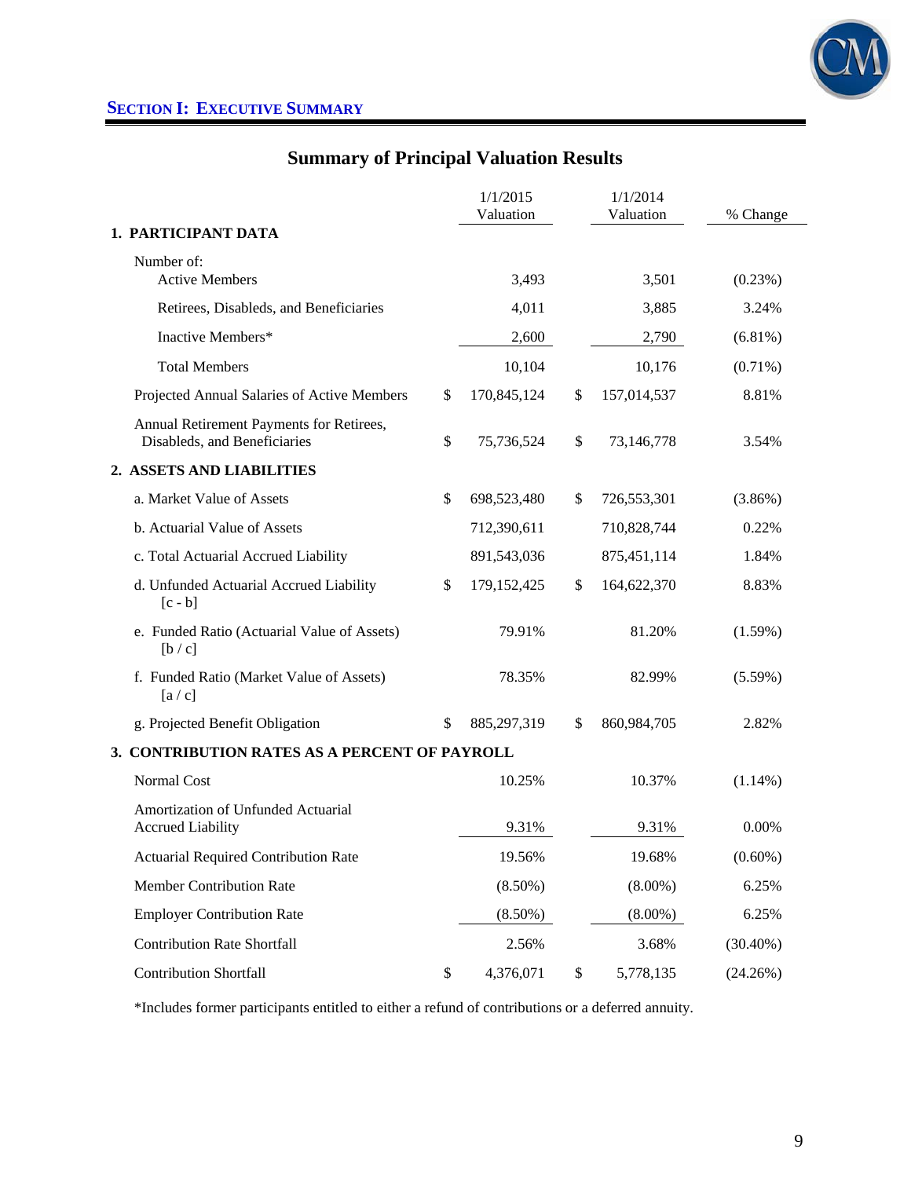## SECTION I: EXECUTIVE SUMMARY

# Summary of Principal Valuation Results

| | 1/1/2015 Valuation | 1/1/2014 Valuation | % Change |
|---|---|---|---|
| **1. PARTICIPANT DATA** | | | |
| Number of: | | | |
| Active Members | 3,493 | 3,501 | (0.23%) |
| Retirees, Disabled, and Beneficiaries | 4,011 | 3,885 | 3.24% |
| Inactive Members* | 2,600 | 2,790 | (6.81%) |
| Total Members | 10,104 | 10,176 | (0.71%) |
| Projected Annual Salaries of Active Members | $ 170,845,124 | $ 157,014,537 | 8.81% |
| Annual Retirement Payments for Retirees, Disableds, and Beneficiaries | $ 75,736,524 | $ 73,146,778 | 3.54% |
| **2. ASSETS AND LIABILITIES** | | | |
| a. Market Value of Assets | $ 698,523,480 | $ 726,553,301 | (3.86%) |
| b. Actuarial Value of Assets | 712,390,611 | 710,828,744 | 0.22% |
| c. Total Actuarial Accrued Liability | 891,543,036 | 875,451,114 | 1.84% |
| d. Unfunded Actuarial Accrued Liability [c - b] | $ 179,152,425 | $ 164,622,370 | 8.83% |
| e. Funded Ratio (Actuarial Value of Assets) [b / c] | 79.91% | 81.20% | (1.59%) |
| f. Funded Ratio (Market Value of Assets) [a / c] | 78.35% | 82.99% | (5.59%) |
| g. Projected Benefit Obligation | $ 885,297,319 | $ 860,984,705 | 2.82% |
| **3. CONTRIBUTION RATES AS A PERCENT OF PAYROLL** | | | |
| Normal Cost | 10.25% | 10.37% | (1.14%) |
| Amortization of Unfunded Actuarial Accrued Liability | 9.31% | 9.31% | 0.00% |
| Actuarial Required Contribution Rate | 19.56% | 19.68% | (0.60%) |
| Member Contribution Rate | (8.50%) | (8.00%) | 6.25% |
| Employer Contribution Rate | (8.50%) | (8.00%) | 6.25% |
| Contribution Rate Shortfall | 2.56% | 3.68% | (30.40%) |
| Contribution Shortfall | $ 4,376,071 | $ 5,778,135 | (24.26%) |

*Includes former participants entitled to either a refund of contributions or a deferred annuity.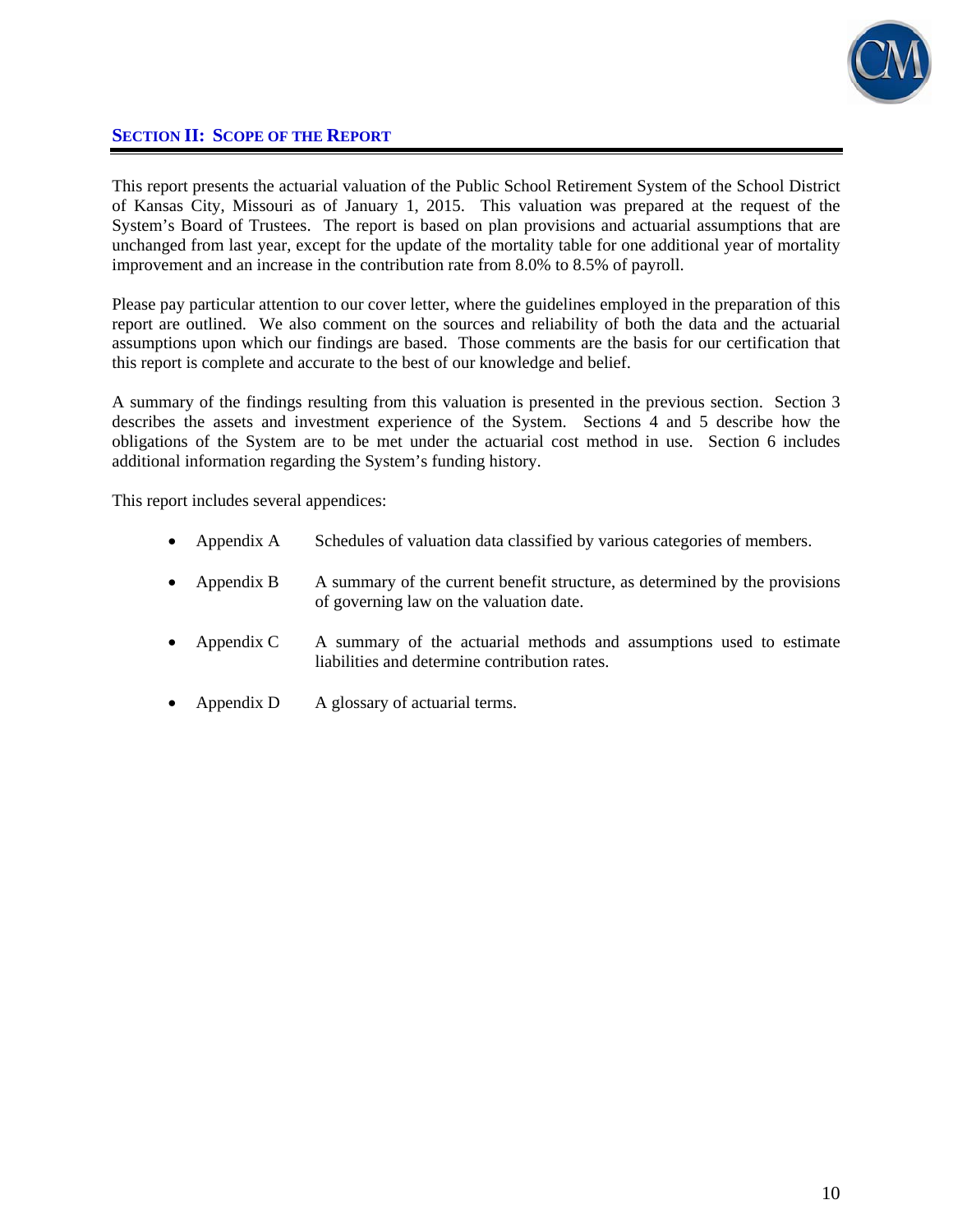## SECTION II: SCOPE OF THE REPORT

This report presents the actuarial valuation of the Public School Retirement System of the School District of Kansas City, Missouri as of January 1, 2015. This valuation was prepared at the request of the System's Board of Trustees. The report is based on plan provisions and actuarial assumptions that are unchanged from last year, except for the update of the mortality table for one additional year of mortality improvement and an increase in the contribution rate from 8.0% to 8.5% of payroll.

Please pay particular attention to our cover letter, where the guidelines employed in the preparation of this report are outlined. We also comment on the sources and reliability of both the data and the actuarial assumptions upon which our findings are based. Those comments are the basis for our certification that this report is complete and accurate to the best of our knowledge and belief.

A summary of the findings resulting from this valuation is presented in the previous section. Section 3 describes the assets and investment experience of the System. Sections 4 and 5 describe how the obligations of the System are to be met under the actuarial cost method in use. Section 6 includes additional information regarding the System's funding history.

This report includes several appendices:

- Appendix A — Schedules of valuation data classified by various categories of members.
- Appendix B — A summary of the current benefit structure, as determined by the provisions of governing law on the valuation date.
- Appendix C — A summary of the actuarial methods and assumptions used to estimate liabilities and determine contribution rates.
- Appendix D — A glossary of actuarial terms.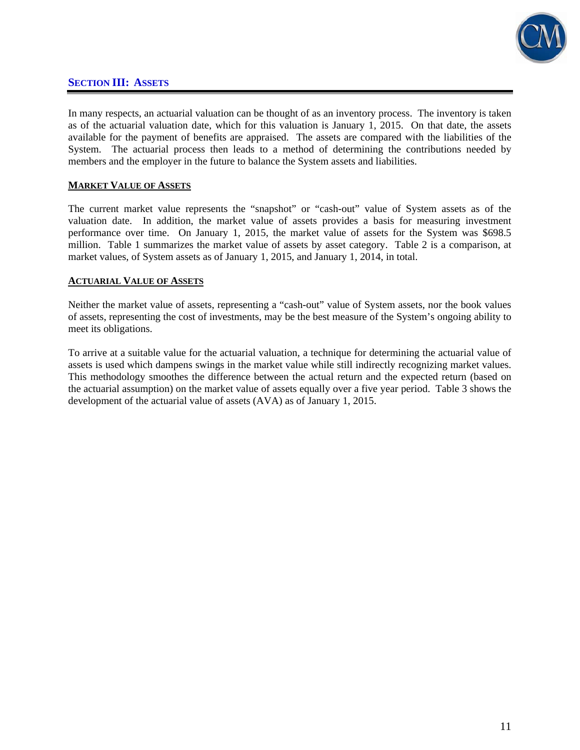## SECTION III: ASSETS

In many respects, an actuarial valuation can be thought of as an inventory process. The inventory is taken as of the actuarial valuation date, which for this valuation is January 1, 2015. On that date, the assets available for the payment of benefits are appraised. The assets are compared with the liabilities of the System. The actuarial process then leads to a method of determining the contributions needed by members and the employer in the future to balance the System assets and liabilities.

### MARKET VALUE OF ASSETS

The current market value represents the "snapshot" or "cash-out" value of System assets as of the valuation date. In addition, the market value of assets provides a basis for measuring investment performance over time. On January 1, 2015, the market value of assets for the System was $698.5 million. Table 1 summarizes the market value of assets by asset category. Table 2 is a comparison, at market values, of System assets as of January 1, 2015, and January 1, 2014, in total.

### ACTUARIAL VALUE OF ASSETS

Neither the market value of assets, representing a "cash-out" value of System assets, nor the book values of assets, representing the cost of investments, may be the best measure of the System's ongoing ability to meet its obligations.

To arrive at a suitable value for the actuarial valuation, a technique for determining the actuarial value of assets is used which dampens swings in the market value while still indirectly recognizing market values. This methodology smoothes the difference between the actual return and the expected return (based on the actuarial assumption) on the market value of assets equally over a five year period. Table 3 shows the development of the actuarial value of assets (AVA) as of January 1, 2015.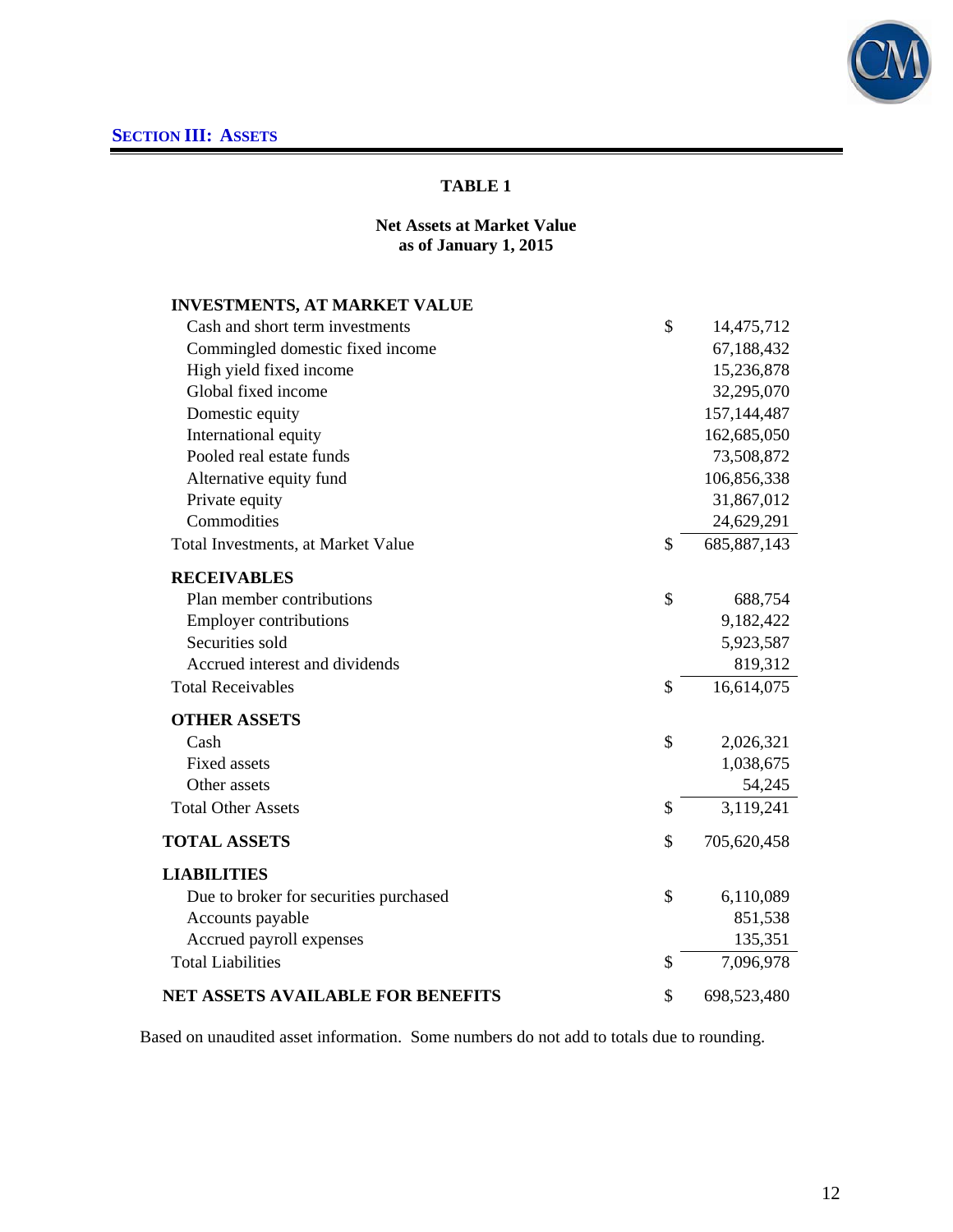## SECTION III: ASSETS

### TABLE 1

**Net Assets at Market Value**
**as of January 1, 2015**

| | | |
|---|---|---|
| **INVESTMENTS, AT MARKET VALUE** | | |
| Cash and short term investments | $ | 14,475,712 |
| Commingled domestic fixed income | | 67,188,432 |
| High yield fixed income | | 15,236,878 |
| Global fixed income | | 32,295,070 |
| Domestic equity | | 157,144,487 |
| International equity | | 162,685,050 |
| Pooled real estate funds | | 73,508,872 |
| Alternative equity fund | | 106,856,338 |
| Private equity | | 31,867,012 |
| Commodities | | 24,629,291 |
| Total Investments, at Market Value | $ | 685,887,143 |
| **RECEIVABLES** | | |
| Plan member contributions | $ | 688,754 |
| Employer contributions | | 9,182,422 |
| Securities sold | | 5,923,587 |
| Accrued interest and dividends | | 819,312 |
| Total Receivables | $ | 16,614,075 |
| **OTHER ASSETS** | | |
| Cash | $ | 2,026,321 |
| Fixed assets | | 1,038,675 |
| Other assets | | 54,245 |
| Total Other Assets | $ | 3,119,241 |
| **TOTAL ASSETS** | $ | 705,620,458 |
| **LIABILITIES** | | |
| Due to broker for securities purchased | $ | 6,110,089 |
| Accounts payable | | 851,538 |
| Accrued payroll expenses | | 135,351 |
| Total Liabilities | $ | 7,096,978 |
| **NET ASSETS AVAILABLE FOR BENEFITS** | $ | 698,523,480 |

Based on unaudited asset information. Some numbers do not add to totals due to rounding.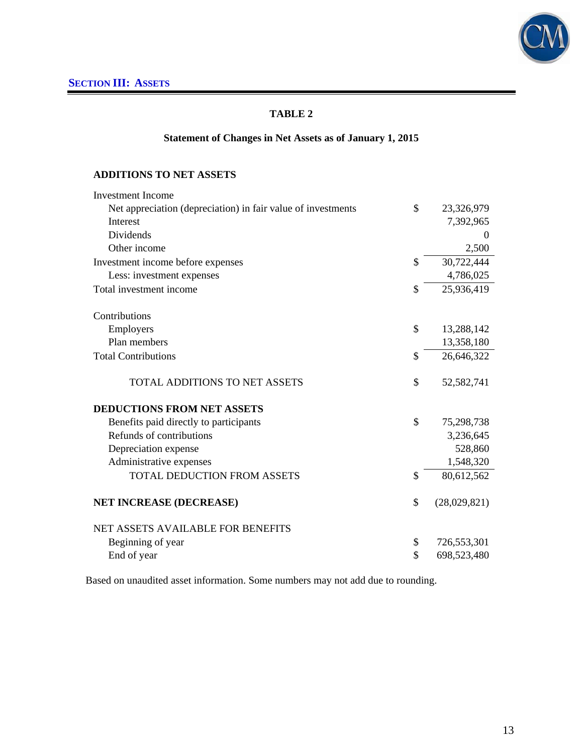## Section III: Assets

### TABLE 2

**Statement of Changes in Net Assets as of January 1, 2015**

| | | |
|---|---|---|
| **ADDITIONS TO NET ASSETS** | | |
| Investment Income | | |
| Net appreciation (depreciation) in fair value of investments | $ | 23,326,979 |
| Interest | | 7,392,965 |
| Dividends | | 0 |
| Other income | | 2,500 |
| Investment income before expenses | $ | 30,722,444 |
| Less: investment expenses | | 4,786,025 |
| Total investment income | $ | 25,936,419 |
| | | |
| Contributions | | |
| Employers | $ | 13,288,142 |
| Plan members | | 13,358,180 |
| Total Contributions | $ | 26,646,322 |
| | | |
| TOTAL ADDITIONS TO NET ASSETS | $ | 52,582,741 |
| | | |
| **DEDUCTIONS FROM NET ASSETS** | | |
| Benefits paid directly to participants | $ | 75,298,738 |
| Refunds of contributions | | 3,236,645 |
| Depreciation expense | | 528,860 |
| Administrative expenses | | 1,548,320 |
| TOTAL DEDUCTION FROM ASSETS | $ | 80,612,562 |
| | | |
| **NET INCREASE (DECREASE)** | $ | (28,029,821) |
| | | |
| NET ASSETS AVAILABLE FOR BENEFITS | | |
| Beginning of year | $ | 726,553,301 |
| End of year | $ | 698,523,480 |

Based on unaudited asset information. Some numbers may not add due to rounding.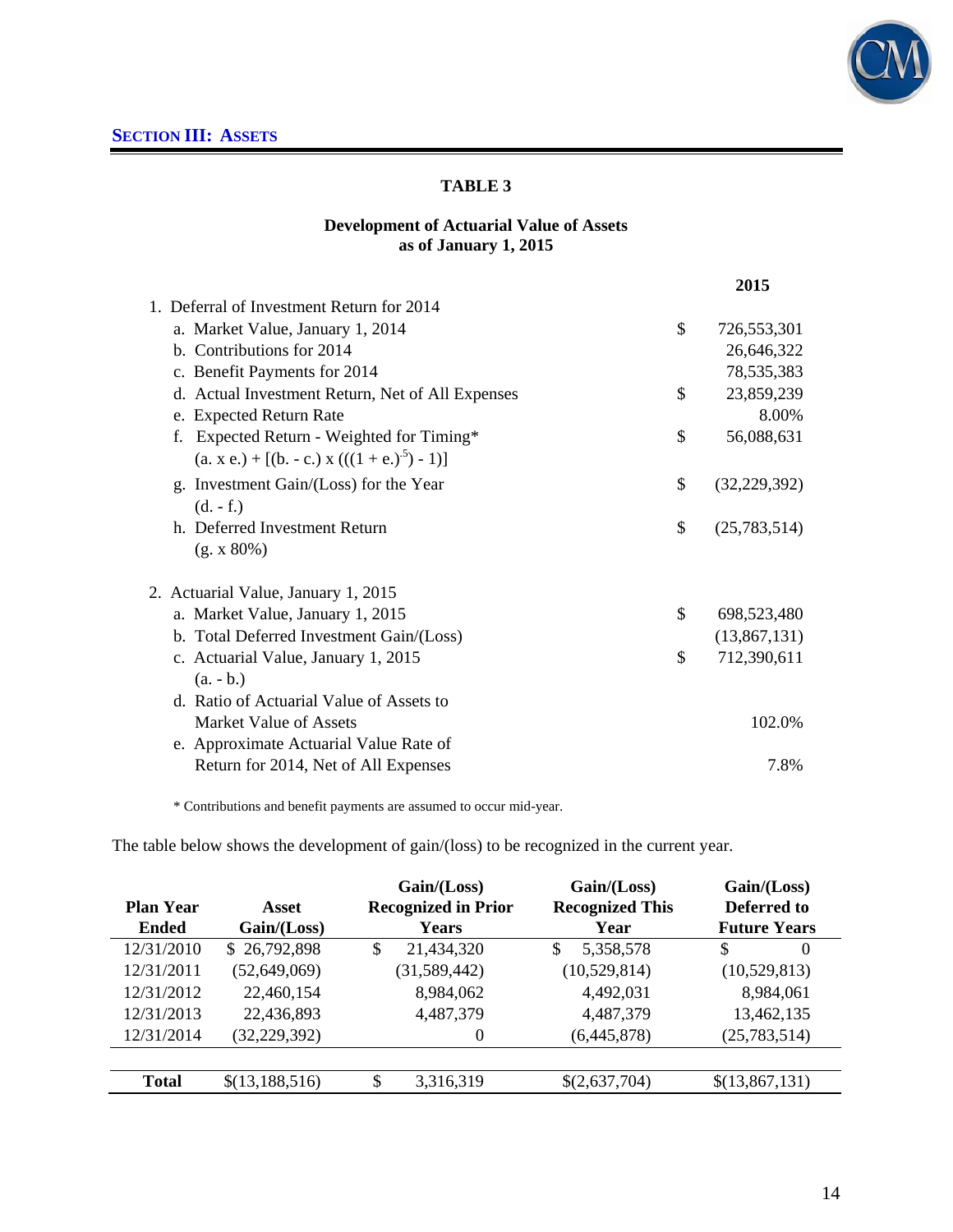## SECTION III: ASSETS

**TABLE 3**

**Development of Actuarial Value of Assets**
**as of January 1, 2015**

| | | 2015 |
|---|---|---|
| 1. Deferral of Investment Return for 2014 | | |
| a. Market Value, January 1, 2014 | $ | 726,553,301 |
| b. Contributions for 2014 | | 26,646,322 |
| c. Benefit Payments for 2014 | | 78,535,383 |
| d. Actual Investment Return, Net of All Expenses | $ | 23,859,239 |
| e. Expected Return Rate | | 8.00% |
| f. Expected Return - Weighted for Timing* <br> (a. x e.) + [(b. - c.) x (((1 + e.)$^{.5}$) - 1)] | $ | 56,088,631 |
| g. Investment Gain/(Loss) for the Year <br> (d. - f.) | $ | (32,229,392) |
| h. Deferred Investment Return <br> (g. x 80%) | $ | (25,783,514) |
| 2. Actuarial Value, January 1, 2015 | | |
| a. Market Value, January 1, 2015 | $ | 698,523,480 |
| b. Total Deferred Investment Gain/(Loss) | | (13,867,131) |
| c. Actuarial Value, January 1, 2015 <br> (a. - b.) | $ | 712,390,611 |
| d. Ratio of Actuarial Value of Assets to Market Value of Assets | | 102.0% |
| e. Approximate Actuarial Value Rate of Return for 2014, Net of All Expenses | | 7.8% |

\* Contributions and benefit payments are assumed to occur mid-year.

The table below shows the development of gain/(loss) to be recognized in the current year.

| Plan Year Ended | Asset Gain/(Loss) | Gain/(Loss) Recognized in Prior Years | Gain/(Loss) Recognized This Year | Gain/(Loss) Deferred to Future Years |
|---|---|---|---|---|
| 12/31/2010 | $ 26,792,898 | $ 21,434,320 | $ 5,358,578 | $ 0 |
| 12/31/2011 | (52,649,069) | (31,589,442) | (10,529,814) | (10,529,813) |
| 12/31/2012 | 22,460,154 | 8,984,062 | 4,492,031 | 8,984,061 |
| 12/31/2013 | 22,436,893 | 4,487,379 | 4,487,379 | 13,462,135 |
| 12/31/2014 | (32,229,392) | 0 | (6,445,878) | (25,783,514) |
| **Total** | $(13,188,516) | $ 3,316,319 | $(2,637,704) | $(13,867,131) |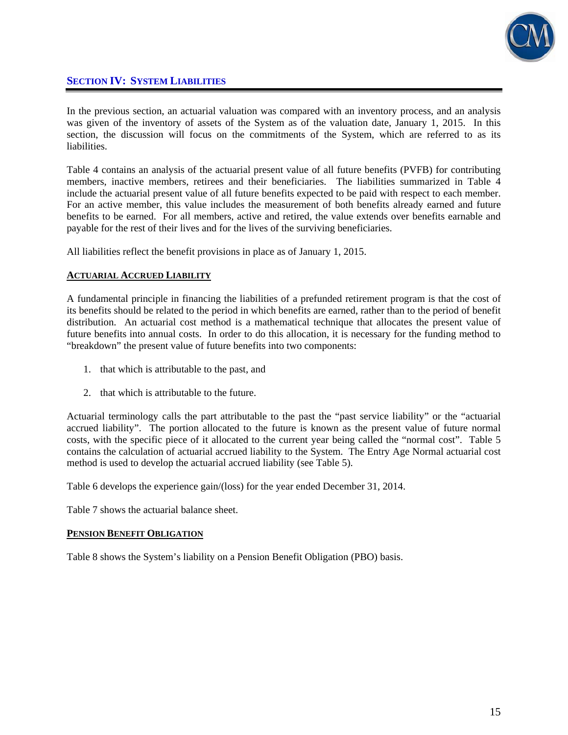## SECTION IV: SYSTEM LIABILITIES

In the previous section, an actuarial valuation was compared with an inventory process, and an analysis was given of the inventory of assets of the System as of the valuation date, January 1, 2015. In this section, the discussion will focus on the commitments of the System, which are referred to as its liabilities.

Table 4 contains an analysis of the actuarial present value of all future benefits (PVFB) for contributing members, inactive members, retirees and their beneficiaries. The liabilities summarized in Table 4 include the actuarial present value of all future benefits expected to be paid with respect to each member. For an active member, this value includes the measurement of both benefits already earned and future benefits to be earned. For all members, active and retired, the value extends over benefits earnable and payable for the rest of their lives and for the lives of the surviving beneficiaries.

All liabilities reflect the benefit provisions in place as of January 1, 2015.

### ACTUARIAL ACCRUED LIABILITY

A fundamental principle in financing the liabilities of a prefunded retirement program is that the cost of its benefits should be related to the period in which benefits are earned, rather than to the period of benefit distribution. An actuarial cost method is a mathematical technique that allocates the present value of future benefits into annual costs. In order to do this allocation, it is necessary for the funding method to "breakdown" the present value of future benefits into two components:

1. that which is attributable to the past, and
2. that which is attributable to the future.

Actuarial terminology calls the part attributable to the past the "past service liability" or the "actuarial accrued liability". The portion allocated to the future is known as the present value of future normal costs, with the specific piece of it allocated to the current year being called the "normal cost". Table 5 contains the calculation of actuarial accrued liability to the System. The Entry Age Normal actuarial cost method is used to develop the actuarial accrued liability (see Table 5).

Table 6 develops the experience gain/(loss) for the year ended December 31, 2014.

Table 7 shows the actuarial balance sheet.

### PENSION BENEFIT OBLIGATION

Table 8 shows the System's liability on a Pension Benefit Obligation (PBO) basis.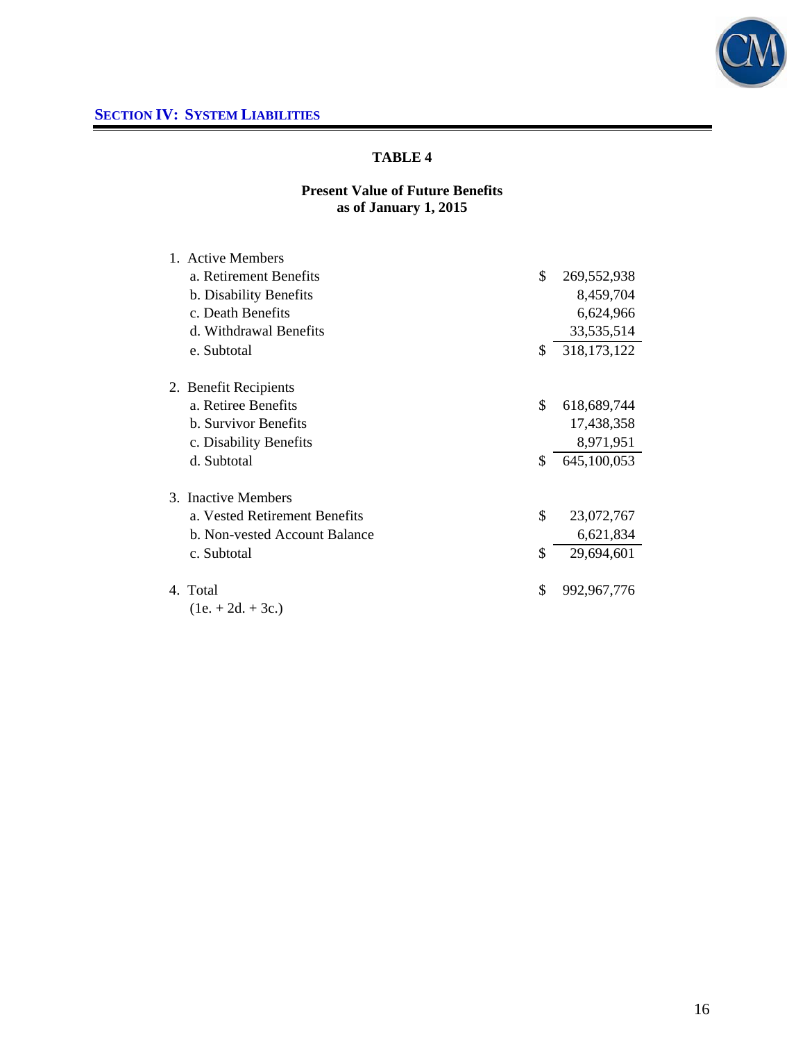## SECTION IV: SYSTEM LIABILITIES

### TABLE 4

**Present Value of Future Benefits**
**as of January 1, 2015**

| | | |
|---|---|---|
| 1. Active Members | | |
| a. Retirement Benefits | $ | 269,552,938 |
| b. Disability Benefits | | 8,459,704 |
| c. Death Benefits | | 6,624,966 |
| d. Withdrawal Benefits | | 33,535,514 |
| e. Subtotal | $ | 318,173,122 |
| 2. Benefit Recipients | | |
| a. Retiree Benefits | $ | 618,689,744 |
| b. Survivor Benefits | | 17,438,358 |
| c. Disability Benefits | | 8,971,951 |
| d. Subtotal | $ | 645,100,053 |
| 3. Inactive Members | | |
| a. Vested Retirement Benefits | $ | 23,072,767 |
| b. Non-vested Account Balance | | 6,621,834 |
| c. Subtotal | $ | 29,694,601 |
| 4. Total (1e. + 2d. + 3c.) | $ | 992,967,776 |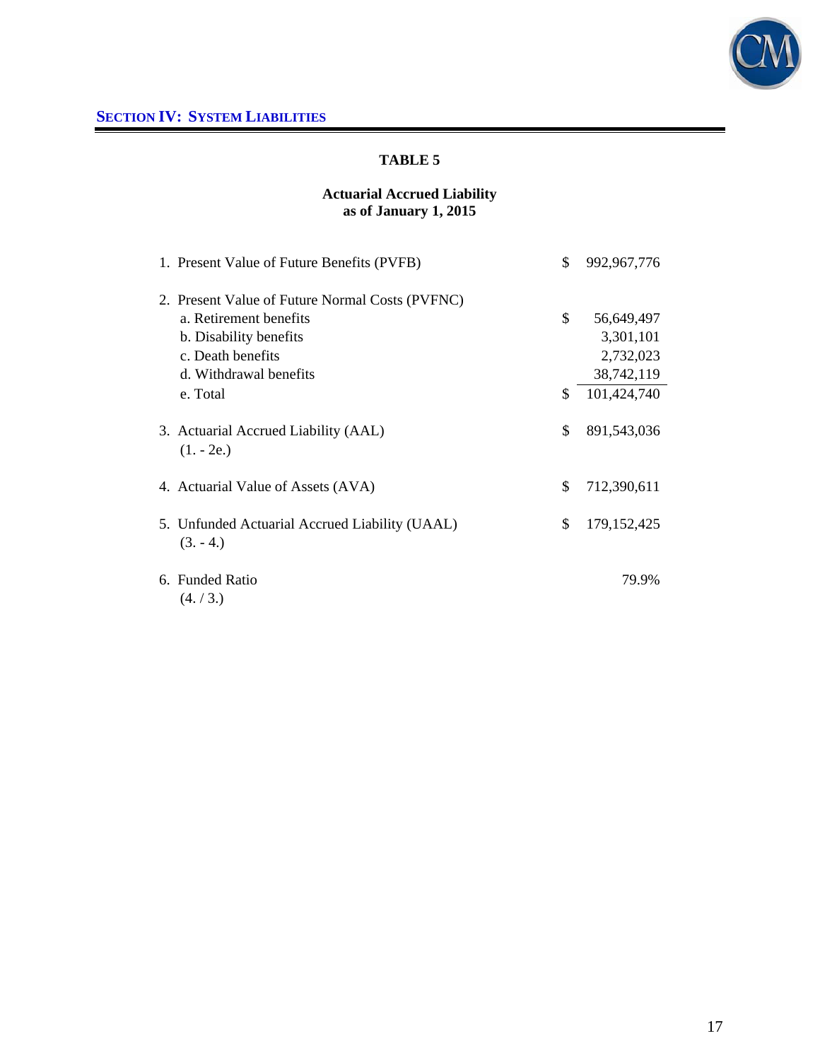## SECTION IV: SYSTEM LIABILITIES

### TABLE 5

**Actuarial Accrued Liability**
**as of January 1, 2015**

| | | |
|---|---|---|
| 1. Present Value of Future Benefits (PVFB) | $ | 992,967,776 |
| 2. Present Value of Future Normal Costs (PVFNC) | | |
| a. Retirement benefits | $ | 56,649,497 |
| b. Disability benefits | | 3,301,101 |
| c. Death benefits | | 2,732,023 |
| d. Withdrawal benefits | | 38,742,119 |
| e. Total | $ | 101,424,740 |
| 3. Actuarial Accrued Liability (AAL) (1. - 2e.) | $ | 891,543,036 |
| 4. Actuarial Value of Assets (AVA) | $ | 712,390,611 |
| 5. Unfunded Actuarial Accrued Liability (UAAL) (3. - 4.) | $ | 179,152,425 |
| 6. Funded Ratio (4. / 3.) | | 79.9% |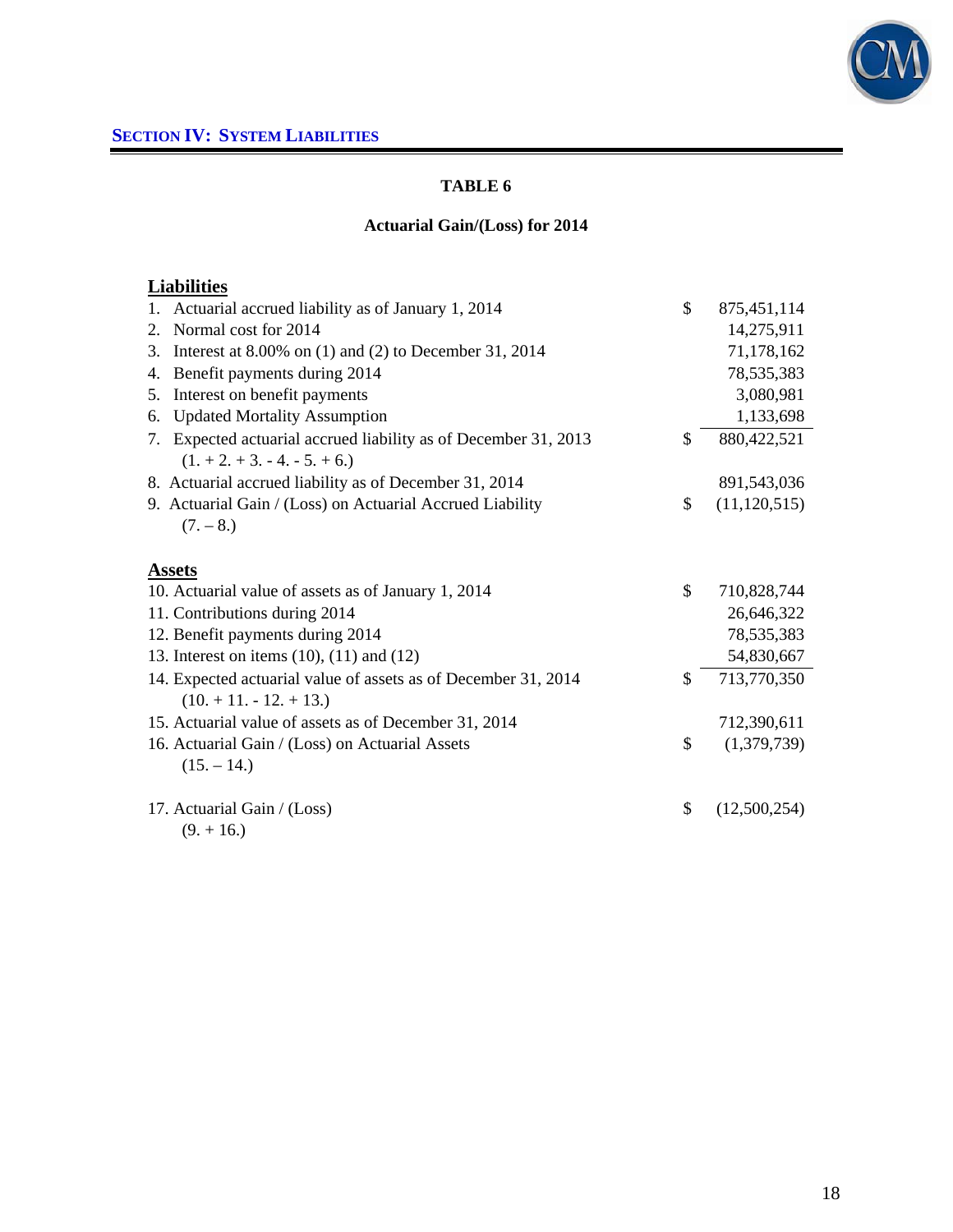## SECTION IV: SYSTEM LIABILITIES

### TABLE 6

### Actuarial Gain/(Loss) for 2014

| | | |
|---|---|---|
| **Liabilities** | | |
| 1. Actuarial accrued liability as of January 1, 2014 | $ | 875,451,114 |
| 2. Normal cost for 2014 | | 14,275,911 |
| 3. Interest at 8.00% on (1) and (2) to December 31, 2014 | | 71,178,162 |
| 4. Benefit payments during 2014 | | 78,535,383 |
| 5. Interest on benefit payments | | 3,080,981 |
| 6. Updated Mortality Assumption | | 1,133,698 |
| 7. Expected actuarial accrued liability as of December 31, 2013 (1. + 2. + 3. - 4. - 5. + 6.) | $ | 880,422,521 |
| 8. Actuarial accrued liability as of December 31, 2014 | | 891,543,036 |
| 9. Actuarial Gain / (Loss) on Actuarial Accrued Liability (7. – 8.) | $ | (11,120,515) |
| **Assets** | | |
| 10. Actuarial value of assets as of January 1, 2014 | $ | 710,828,744 |
| 11. Contributions during 2014 | | 26,646,322 |
| 12. Benefit payments during 2014 | | 78,535,383 |
| 13. Interest on items (10), (11) and (12) | | 54,830,667 |
| 14. Expected actuarial value of assets as of December 31, 2014 (10. + 11. - 12. + 13.) | $ | 713,770,350 |
| 15. Actuarial value of assets as of December 31, 2014 | | 712,390,611 |
| 16. Actuarial Gain / (Loss) on Actuarial Assets (15. – 14.) | $ | (1,379,739) |
| 17. Actuarial Gain / (Loss) (9. + 16.) | $ | (12,500,254) |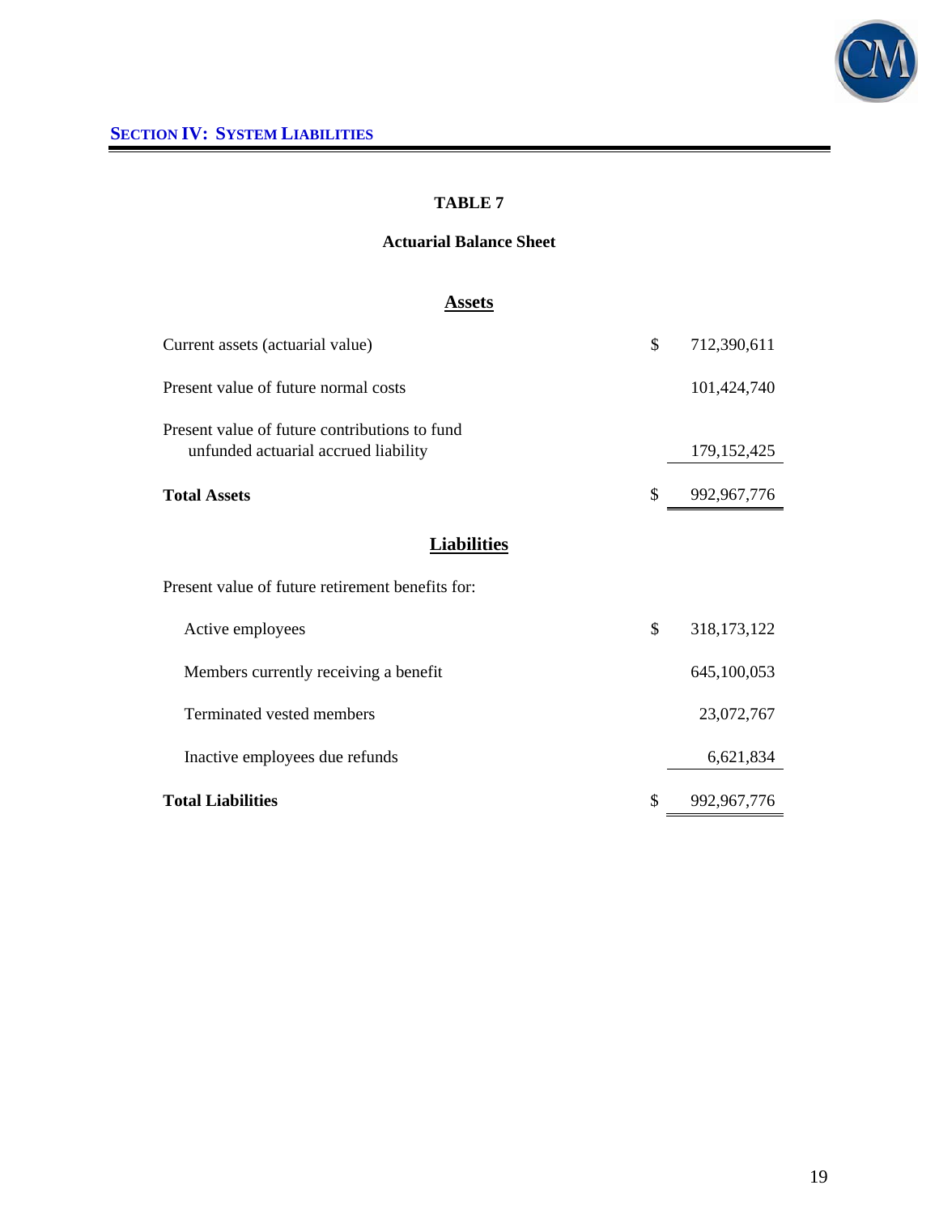## SECTION IV: SYSTEM LIABILITIES

### TABLE 7

**Actuarial Balance Sheet**

**Assets**

| | | |
|---|---|---|
| Current assets (actuarial value) | $ | 712,390,611 |
| Present value of future normal costs | | 101,424,740 |
| Present value of future contributions to fund unfunded actuarial accrued liability | | 179,152,425 |
| **Total Assets** | $ | 992,967,776 |

**Liabilities**

| | | |
|---|---|---|
| Present value of future retirement benefits for: | | |
| Active employees | $ | 318,173,122 |
| Members currently receiving a benefit | | 645,100,053 |
| Terminated vested members | | 23,072,767 |
| Inactive employees due refunds | | 6,621,834 |
| **Total Liabilities** | $ | 992,967,776 |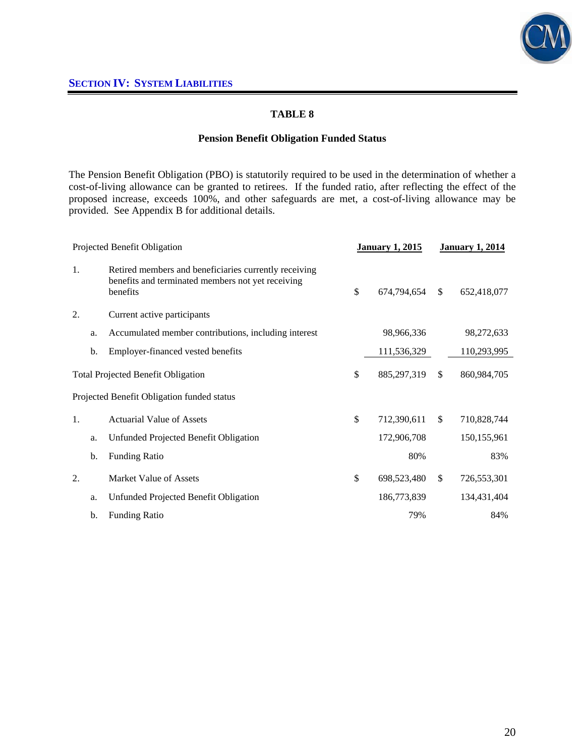## SECTION IV: SYSTEM LIABILITIES

### TABLE 8

**Pension Benefit Obligation Funded Status**

The Pension Benefit Obligation (PBO) is statutorily required to be used in the determination of whether a cost-of-living allowance can be granted to retirees. If the funded ratio, after reflecting the effect of the proposed increase, exceeds 100%, and other safeguards are met, a cost-of-living allowance may be provided. See Appendix B for additional details.

| Projected Benefit Obligation | | | January 1, 2015 | January 1, 2014 |
|---|---|---|---|---|
| 1. | | Retired members and beneficiaries currently receiving benefits and terminated members not yet receiving benefits | $ 674,794,654 | $ 652,418,077 |
| 2. | | Current active participants | | |
| | a. | Accumulated member contributions, including interest | 98,966,336 | 98,272,633 |
| | b. | Employer-financed vested benefits | 111,536,329 | 110,293,995 |
| Total Projected Benefit Obligation | | | $ 885,297,319 | $ 860,984,705 |
| Projected Benefit Obligation funded status | | | | |
| 1. | | Actuarial Value of Assets | $ 712,390,611 | $ 710,828,744 |
| | a. | Unfunded Projected Benefit Obligation | 172,906,708 | 150,155,961 |
| | b. | Funding Ratio | 80% | 83% |
| 2. | | Market Value of Assets | $ 698,523,480 | $ 726,553,301 |
| | a. | Unfunded Projected Benefit Obligation | 186,773,839 | 134,431,404 |
| | b. | Funding Ratio | 79% | 84% |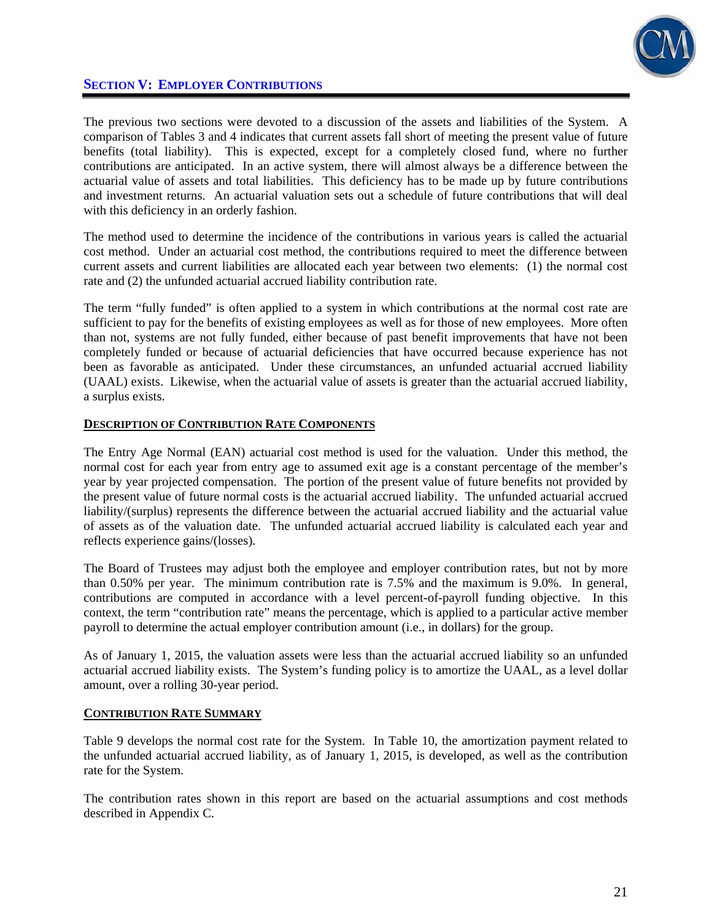## SECTION V: EMPLOYER CONTRIBUTIONS

The previous two sections were devoted to a discussion of the assets and liabilities of the System. A comparison of Tables 3 and 4 indicates that current assets fall short of meeting the present value of future benefits (total liability). This is expected, except for a completely closed fund, where no further contributions are anticipated. In an active system, there will almost always be a difference between the actuarial value of assets and total liabilities. This deficiency has to be made up by future contributions and investment returns. An actuarial valuation sets out a schedule of future contributions that will deal with this deficiency in an orderly fashion.

The method used to determine the incidence of the contributions in various years is called the actuarial cost method. Under an actuarial cost method, the contributions required to meet the difference between current assets and current liabilities are allocated each year between two elements: (1) the normal cost rate and (2) the unfunded actuarial accrued liability contribution rate.

The term "fully funded" is often applied to a system in which contributions at the normal cost rate are sufficient to pay for the benefits of existing employees as well as for those of new employees. More often than not, systems are not fully funded, either because of past benefit improvements that have not been completely funded or because of actuarial deficiencies that have occurred because experience has not been as favorable as anticipated. Under these circumstances, an unfunded actuarial accrued liability (UAAL) exists. Likewise, when the actuarial value of assets is greater than the actuarial accrued liability, a surplus exists.

### DESCRIPTION OF CONTRIBUTION RATE COMPONENTS

The Entry Age Normal (EAN) actuarial cost method is used for the valuation. Under this method, the normal cost for each year from entry age to assumed exit age is a constant percentage of the member's year by year projected compensation. The portion of the present value of future benefits not provided by the present value of future normal costs is the actuarial accrued liability. The unfunded actuarial accrued liability/(surplus) represents the difference between the actuarial accrued liability and the actuarial value of assets as of the valuation date. The unfunded actuarial accrued liability is calculated each year and reflects experience gains/(losses).

The Board of Trustees may adjust both the employee and employer contribution rates, but not by more than 0.50% per year. The minimum contribution rate is 7.5% and the maximum is 9.0%. In general, contributions are computed in accordance with a level percent-of-payroll funding objective. In this context, the term "contribution rate" means the percentage, which is applied to a particular active member payroll to determine the actual employer contribution amount (i.e., in dollars) for the group.

As of January 1, 2015, the valuation assets were less than the actuarial accrued liability so an unfunded actuarial accrued liability exists. The System's funding policy is to amortize the UAAL, as a level dollar amount, over a rolling 30-year period.

### CONTRIBUTION RATE SUMMARY

Table 9 develops the normal cost rate for the System. In Table 10, the amortization payment related to the unfunded actuarial accrued liability, as of January 1, 2015, is developed, as well as the contribution rate for the System.

The contribution rates shown in this report are based on the actuarial assumptions and cost methods described in Appendix C.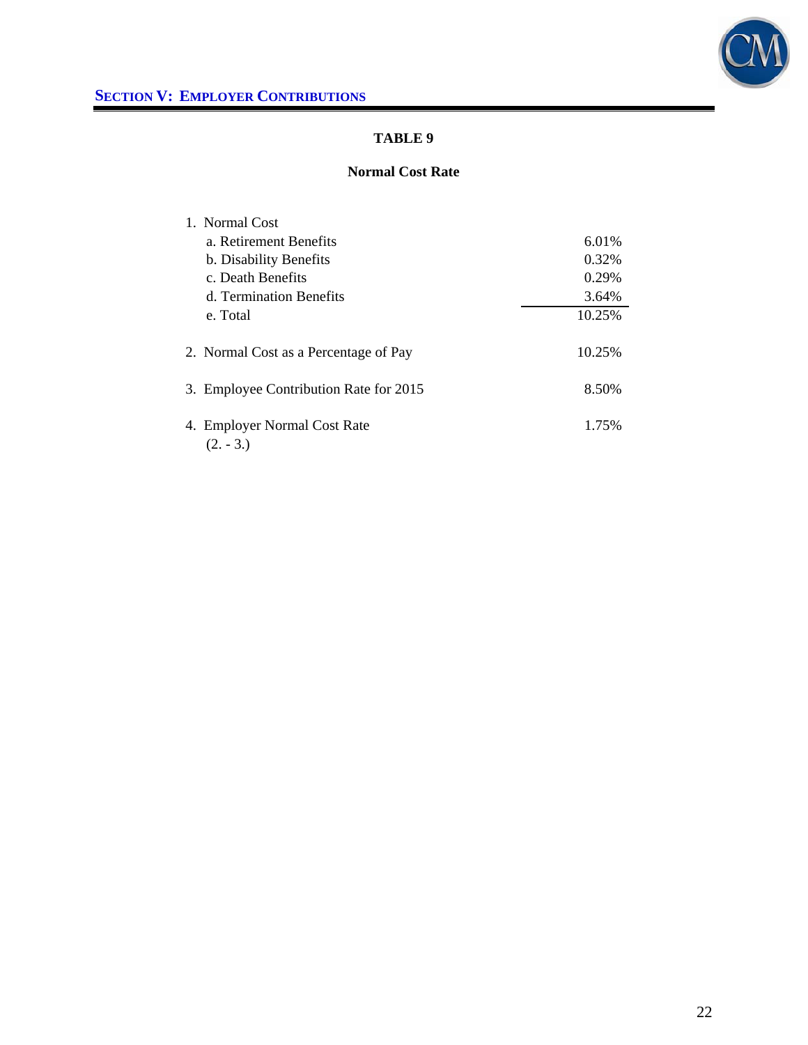## SECTION V: EMPLOYER CONTRIBUTIONS

### TABLE 9

**Normal Cost Rate**

| | |
|---|---|
| 1. Normal Cost | |
| a. Retirement Benefits | 6.01% |
| b. Disability Benefits | 0.32% |
| c. Death Benefits | 0.29% |
| d. Termination Benefits | 3.64% |
| e. Total | 10.25% |
| 2. Normal Cost as a Percentage of Pay | 10.25% |
| 3. Employee Contribution Rate for 2015 | 8.50% |
| 4. Employer Normal Cost Rate (2. - 3.) | 1.75% |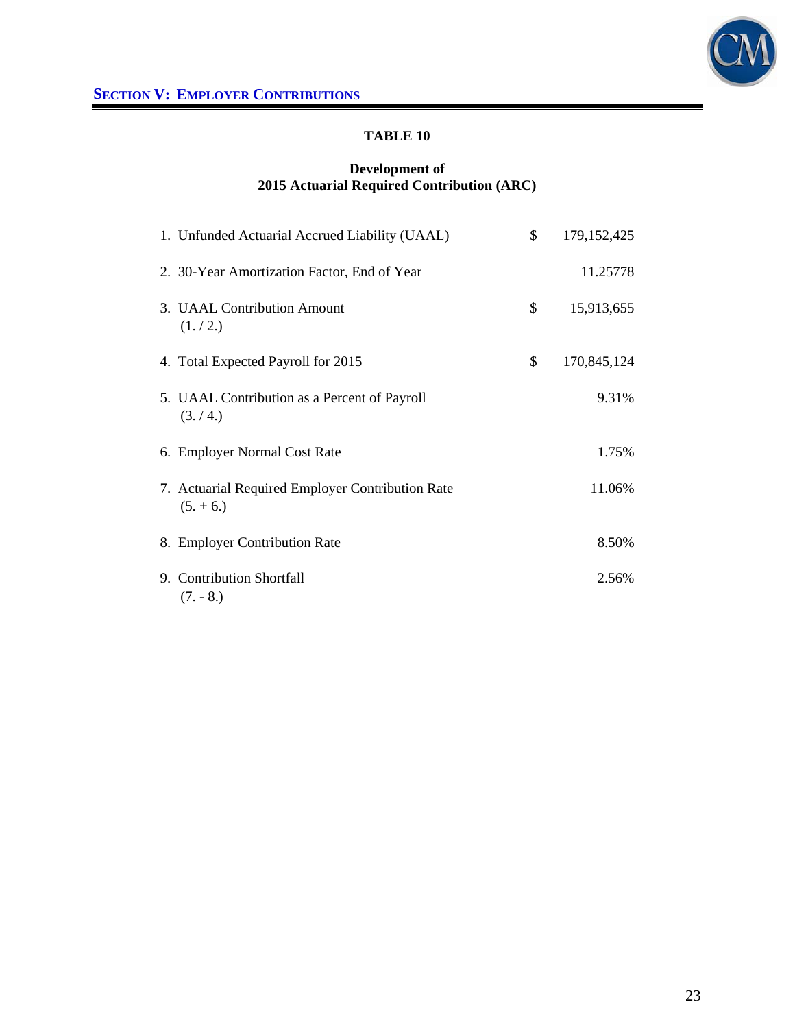## SECTION V: EMPLOYER CONTRIBUTIONS

### TABLE 10

**Development of**
**2015 Actuarial Required Contribution (ARC)**

| | | |
|---|---|---|
| 1. Unfunded Actuarial Accrued Liability (UAAL) | $ | 179,152,425 |
| 2. 30-Year Amortization Factor, End of Year | | 11.25778 |
| 3. UAAL Contribution Amount (1. / 2.) | $ | 15,913,655 |
| 4. Total Expected Payroll for 2015 | $ | 170,845,124 |
| 5. UAAL Contribution as a Percent of Payroll (3. / 4.) | | 9.31% |
| 6. Employer Normal Cost Rate | | 1.75% |
| 7. Actuarial Required Employer Contribution Rate (5. + 6.) | | 11.06% |
| 8. Employer Contribution Rate | | 8.50% |
| 9. Contribution Shortfall (7. - 8.) | | 2.56% |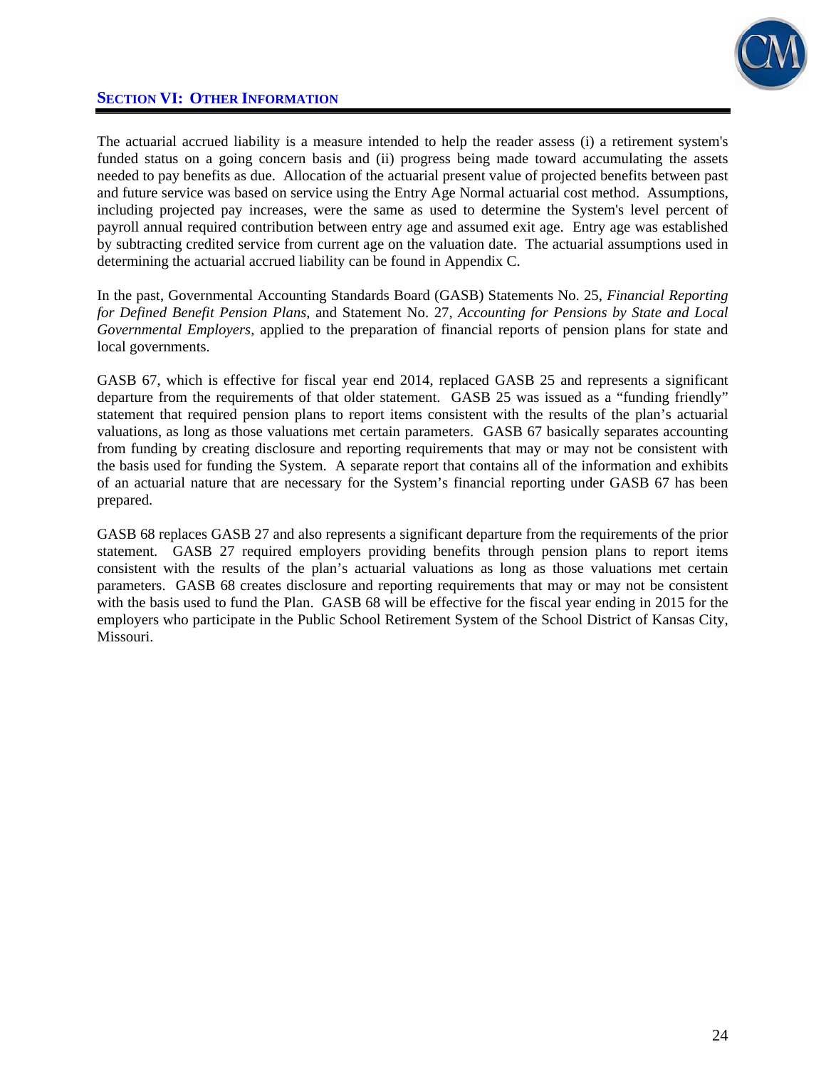## SECTION VI: OTHER INFORMATION

The actuarial accrued liability is a measure intended to help the reader assess (i) a retirement system's funded status on a going concern basis and (ii) progress being made toward accumulating the assets needed to pay benefits as due. Allocation of the actuarial present value of projected benefits between past and future service was based on service using the Entry Age Normal actuarial cost method. Assumptions, including projected pay increases, were the same as used to determine the System's level percent of payroll annual required contribution between entry age and assumed exit age. Entry age was established by subtracting credited service from current age on the valuation date. The actuarial assumptions used in determining the actuarial accrued liability can be found in Appendix C.

In the past, Governmental Accounting Standards Board (GASB) Statements No. 25, *Financial Reporting for Defined Benefit Pension Plans*, and Statement No. 27, *Accounting for Pensions by State and Local Governmental Employers*, applied to the preparation of financial reports of pension plans for state and local governments.

GASB 67, which is effective for fiscal year end 2014, replaced GASB 25 and represents a significant departure from the requirements of that older statement. GASB 25 was issued as a "funding friendly" statement that required pension plans to report items consistent with the results of the plan's actuarial valuations, as long as those valuations met certain parameters. GASB 67 basically separates accounting from funding by creating disclosure and reporting requirements that may or may not be consistent with the basis used for funding the System. A separate report that contains all of the information and exhibits of an actuarial nature that are necessary for the System's financial reporting under GASB 67 has been prepared.

GASB 68 replaces GASB 27 and also represents a significant departure from the requirements of the prior statement. GASB 27 required employers providing benefits through pension plans to report items consistent with the results of the plan's actuarial valuations as long as those valuations met certain parameters. GASB 68 creates disclosure and reporting requirements that may or may not be consistent with the basis used to fund the Plan. GASB 68 will be effective for the fiscal year ending in 2015 for the employers who participate in the Public School Retirement System of the School District of Kansas City, Missouri.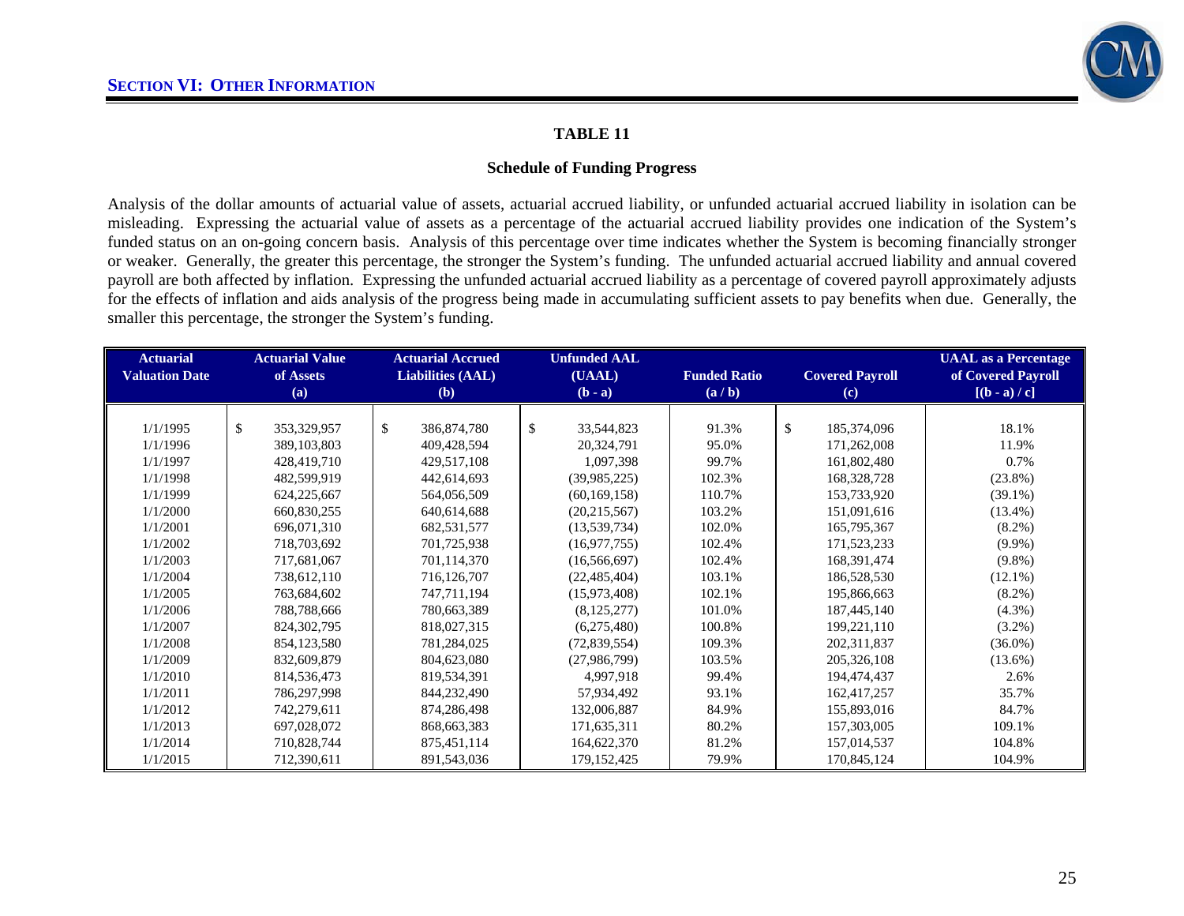## SECTION VI: OTHER INFORMATION

### TABLE 11

#### Schedule of Funding Progress

Analysis of the dollar amounts of actuarial value of assets, actuarial accrued liability, or unfunded actuarial accrued liability in isolation can be misleading. Expressing the actuarial value of assets as a percentage of the actuarial accrued liability provides one indication of the System's funded status on an on-going concern basis. Analysis of this percentage over time indicates whether the System is becoming financially stronger or weaker. Generally, the greater this percentage, the stronger the System's funding. The unfunded actuarial accrued liability and annual covered payroll are both affected by inflation. Expressing the unfunded actuarial accrued liability as a percentage of covered payroll approximately adjusts for the effects of inflation and aids analysis of the progress being made in accumulating sufficient assets to pay benefits when due. Generally, the smaller this percentage, the stronger the System's funding.

| Actuarial Valuation Date | Actuarial Value of Assets (a) | Actuarial Accrued Liabilities (AAL) (b) | Unfunded AAL (UAAL) (b - a) | Funded Ratio (a / b) | Covered Payroll (c) | UAAL as a Percentage of Covered Payroll [(b - a) / c] |
|---|---|---|---|---|---|---|
| 1/1/1995 | $ 353,329,957 | $ 386,874,780 | $ 33,544,823 | 91.3% | $ 185,374,096 | 18.1% |
| 1/1/1996 | 389,103,803 | 409,428,594 | 20,324,791 | 95.0% | 171,262,008 | 11.9% |
| 1/1/1997 | 428,419,710 | 429,517,108 | 1,097,398 | 99.7% | 161,802,480 | 0.7% |
| 1/1/1998 | 482,599,919 | 442,614,693 | (39,985,225) | 102.3% | 168,328,728 | (23.8%) |
| 1/1/1999 | 624,225,667 | 564,056,509 | (60,169,158) | 110.7% | 153,733,920 | (39.1%) |
| 1/1/2000 | 660,830,255 | 640,614,688 | (20,215,567) | 103.2% | 151,091,616 | (13.4%) |
| 1/1/2001 | 696,071,310 | 682,531,577 | (13,539,734) | 102.0% | 165,795,367 | (8.2%) |
| 1/1/2002 | 718,703,692 | 701,725,938 | (16,977,755) | 102.4% | 171,523,233 | (9.9%) |
| 1/1/2003 | 717,681,067 | 701,114,370 | (16,566,697) | 102.4% | 168,391,474 | (9.8%) |
| 1/1/2004 | 738,612,110 | 716,126,707 | (22,485,404) | 103.1% | 186,528,530 | (12.1%) |
| 1/1/2005 | 763,684,602 | 747,711,194 | (15,973,408) | 102.1% | 195,866,663 | (8.2%) |
| 1/1/2006 | 788,788,666 | 780,663,389 | (8,125,277) | 101.0% | 187,445,140 | (4.3%) |
| 1/1/2007 | 824,302,795 | 818,027,315 | (6,275,480) | 100.8% | 199,221,110 | (3.2%) |
| 1/1/2008 | 854,123,580 | 781,284,025 | (72,839,554) | 109.3% | 202,311,837 | (36.0%) |
| 1/1/2009 | 832,609,879 | 804,623,080 | (27,986,799) | 103.5% | 205,326,108 | (13.6%) |
| 1/1/2010 | 814,536,473 | 819,534,391 | 4,997,918 | 99.4% | 194,474,437 | 2.6% |
| 1/1/2011 | 786,297,998 | 844,232,490 | 57,934,492 | 93.1% | 162,417,257 | 35.7% |
| 1/1/2012 | 742,279,611 | 874,286,498 | 132,006,887 | 84.9% | 155,893,016 | 84.7% |
| 1/1/2013 | 697,028,072 | 868,663,383 | 171,635,311 | 80.2% | 157,303,005 | 109.1% |
| 1/1/2014 | 710,828,744 | 875,451,114 | 164,622,370 | 81.2% | 157,014,537 | 104.8% |
| 1/1/2015 | 712,390,611 | 891,543,036 | 179,152,425 | 79.9% | 170,845,124 | 104.9% |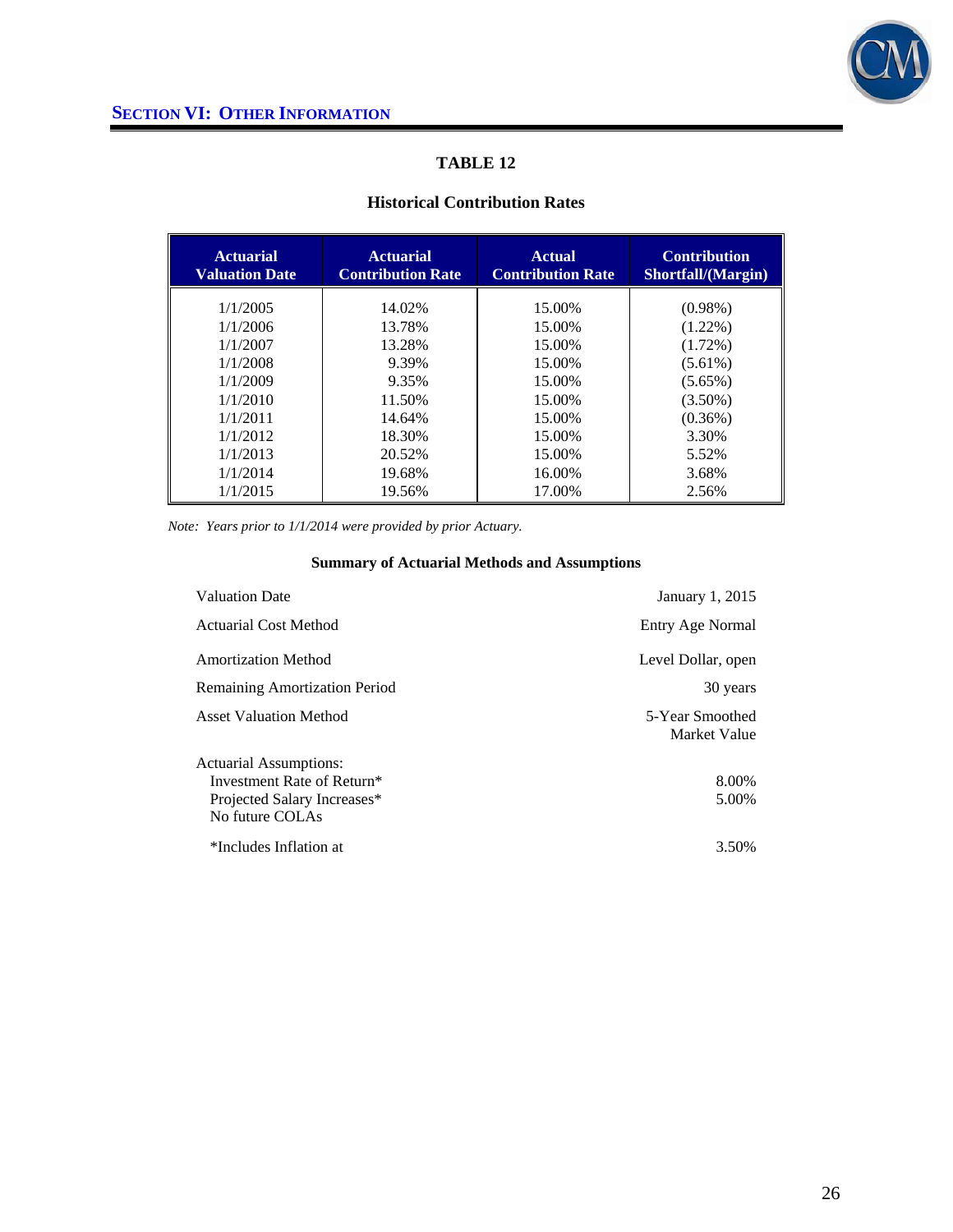## SECTION VI: OTHER INFORMATION

### TABLE 12

#### Historical Contribution Rates

| Actuarial Valuation Date | Actuarial Contribution Rate | Actual Contribution Rate | Contribution Shortfall/(Margin) |
|---|---|---|---|
| 1/1/2005 | 14.02% | 15.00% | (0.98%) |
| 1/1/2006 | 13.78% | 15.00% | (1.22%) |
| 1/1/2007 | 13.28% | 15.00% | (1.72%) |
| 1/1/2008 | 9.39% | 15.00% | (5.61%) |
| 1/1/2009 | 9.35% | 15.00% | (5.65%) |
| 1/1/2010 | 11.50% | 15.00% | (3.50%) |
| 1/1/2011 | 14.64% | 15.00% | (0.36%) |
| 1/1/2012 | 18.30% | 15.00% | 3.30% |
| 1/1/2013 | 20.52% | 15.00% | 5.52% |
| 1/1/2014 | 19.68% | 16.00% | 3.68% |
| 1/1/2015 | 19.56% | 17.00% | 2.56% |

*Note: Years prior to 1/1/2014 were provided by prior Actuary.*

#### Summary of Actuarial Methods and Assumptions

| | |
|---|---|
| Valuation Date | January 1, 2015 |
| Actuarial Cost Method | Entry Age Normal |
| Amortization Method | Level Dollar, open |
| Remaining Amortization Period | 30 years |
| Asset Valuation Method | 5-Year Smoothed Market Value |
| Actuarial Assumptions: | |
| Investment Rate of Return* | 8.00% |
| Projected Salary Increases* | 5.00% |
| No future COLAs | |
| *Includes Inflation at | 3.50% |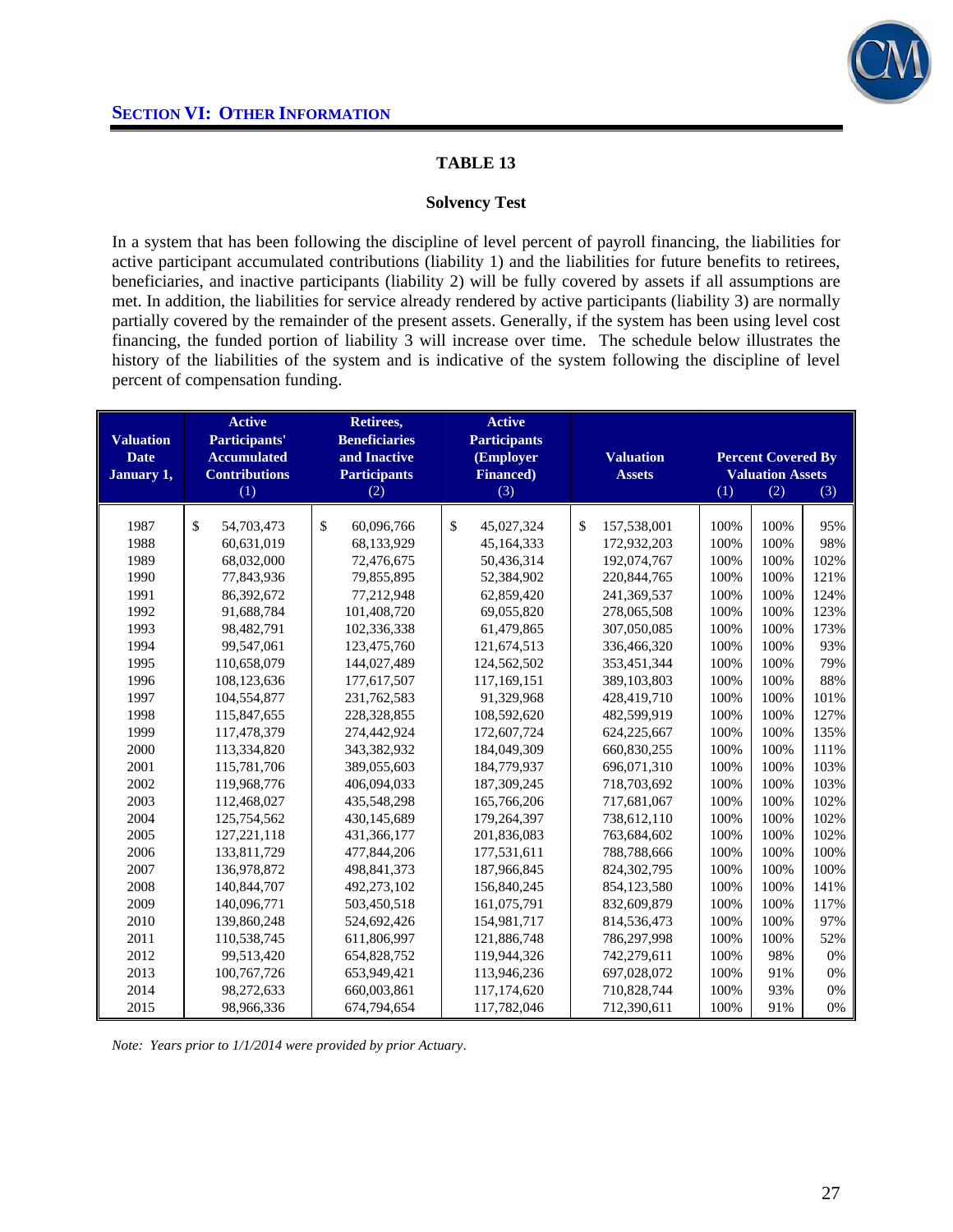## SECTION VI: OTHER INFORMATION

### TABLE 13

**Solvency Test**

In a system that has been following the discipline of level percent of payroll financing, the liabilities for active participant accumulated contributions (liability 1) and the liabilities for future benefits to retirees, beneficiaries, and inactive participants (liability 2) will be fully covered by assets if all assumptions are met. In addition, the liabilities for service already rendered by active participants (liability 3) are normally partially covered by the remainder of the present assets. Generally, if the system has been using level cost financing, the funded portion of liability 3 will increase over time. The schedule below illustrates the history of the liabilities of the system and is indicative of the system following the discipline of level percent of compensation funding.

| Valuation Date January 1, | Active Participants' Accumulated Contributions (1) | Retirees, Beneficiaries and Inactive Participants (2) | Active Participants (Employer Financed) (3) | Valuation Assets | Percent Covered By Valuation Assets (1) | (2) | (3) |
|---|---|---|---|---|---|---|---|
| 1987 | $ 54,703,473 | $ 60,096,766 | $ 45,027,324 | $ 157,538,001 | 100% | 100% | 95% |
| 1988 | 60,631,019 | 68,133,929 | 45,164,333 | 172,932,203 | 100% | 100% | 98% |
| 1989 | 68,032,000 | 72,476,675 | 50,436,314 | 192,074,767 | 100% | 100% | 102% |
| 1990 | 77,843,936 | 79,855,895 | 52,384,902 | 220,844,765 | 100% | 100% | 121% |
| 1991 | 86,392,672 | 77,212,948 | 62,859,420 | 241,369,537 | 100% | 100% | 124% |
| 1992 | 91,688,784 | 101,408,720 | 69,055,820 | 278,065,508 | 100% | 100% | 123% |
| 1993 | 98,482,791 | 102,336,338 | 61,479,865 | 307,050,085 | 100% | 100% | 173% |
| 1994 | 99,547,061 | 123,475,760 | 121,674,513 | 336,466,320 | 100% | 100% | 93% |
| 1995 | 110,658,079 | 144,027,489 | 124,562,502 | 353,451,344 | 100% | 100% | 79% |
| 1996 | 108,123,636 | 177,617,507 | 117,169,151 | 389,103,803 | 100% | 100% | 88% |
| 1997 | 104,554,877 | 231,762,583 | 91,329,968 | 428,419,710 | 100% | 100% | 101% |
| 1998 | 115,847,655 | 228,328,855 | 108,592,620 | 482,599,919 | 100% | 100% | 127% |
| 1999 | 117,478,379 | 274,442,924 | 172,607,724 | 624,225,667 | 100% | 100% | 135% |
| 2000 | 113,334,820 | 343,382,932 | 184,049,309 | 660,830,255 | 100% | 100% | 111% |
| 2001 | 115,781,706 | 389,055,603 | 184,779,937 | 696,071,310 | 100% | 100% | 103% |
| 2002 | 119,968,776 | 406,094,033 | 187,309,245 | 718,703,692 | 100% | 100% | 103% |
| 2003 | 112,468,027 | 435,548,298 | 165,766,206 | 717,681,067 | 100% | 100% | 102% |
| 2004 | 125,754,562 | 430,145,689 | 179,264,397 | 738,612,110 | 100% | 100% | 102% |
| 2005 | 127,221,118 | 431,366,177 | 201,836,083 | 763,684,602 | 100% | 100% | 102% |
| 2006 | 133,811,729 | 477,844,206 | 177,531,611 | 788,788,666 | 100% | 100% | 100% |
| 2007 | 136,978,872 | 498,841,373 | 187,966,845 | 824,302,795 | 100% | 100% | 100% |
| 2008 | 140,844,707 | 492,273,102 | 156,840,245 | 854,123,580 | 100% | 100% | 141% |
| 2009 | 140,096,771 | 503,450,518 | 161,075,791 | 832,609,879 | 100% | 100% | 117% |
| 2010 | 139,860,248 | 524,692,426 | 154,981,717 | 814,536,473 | 100% | 100% | 97% |
| 2011 | 110,538,745 | 611,806,997 | 121,886,748 | 786,297,998 | 100% | 100% | 52% |
| 2012 | 99,513,420 | 654,828,752 | 119,944,326 | 742,279,611 | 100% | 98% | 0% |
| 2013 | 100,767,726 | 653,949,421 | 113,946,236 | 697,028,072 | 100% | 91% | 0% |
| 2014 | 98,272,633 | 660,003,861 | 117,174,620 | 710,828,744 | 100% | 93% | 0% |
| 2015 | 98,966,336 | 674,794,654 | 117,782,046 | 712,390,611 | 100% | 91% | 0% |

*Note: Years prior to 1/1/2014 were provided by prior Actuary.*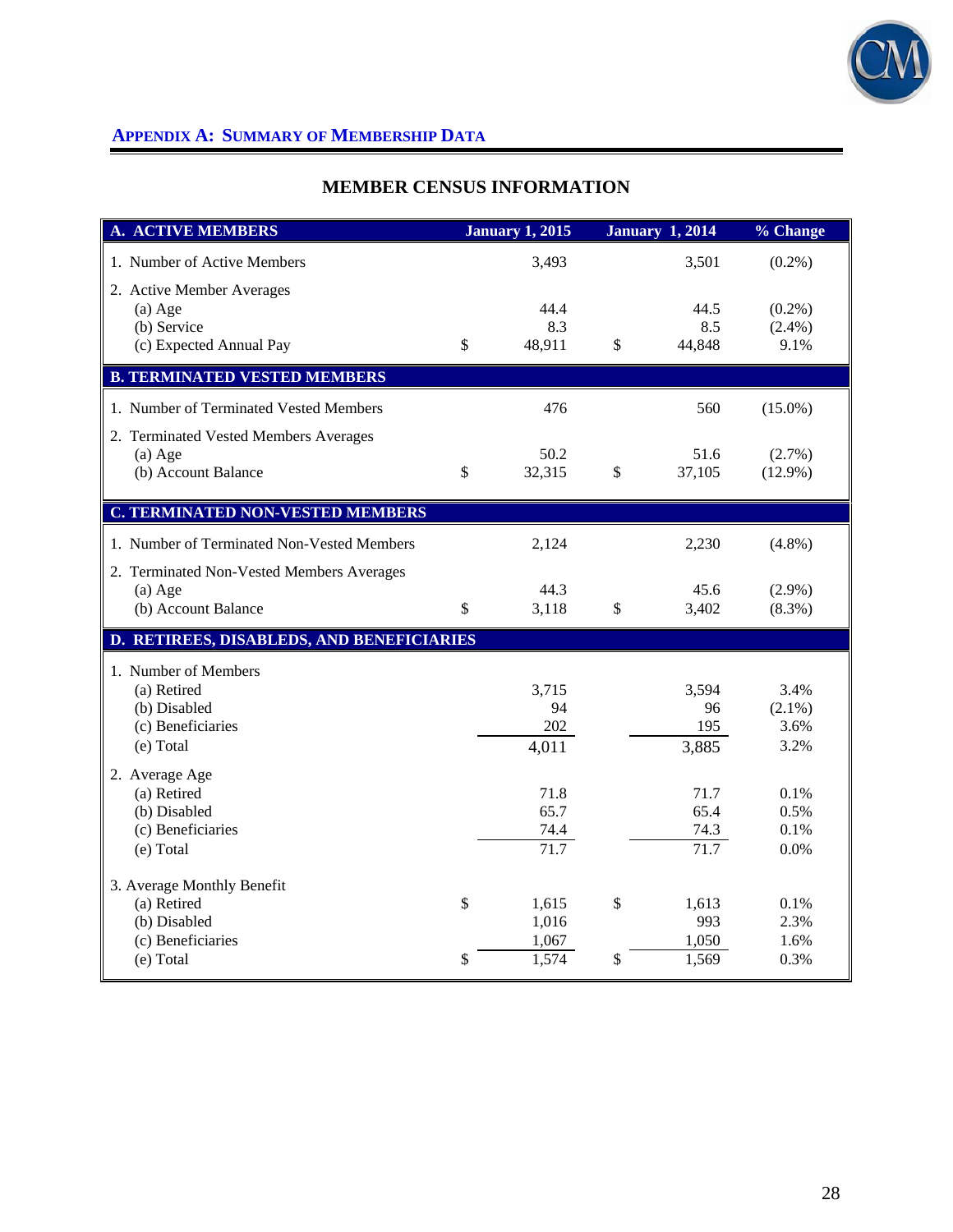## APPENDIX A: SUMMARY OF MEMBERSHIP DATA

### MEMBER CENSUS INFORMATION

| A. ACTIVE MEMBERS | January 1, 2015 | January 1, 2014 | % Change |
|---|---|---|---|
| 1. Number of Active Members | 3,493 | 3,501 | (0.2%) |
| 2. Active Member Averages | | | |
| (a) Age | 44.4 | 44.5 | (0.2%) |
| (b) Service | 8.3 | 8.5 | (2.4%) |
| (c) Expected Annual Pay | $ 48,911 | $ 44,848 | 9.1% |
| **B. TERMINATED VESTED MEMBERS** | | | |
| 1. Number of Terminated Vested Members | 476 | 560 | (15.0%) |
| 2. Terminated Vested Members Averages | | | |
| (a) Age | 50.2 | 51.6 | (2.7%) |
| (b) Account Balance | $ 32,315 | $ 37,105 | (12.9%) |
| **C. TERMINATED NON-VESTED MEMBERS** | | | |
| 1. Number of Terminated Non-Vested Members | 2,124 | 2,230 | (4.8%) |
| 2. Terminated Non-Vested Members Averages | | | |
| (a) Age | 44.3 | 45.6 | (2.9%) |
| (b) Account Balance | $ 3,118 | $ 3,402 | (8.3%) |
| **D. RETIREES, DISABLEDS, AND BENEFICIARIES** | | | |
| 1. Number of Members | | | |
| (a) Retired | 3,715 | 3,594 | 3.4% |
| (b) Disabled | 94 | 96 | (2.1%) |
| (c) Beneficiaries | 202 | 195 | 3.6% |
| (e) Total | 4,011 | 3,885 | 3.2% |
| 2. Average Age | | | |
| (a) Retired | 71.8 | 71.7 | 0.1% |
| (b) Disabled | 65.7 | 65.4 | 0.5% |
| (c) Beneficiaries | 74.4 | 74.3 | 0.1% |
| (e) Total | 71.7 | 71.7 | 0.0% |
| 3. Average Monthly Benefit | | | |
| (a) Retired | $ 1,615 | $ 1,613 | 0.1% |
| (b) Disabled | 1,016 | 993 | 2.3% |
| (c) Beneficiaries | 1,067 | 1,050 | 1.6% |
| (e) Total | $ 1,574 | $ 1,569 | 0.3% |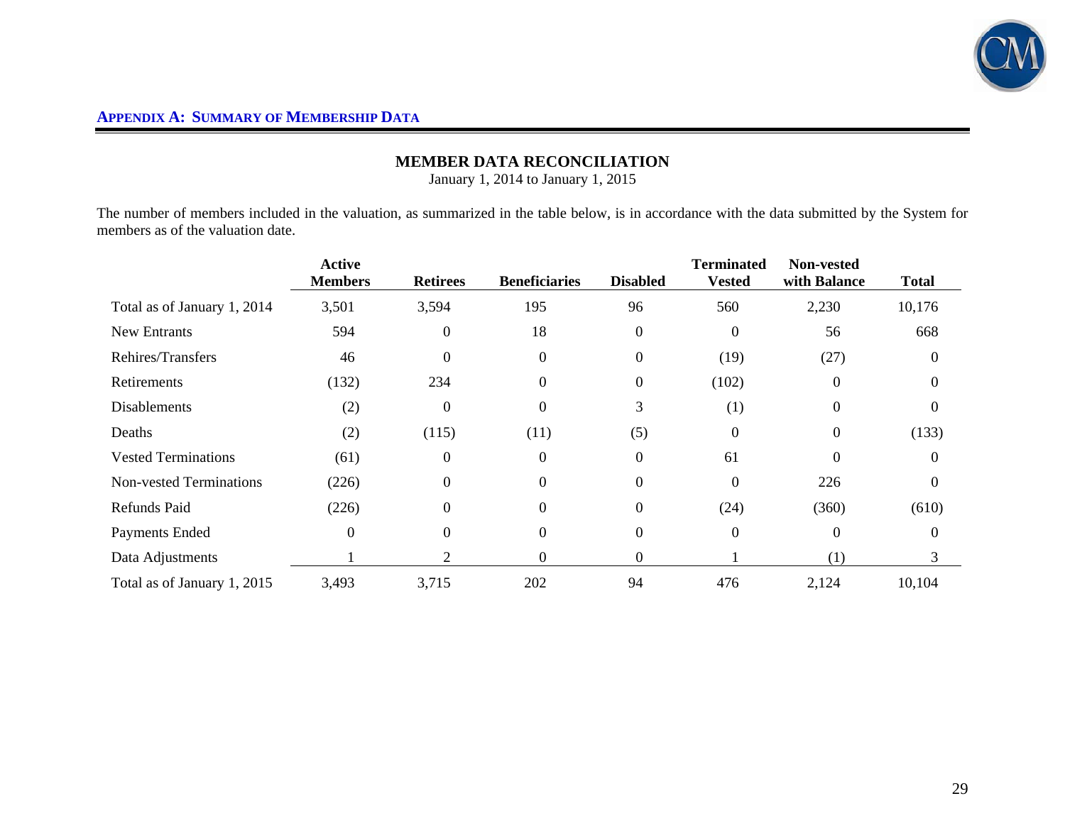**APPENDIX A: SUMMARY OF MEMBERSHIP DATA**

## MEMBER DATA RECONCILIATION

January 1, 2014 to January 1, 2015

The number of members included in the valuation, as summarized in the table below, is in accordance with the data submitted by the System for members as of the valuation date.

| | Active Members | Retirees | Beneficiaries | Disabled | Terminated Vested | Non-vested with Balance | Total |
|---|---|---|---|---|---|---|---|
| Total as of January 1, 2014 | 3,501 | 3,594 | 195 | 96 | 560 | 2,230 | 10,176 |
| New Entrants | 594 | 0 | 18 | 0 | 0 | 56 | 668 |
| Rehires/Transfers | 46 | 0 | 0 | 0 | (19) | (27) | 0 |
| Retirements | (132) | 234 | 0 | 0 | (102) | 0 | 0 |
| Disablements | (2) | 0 | 0 | 3 | (1) | 0 | 0 |
| Deaths | (2) | (115) | (11) | (5) | 0 | 0 | (133) |
| Vested Terminations | (61) | 0 | 0 | 0 | 61 | 0 | 0 |
| Non-vested Terminations | (226) | 0 | 0 | 0 | 0 | 226 | 0 |
| Refunds Paid | (226) | 0 | 0 | 0 | (24) | (360) | (610) |
| Payments Ended | 0 | 0 | 0 | 0 | 0 | 0 | 0 |
| Data Adjustments | 1 | 2 | 0 | 0 | 1 | (1) | 3 |
| Total as of January 1, 2015 | 3,493 | 3,715 | 202 | 94 | 476 | 2,124 | 10,104 |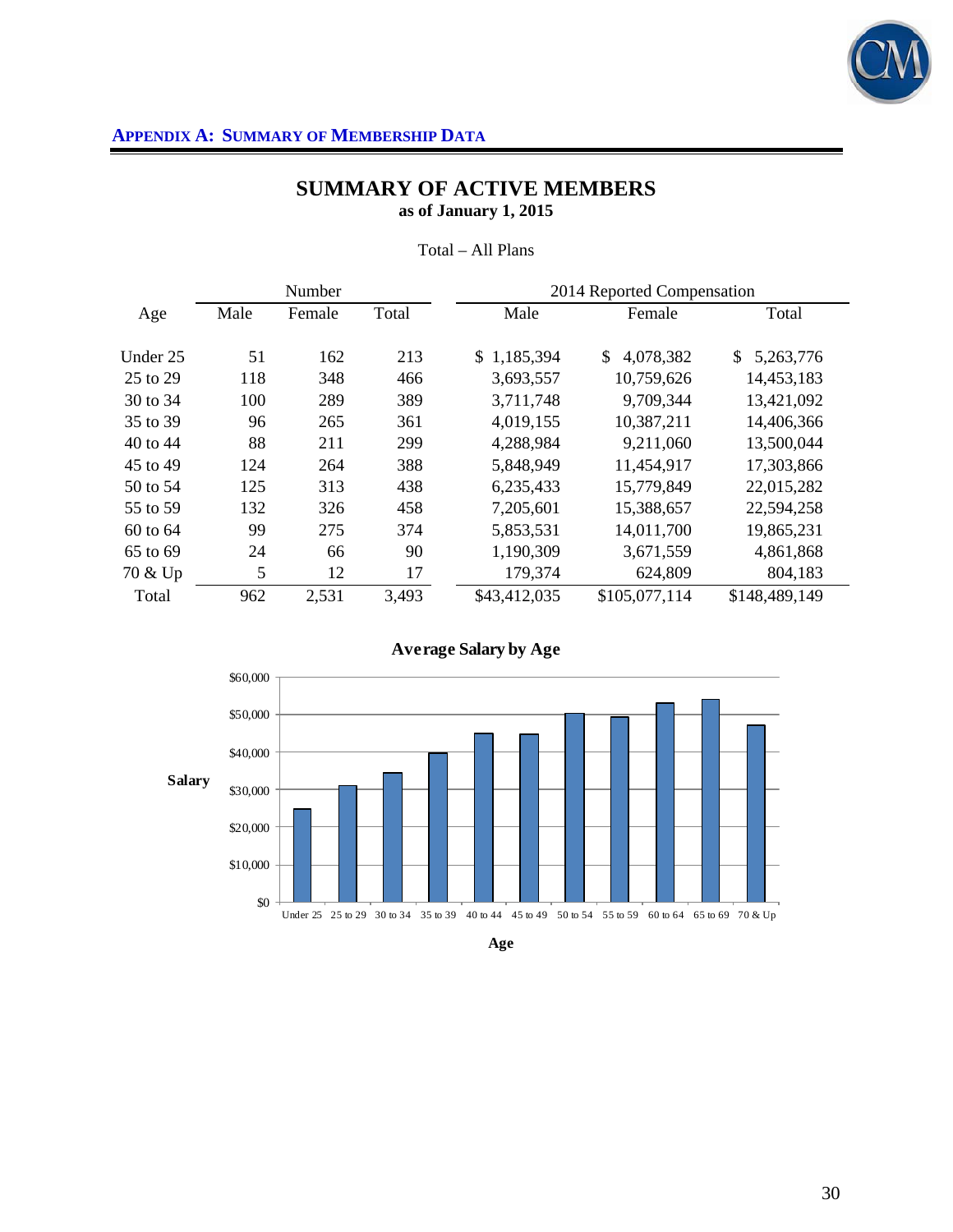## SUMMARY OF ACTIVE MEMBERS
**as of January 1, 2015**

Total – All Plans

| Age | Number | | | 2014 Reported Compensation | | |
|---|---|---|---|---|---|---|
| | Male | Female | Total | Male | Female | Total |
| Under 25 | 51 | 162 | 213 | $ 1,185,394 | $ 4,078,382 | $ 5,263,776 |
| 25 to 29 | 118 | 348 | 466 | 3,693,557 | 10,759,626 | 14,453,183 |
| 30 to 34 | 100 | 289 | 389 | 3,711,748 | 9,709,344 | 13,421,092 |
| 35 to 39 | 96 | 265 | 361 | 4,019,155 | 10,387,211 | 14,406,366 |
| 40 to 44 | 88 | 211 | 299 | 4,288,984 | 9,211,060 | 13,500,044 |
| 45 to 49 | 124 | 264 | 388 | 5,848,949 | 11,454,917 | 17,303,866 |
| 50 to 54 | 125 | 313 | 438 | 6,235,433 | 15,779,849 | 22,015,282 |
| 55 to 59 | 132 | 326 | 458 | 7,205,601 | 15,388,657 | 22,594,258 |
| 60 to 64 | 99 | 275 | 374 | 5,853,531 | 14,011,700 | 19,865,231 |
| 65 to 69 | 24 | 66 | 90 | 1,190,309 | 3,671,559 | 4,861,868 |
| 70 & Up | 5 | 12 | 17 | 179,374 | 624,809 | 804,183 |
| Total | 962 | 2,531 | 3,493 | $43,412,035 | $105,077,114 | $148,489,149 |

**Average Salary by Age**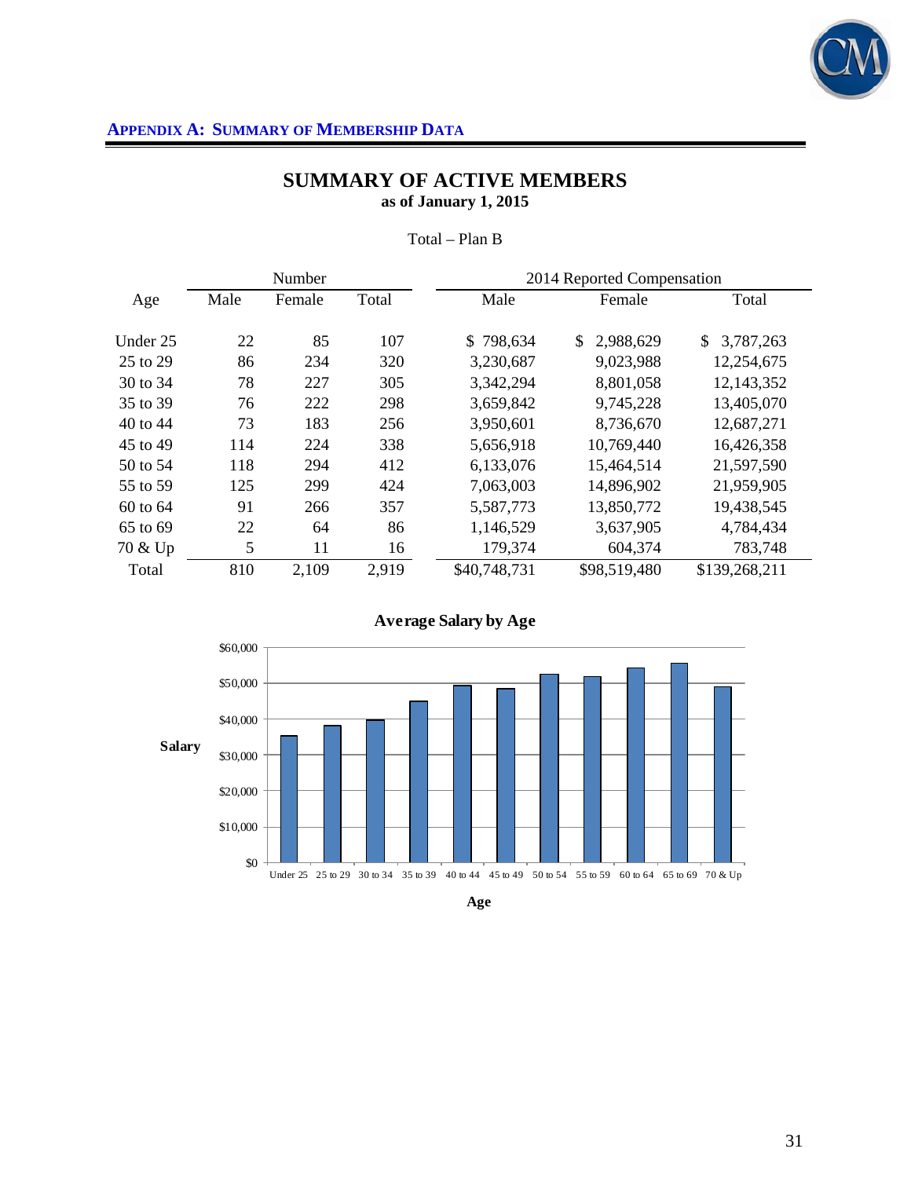## APPENDIX A: SUMMARY OF MEMBERSHIP DATA

# SUMMARY OF ACTIVE MEMBERS

**as of January 1, 2015**

Total – Plan B

| Age | Number | | | 2014 Reported Compensation | | |
|---|---|---|---|---|---|---|
| | Male | Female | Total | Male | Female | Total |
| Under 25 | 22 | 85 | 107 | $ 798,634 | $ 2,988,629 | $ 3,787,263 |
| 25 to 29 | 86 | 234 | 320 | 3,230,687 | 9,023,988 | 12,254,675 |
| 30 to 34 | 78 | 227 | 305 | 3,342,294 | 8,801,058 | 12,143,352 |
| 35 to 39 | 76 | 222 | 298 | 3,659,842 | 9,745,228 | 13,405,070 |
| 40 to 44 | 73 | 183 | 256 | 3,950,601 | 8,736,670 | 12,687,271 |
| 45 to 49 | 114 | 224 | 338 | 5,656,918 | 10,769,440 | 16,426,358 |
| 50 to 54 | 118 | 294 | 412 | 6,133,076 | 15,464,514 | 21,597,590 |
| 55 to 59 | 125 | 299 | 424 | 7,063,003 | 14,896,902 | 21,959,905 |
| 60 to 64 | 91 | 266 | 357 | 5,587,773 | 13,850,772 | 19,438,545 |
| 65 to 69 | 22 | 64 | 86 | 1,146,529 | 3,637,905 | 4,784,434 |
| 70 & Up | 5 | 11 | 16 | 179,374 | 604,374 | 783,748 |
| Total | 810 | 2,109 | 2,919 | $40,748,731 | $98,519,480 | $139,268,211 |

**Average Salary by Age**

**Salary**: $0, $10,000, $20,000, $30,000, $40,000, $50,000, $60,000

**Age**: Under 25, 25 to 29, 30 to 34, 35 to 39, 40 to 44, 45 to 49, 50 to 54, 55 to 59, 60 to 64, 65 to 69, 70 & Up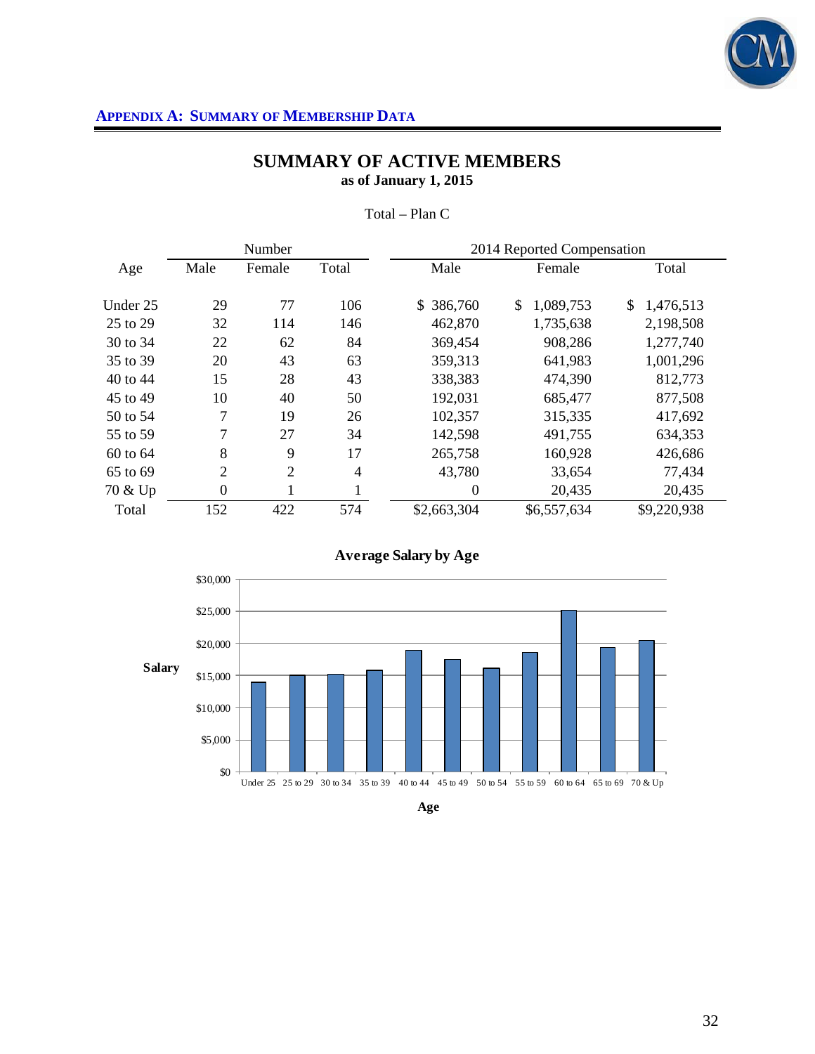## APPENDIX A: SUMMARY OF MEMBERSHIP DATA

# SUMMARY OF ACTIVE MEMBERS
**as of January 1, 2015**

Total – Plan C

| | Number | | | 2014 Reported Compensation | | |
|---|---|---|---|---|---|---|
| Age | Male | Female | Total | Male | Female | Total |
| Under 25 | 29 | 77 | 106 | $ 386,760 | $ 1,089,753 | $ 1,476,513 |
| 25 to 29 | 32 | 114 | 146 | 462,870 | 1,735,638 | 2,198,508 |
| 30 to 34 | 22 | 62 | 84 | 369,454 | 908,286 | 1,277,740 |
| 35 to 39 | 20 | 43 | 63 | 359,313 | 641,983 | 1,001,296 |
| 40 to 44 | 15 | 28 | 43 | 338,383 | 474,390 | 812,773 |
| 45 to 49 | 10 | 40 | 50 | 192,031 | 685,477 | 877,508 |
| 50 to 54 | 7 | 19 | 26 | 102,357 | 315,335 | 417,692 |
| 55 to 59 | 7 | 27 | 34 | 142,598 | 491,755 | 634,353 |
| 60 to 64 | 8 | 9 | 17 | 265,758 | 160,928 | 426,686 |
| 65 to 69 | 2 | 2 | 4 | 43,780 | 33,654 | 77,434 |
| 70 & Up | 0 | 1 | 1 | 0 | 20,435 | 20,435 |
| Total | 152 | 422 | 574 | $2,663,304 | $6,557,634 | $9,220,938 |

**Average Salary by Age**

| Age | Salary (approx.) |
|---|---|
| Under 25 | $13,929 |
| 25 to 29 | $15,058 |
| 30 to 34 | $15,211 |
| 35 to 39 | $15,894 |
| 40 to 44 | $18,902 |
| 45 to 49 | $17,550 |
| 50 to 54 | $16,065 |
| 55 to 59 | $18,657 |
| 60 to 64 | $25,099 |
| 65 to 69 | $19,359 |
| 70 & Up | $20,435 |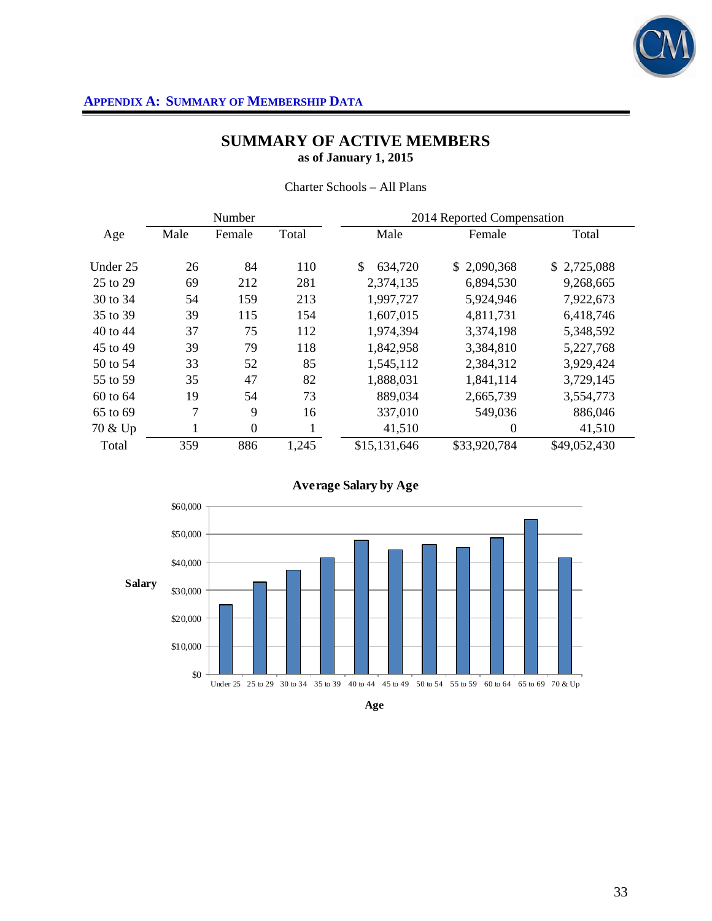**APPENDIX A: SUMMARY OF MEMBERSHIP DATA**

## SUMMARY OF ACTIVE MEMBERS

**as of January 1, 2015**

Charter Schools – All Plans

| | Number | | | 2014 Reported Compensation | | |
|---|---|---|---|---|---|---|
| Age | Male | Female | Total | Male | Female | Total |
| Under 25 | 26 | 84 | 110 | $ 634,720 | $ 2,090,368 | $ 2,725,088 |
| 25 to 29 | 69 | 212 | 281 | 2,374,135 | 6,894,530 | 9,268,665 |
| 30 to 34 | 54 | 159 | 213 | 1,997,727 | 5,924,946 | 7,922,673 |
| 35 to 39 | 39 | 115 | 154 | 1,607,015 | 4,811,731 | 6,418,746 |
| 40 to 44 | 37 | 75 | 112 | 1,974,394 | 3,374,198 | 5,348,592 |
| 45 to 49 | 39 | 79 | 118 | 1,842,958 | 3,384,810 | 5,227,768 |
| 50 to 54 | 33 | 52 | 85 | 1,545,112 | 2,384,312 | 3,929,424 |
| 55 to 59 | 35 | 47 | 82 | 1,888,031 | 1,841,114 | 3,729,145 |
| 60 to 64 | 19 | 54 | 73 | 889,034 | 2,665,739 | 3,554,773 |
| 65 to 69 | 7 | 9 | 16 | 337,010 | 549,036 | 886,046 |
| 70 & Up | 1 | 0 | 1 | 41,510 | 0 | 41,510 |
| Total | 359 | 886 | 1,245 | $15,131,646 | $33,920,784 | $49,052,430 |

**Average Salary by Age**

**Salary**: $0 – $60,000

Under 25, 25 to 29, 30 to 34, 35 to 39, 40 to 44, 45 to 49, 50 to 54, 55 to 59, 60 to 64, 65 to 69, 70 & Up

**Age**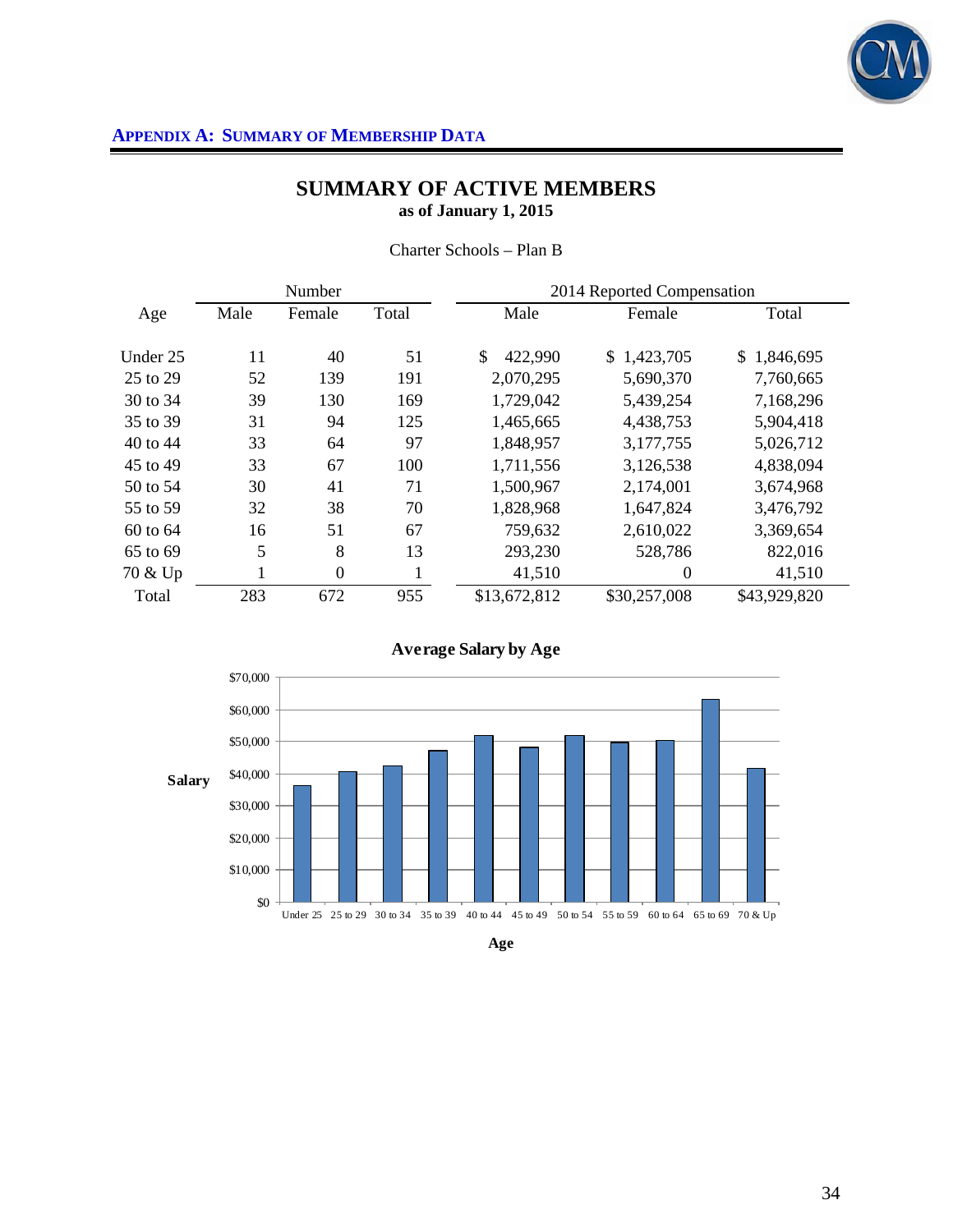**APPENDIX A: SUMMARY OF MEMBERSHIP DATA**

## SUMMARY OF ACTIVE MEMBERS
### as of January 1, 2015

Charter Schools – Plan B

| Age | Number | | | 2014 Reported Compensation | | |
|---|---|---|---|---|---|---|
| | Male | Female | Total | Male | Female | Total |
| Under 25 | 11 | 40 | 51 | $ 422,990 | $ 1,423,705 | $ 1,846,695 |
| 25 to 29 | 52 | 139 | 191 | 2,070,295 | 5,690,370 | 7,760,665 |
| 30 to 34 | 39 | 130 | 169 | 1,729,042 | 5,439,254 | 7,168,296 |
| 35 to 39 | 31 | 94 | 125 | 1,465,665 | 4,438,753 | 5,904,418 |
| 40 to 44 | 33 | 64 | 97 | 1,848,957 | 3,177,755 | 5,026,712 |
| 45 to 49 | 33 | 67 | 100 | 1,711,556 | 3,126,538 | 4,838,094 |
| 50 to 54 | 30 | 41 | 71 | 1,500,967 | 2,174,001 | 3,674,968 |
| 55 to 59 | 32 | 38 | 70 | 1,828,968 | 1,647,824 | 3,476,792 |
| 60 to 64 | 16 | 51 | 67 | 759,632 | 2,610,022 | 3,369,654 |
| 65 to 69 | 5 | 8 | 13 | 293,230 | 528,786 | 822,016 |
| 70 & Up | 1 | 0 | 1 | 41,510 | 0 | 41,510 |
| Total | 283 | 672 | 955 | $13,672,812 | $30,257,008 | $43,929,820 |

**Average Salary by Age**

| Age | Average Salary (approx.) |
|---|---|
| Under 25 | $36,000 |
| 25 to 29 | $40,600 |
| 30 to 34 | $42,400 |
| 35 to 39 | $47,200 |
| 40 to 44 | $51,800 |
| 45 to 49 | $48,400 |
| 50 to 54 | $51,800 |
| 55 to 59 | $49,700 |
| 60 to 64 | $50,300 |
| 65 to 69 | $63,200 |
| 70 & Up | $41,500 |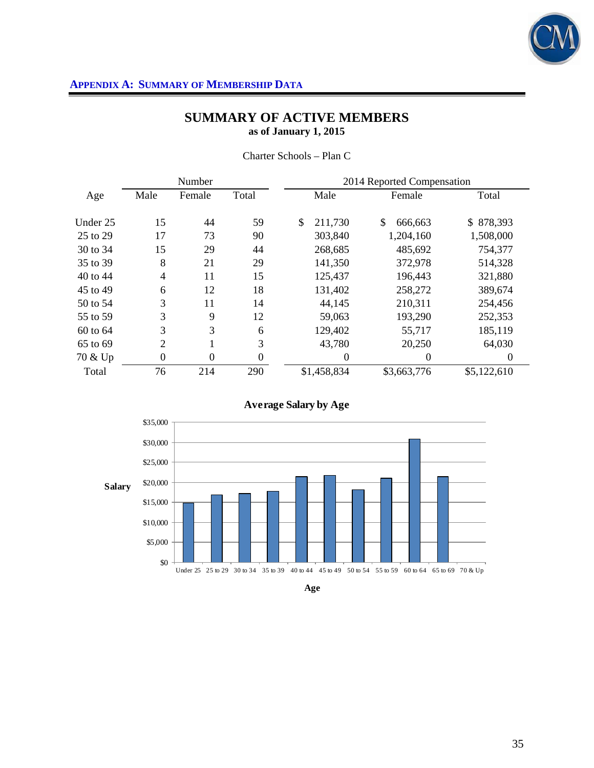**Appendix A: Summary of Membership Data**

## SUMMARY OF ACTIVE MEMBERS
**as of January 1, 2015**

Charter Schools – Plan C

| | Number | | | 2014 Reported Compensation | | |
|---|---|---|---|---|---|---|
| Age | Male | Female | Total | Male | Female | Total |
| Under 25 | 15 | 44 | 59 | $ 211,730 | $ 666,663 | $ 878,393 |
| 25 to 29 | 17 | 73 | 90 | 303,840 | 1,204,160 | 1,508,000 |
| 30 to 34 | 15 | 29 | 44 | 268,685 | 485,692 | 754,377 |
| 35 to 39 | 8 | 21 | 29 | 141,350 | 372,978 | 514,328 |
| 40 to 44 | 4 | 11 | 15 | 125,437 | 196,443 | 321,880 |
| 45 to 49 | 6 | 12 | 18 | 131,402 | 258,272 | 389,674 |
| 50 to 54 | 3 | 11 | 14 | 44,145 | 210,311 | 254,456 |
| 55 to 59 | 3 | 9 | 12 | 59,063 | 193,290 | 252,353 |
| 60 to 64 | 3 | 3 | 6 | 129,402 | 55,717 | 185,119 |
| 65 to 69 | 2 | 1 | 3 | 43,780 | 20,250 | 64,030 |
| 70 & Up | 0 | 0 | 0 | 0 | 0 | 0 |
| Total | 76 | 214 | 290 | $1,458,834 | $3,663,776 | $5,122,610 |

**Average Salary by Age**

Salary: $0, $5,000, $10,000, $15,000, $20,000, $25,000, $30,000, $35,000

Age: Under 25, 25 to 29, 30 to 34, 35 to 39, 40 to 44, 45 to 49, 50 to 54, 55 to 59, 60 to 64, 65 to 69, 70 & Up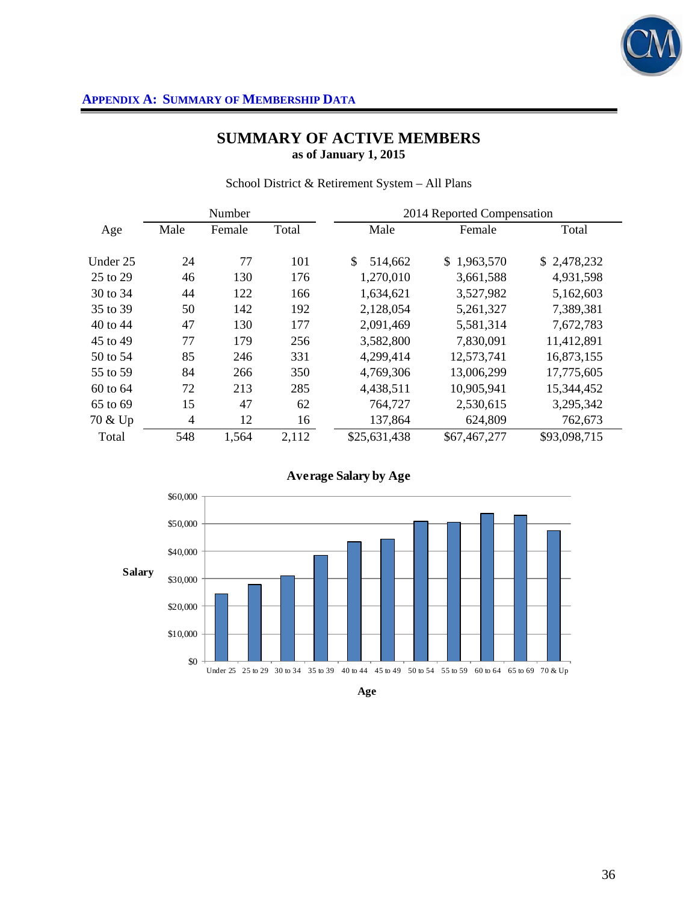**APPENDIX A: SUMMARY OF MEMBERSHIP DATA**

## SUMMARY OF ACTIVE MEMBERS
**as of January 1, 2015**

School District & Retirement System – All Plans

| | Number | | | 2014 Reported Compensation | | |
|---|---|---|---|---|---|---|
| Age | Male | Female | Total | Male | Female | Total |
| Under 25 | 24 | 77 | 101 | $ 514,662 | $ 1,963,570 | $ 2,478,232 |
| 25 to 29 | 46 | 130 | 176 | 1,270,010 | 3,661,588 | 4,931,598 |
| 30 to 34 | 44 | 122 | 166 | 1,634,621 | 3,527,982 | 5,162,603 |
| 35 to 39 | 50 | 142 | 192 | 2,128,054 | 5,261,327 | 7,389,381 |
| 40 to 44 | 47 | 130 | 177 | 2,091,469 | 5,581,314 | 7,672,783 |
| 45 to 49 | 77 | 179 | 256 | 3,582,800 | 7,830,091 | 11,412,891 |
| 50 to 54 | 85 | 246 | 331 | 4,299,414 | 12,573,741 | 16,873,155 |
| 55 to 59 | 84 | 266 | 350 | 4,769,306 | 13,006,299 | 17,775,605 |
| 60 to 64 | 72 | 213 | 285 | 4,438,511 | 10,905,941 | 15,344,452 |
| 65 to 69 | 15 | 47 | 62 | 764,727 | 2,530,615 | 3,295,342 |
| 70 & Up | 4 | 12 | 16 | 137,864 | 624,809 | 762,673 |
| Total | 548 | 1,564 | 2,112 | $25,631,438 | $67,467,277 | $93,098,715 |

**Average Salary by Age**

Salary: $0, $10,000, $20,000, $30,000, $40,000, $50,000, $60,000

Age: Under 25, 25 to 29, 30 to 34, 35 to 39, 40 to 44, 45 to 49, 50 to 54, 55 to 59, 60 to 64, 65 to 69, 70 & Up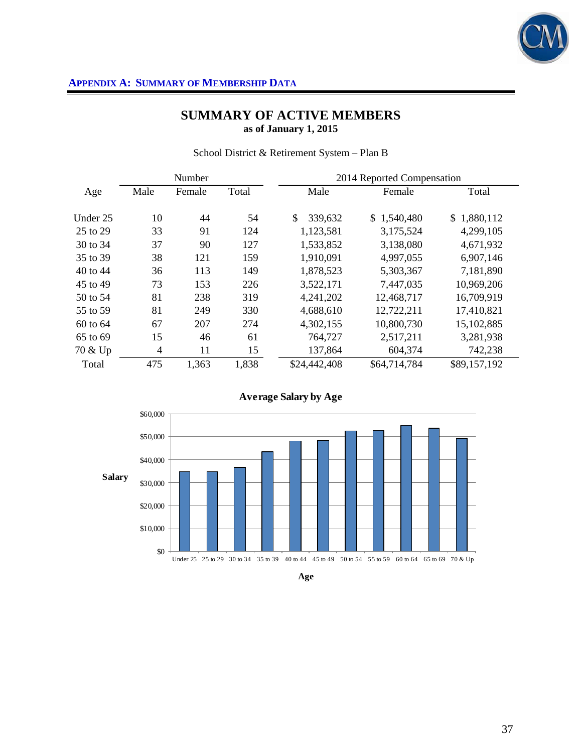**APPENDIX A: SUMMARY OF MEMBERSHIP DATA**

## SUMMARY OF ACTIVE MEMBERS
**as of January 1, 2015**

School District & Retirement System – Plan B

| Age | Number | | | 2014 Reported Compensation | | |
|---|---|---|---|---|---|---|
| | Male | Female | Total | Male | Female | Total |
| Under 25 | 10 | 44 | 54 | $ 339,632 | $ 1,540,480 | $ 1,880,112 |
| 25 to 29 | 33 | 91 | 124 | 1,123,581 | 3,175,524 | 4,299,105 |
| 30 to 34 | 37 | 90 | 127 | 1,533,852 | 3,138,080 | 4,671,932 |
| 35 to 39 | 38 | 121 | 159 | 1,910,091 | 4,997,055 | 6,907,146 |
| 40 to 44 | 36 | 113 | 149 | 1,878,523 | 5,303,367 | 7,181,890 |
| 45 to 49 | 73 | 153 | 226 | 3,522,171 | 7,447,035 | 10,969,206 |
| 50 to 54 | 81 | 238 | 319 | 4,241,202 | 12,468,717 | 16,709,919 |
| 55 to 59 | 81 | 249 | 330 | 4,688,610 | 12,722,211 | 17,410,821 |
| 60 to 64 | 67 | 207 | 274 | 4,302,155 | 10,800,730 | 15,102,885 |
| 65 to 69 | 15 | 46 | 61 | 764,727 | 2,517,211 | 3,281,938 |
| 70 & Up | 4 | 11 | 15 | 137,864 | 604,374 | 742,238 |
| Total | 475 | 1,363 | 1,838 | $24,442,408 | $64,714,784 | $89,157,192 |

**Average Salary by Age**

| Age | Under 25 | 25 to 29 | 30 to 34 | 35 to 39 | 40 to 44 | 45 to 49 | 50 to 54 | 55 to 59 | 60 to 64 | 65 to 69 | 70 & Up |
|---|---|---|---|---|---|---|---|---|---|---|---|

Salary axis: $0, $10,000, $20,000, $30,000, $40,000, $50,000, $60,000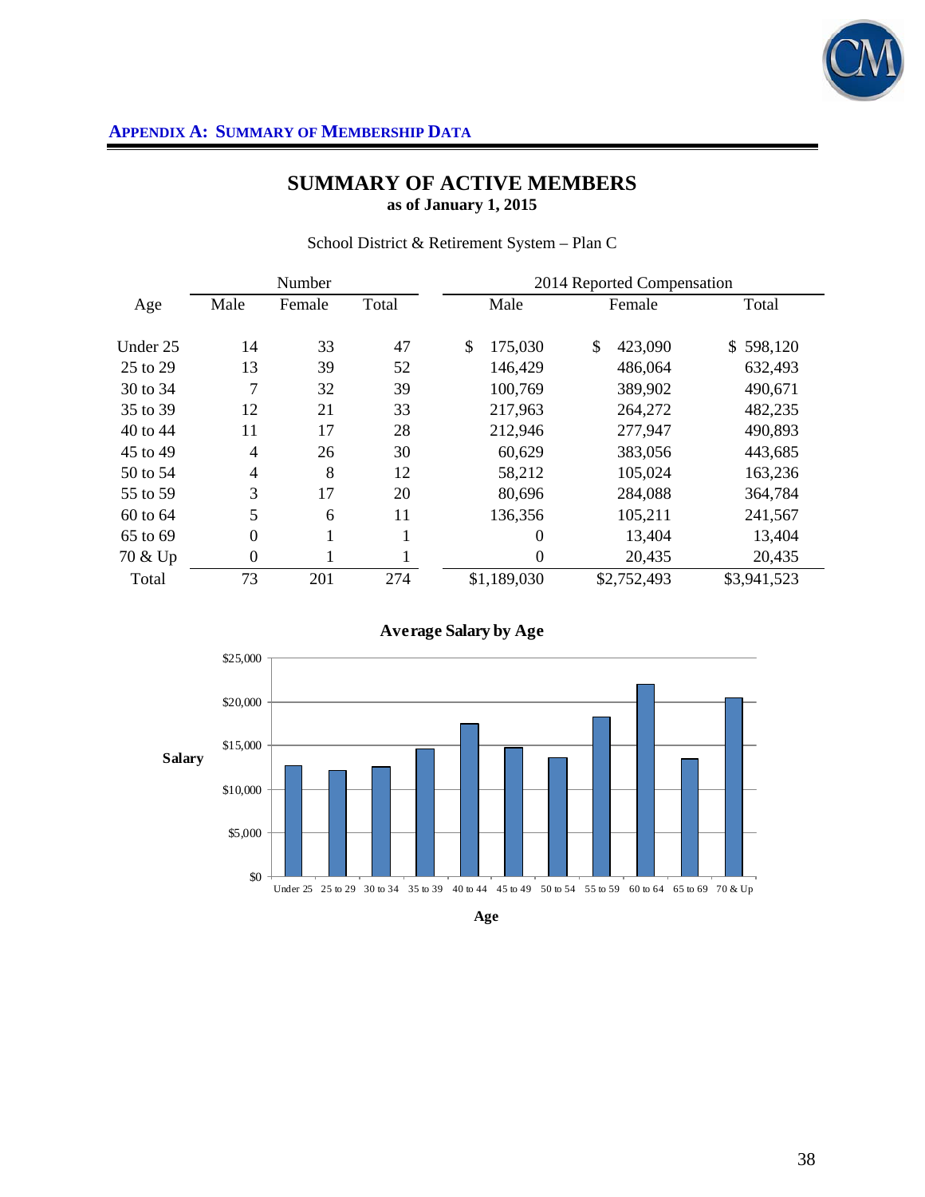**APPENDIX A: SUMMARY OF MEMBERSHIP DATA**

# SUMMARY OF ACTIVE MEMBERS

**as of January 1, 2015**

School District & Retirement System – Plan C

| Age | Number | | | 2014 Reported Compensation | | |
|---|---|---|---|---|---|---|
| | Male | Female | Total | Male | Female | Total |
| Under 25 | 14 | 33 | 47 | $ 175,030 | $ 423,090 | $ 598,120 |
| 25 to 29 | 13 | 39 | 52 | 146,429 | 486,064 | 632,493 |
| 30 to 34 | 7 | 32 | 39 | 100,769 | 389,902 | 490,671 |
| 35 to 39 | 12 | 21 | 33 | 217,963 | 264,272 | 482,235 |
| 40 to 44 | 11 | 17 | 28 | 212,946 | 277,947 | 490,893 |
| 45 to 49 | 4 | 26 | 30 | 60,629 | 383,056 | 443,685 |
| 50 to 54 | 4 | 8 | 12 | 58,212 | 105,024 | 163,236 |
| 55 to 59 | 3 | 17 | 20 | 80,696 | 284,088 | 364,784 |
| 60 to 64 | 5 | 6 | 11 | 136,356 | 105,211 | 241,567 |
| 65 to 69 | 0 | 1 | 1 | 0 | 13,404 | 13,404 |
| 70 & Up | 0 | 1 | 1 | 0 | 20,435 | 20,435 |
| Total | 73 | 201 | 274 | $1,189,030 | $2,752,493 | $3,941,523 |

**Average Salary by Age**

| Age | Salary (approx.) |
|---|---|
| Under 25 | $12,700 |
| 25 to 29 | $12,200 |
| 30 to 34 | $12,600 |
| 35 to 39 | $14,600 |
| 40 to 44 | $17,500 |
| 45 to 49 | $14,800 |
| 50 to 54 | $13,600 |
| 55 to 59 | $18,200 |
| 60 to 64 | $22,000 |
| 65 to 69 | $13,400 |
| 70 & Up | $20,400 |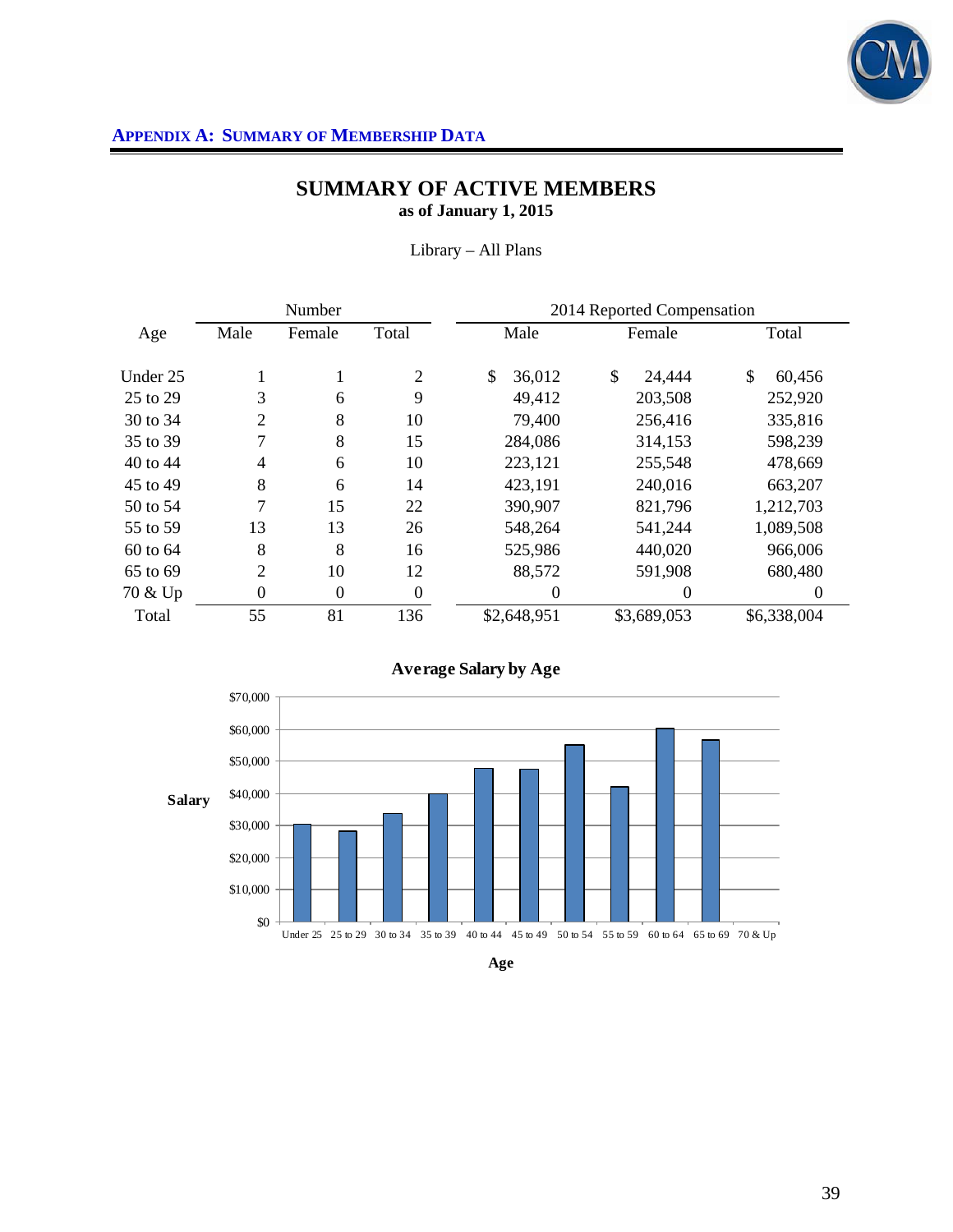**APPENDIX A: SUMMARY OF MEMBERSHIP DATA**

## SUMMARY OF ACTIVE MEMBERS

**as of January 1, 2015**

Library – All Plans

| Age | Number | | | 2014 Reported Compensation | | |
|---|---|---|---|---|---|---|
| | Male | Female | Total | Male | Female | Total |
| Under 25 | 1 | 1 | 2 | $ 36,012 | $ 24,444 | $ 60,456 |
| 25 to 29 | 3 | 6 | 9 | 49,412 | 203,508 | 252,920 |
| 30 to 34 | 2 | 8 | 10 | 79,400 | 256,416 | 335,816 |
| 35 to 39 | 7 | 8 | 15 | 284,086 | 314,153 | 598,239 |
| 40 to 44 | 4 | 6 | 10 | 223,121 | 255,548 | 478,669 |
| 45 to 49 | 8 | 6 | 14 | 423,191 | 240,016 | 663,207 |
| 50 to 54 | 7 | 15 | 22 | 390,907 | 821,796 | 1,212,703 |
| 55 to 59 | 13 | 13 | 26 | 548,264 | 541,244 | 1,089,508 |
| 60 to 64 | 8 | 8 | 16 | 525,986 | 440,020 | 966,006 |
| 65 to 69 | 2 | 10 | 12 | 88,572 | 591,908 | 680,480 |
| 70 & Up | 0 | 0 | 0 | 0 | 0 | 0 |
| Total | 55 | 81 | 136 | $2,648,951 | $3,689,053 | $6,338,004 |

**Average Salary by Age**

| Age | Salary (approx.) |
|---|---|
| Under 25 | $30,000 |
| 25 to 29 | $28,000 |
| 30 to 34 | $34,000 |
| 35 to 39 | $40,000 |
| 40 to 44 | $48,000 |
| 45 to 49 | $47,000 |
| 50 to 54 | $55,000 |
| 55 to 59 | $42,000 |
| 60 to 64 | $60,000 |
| 65 to 69 | $57,000 |
| 70 & Up | $0 |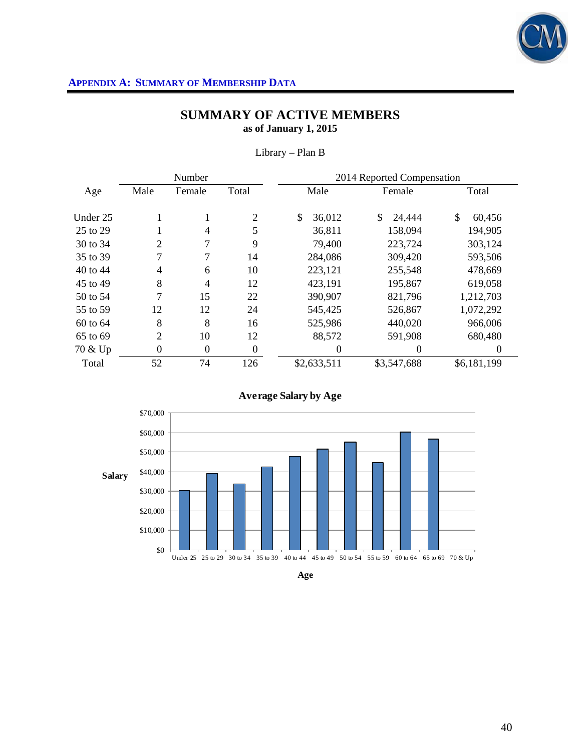**Appendix A: Summary of Membership Data**

# SUMMARY OF ACTIVE MEMBERS

**as of January 1, 2015**

Library – Plan B

| Age | Number | | | 2014 Reported Compensation | | |
|---|---|---|---|---|---|---|
| | Male | Female | Total | Male | Female | Total |
| Under 25 | 1 | 1 | 2 | $ 36,012 | $ 24,444 | $ 60,456 |
| 25 to 29 | 1 | 4 | 5 | 36,811 | 158,094 | 194,905 |
| 30 to 34 | 2 | 7 | 9 | 79,400 | 223,724 | 303,124 |
| 35 to 39 | 7 | 7 | 14 | 284,086 | 309,420 | 593,506 |
| 40 to 44 | 4 | 6 | 10 | 223,121 | 255,548 | 478,669 |
| 45 to 49 | 8 | 4 | 12 | 423,191 | 195,867 | 619,058 |
| 50 to 54 | 7 | 15 | 22 | 390,907 | 821,796 | 1,212,703 |
| 55 to 59 | 12 | 12 | 24 | 545,425 | 526,867 | 1,072,292 |
| 60 to 64 | 8 | 8 | 16 | 525,986 | 440,020 | 966,006 |
| 65 to 69 | 2 | 10 | 12 | 88,572 | 591,908 | 680,480 |
| 70 & Up | 0 | 0 | 0 | 0 | 0 | 0 |
| Total | 52 | 74 | 126 | $2,633,511 | $3,547,688 | $6,181,199 |

**Average Salary by Age**

| Age | Average Salary (approx.) |
|---|---|
| Under 25 | $30,000 |
| 25 to 29 | $39,000 |
| 30 to 34 | $34,000 |
| 35 to 39 | $42,000 |
| 40 to 44 | $48,000 |
| 45 to 49 | $52,000 |
| 50 to 54 | $55,000 |
| 55 to 59 | $45,000 |
| 60 to 64 | $60,000 |
| 65 to 69 | $57,000 |
| 70 & Up | $0 |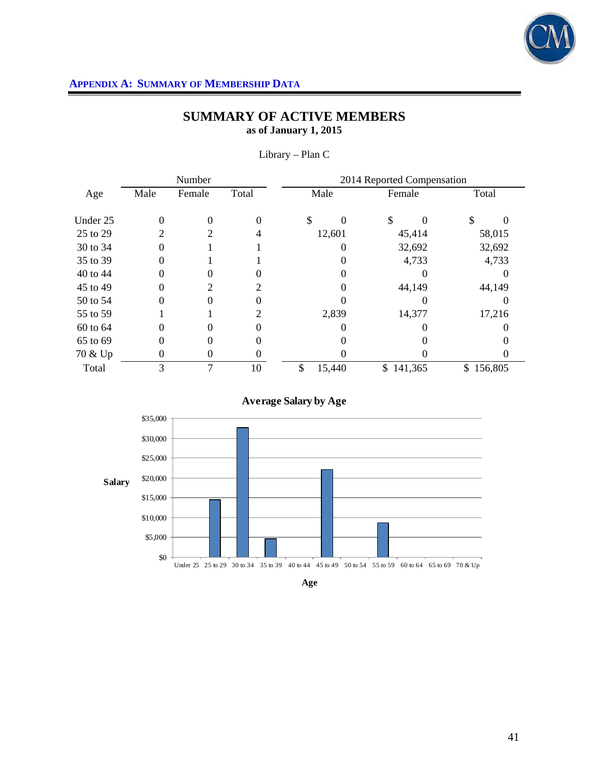**APPENDIX A: SUMMARY OF MEMBERSHIP DATA**

## SUMMARY OF ACTIVE MEMBERS

**as of January 1, 2015**

Library – Plan C

| Age | Number | | | 2014 Reported Compensation | | |
|---|---|---|---|---|---|---|
| | Male | Female | Total | Male | Female | Total |
| Under 25 | 0 | 0 | 0 | $ 0 | $ 0 | $ 0 |
| 25 to 29 | 2 | 2 | 4 | 12,601 | 45,414 | 58,015 |
| 30 to 34 | 0 | 1 | 1 | 0 | 32,692 | 32,692 |
| 35 to 39 | 0 | 1 | 1 | 0 | 4,733 | 4,733 |
| 40 to 44 | 0 | 0 | 0 | 0 | 0 | 0 |
| 45 to 49 | 0 | 2 | 2 | 0 | 44,149 | 44,149 |
| 50 to 54 | 0 | 0 | 0 | 0 | 0 | 0 |
| 55 to 59 | 1 | 1 | 2 | 2,839 | 14,377 | 17,216 |
| 60 to 64 | 0 | 0 | 0 | 0 | 0 | 0 |
| 65 to 69 | 0 | 0 | 0 | 0 | 0 | 0 |
| 70 & Up | 0 | 0 | 0 | 0 | 0 | 0 |
| Total | 3 | 7 | 10 | $ 15,440 | $ 141,365 | $ 156,805 |

**Average Salary by Age**

Salary: $0, $5,000, $10,000, $15,000, $20,000, $25,000, $30,000, $35,000

Age: Under 25, 25 to 29, 30 to 34, 35 to 39, 40 to 44, 45 to 49, 50 to 54, 55 to 59, 60 to 64, 65 to 69, 70 & Up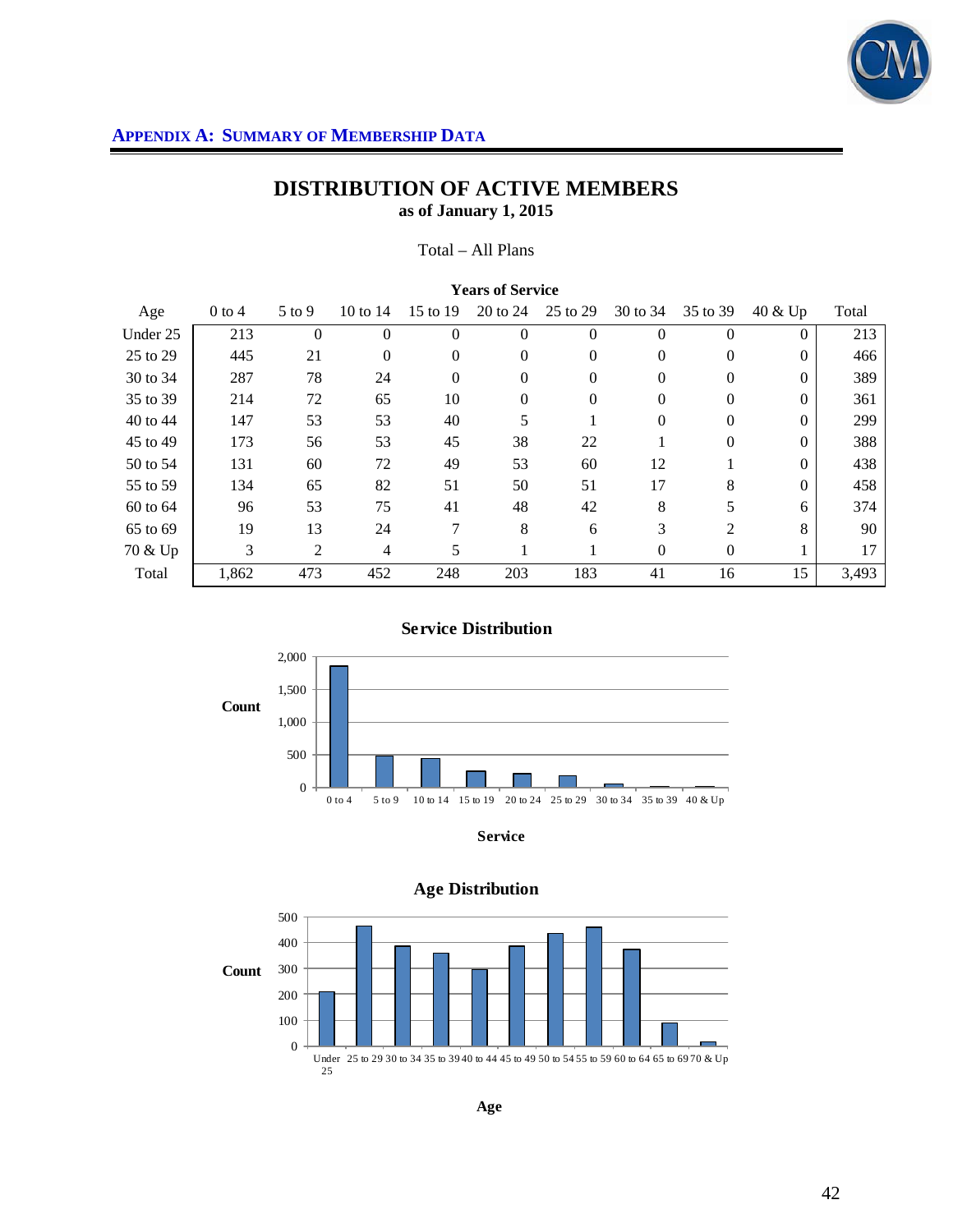## APPENDIX A: SUMMARY OF MEMBERSHIP DATA

# DISTRIBUTION OF ACTIVE MEMBERS

**as of January 1, 2015**

Total – All Plans

| | **Years of Service** | | | | | | | | | |
|---|---|---|---|---|---|---|---|---|---|---|
| Age | 0 to 4 | 5 to 9 | 10 to 14 | 15 to 19 | 20 to 24 | 25 to 29 | 30 to 34 | 35 to 39 | 40 & Up | Total |
| Under 25 | 213 | 0 | 0 | 0 | 0 | 0 | 0 | 0 | 0 | 213 |
| 25 to 29 | 445 | 21 | 0 | 0 | 0 | 0 | 0 | 0 | 0 | 466 |
| 30 to 34 | 287 | 78 | 24 | 0 | 0 | 0 | 0 | 0 | 0 | 389 |
| 35 to 39 | 214 | 72 | 65 | 10 | 0 | 0 | 0 | 0 | 0 | 361 |
| 40 to 44 | 147 | 53 | 53 | 40 | 5 | 1 | 0 | 0 | 0 | 299 |
| 45 to 49 | 173 | 56 | 53 | 45 | 38 | 22 | 1 | 0 | 0 | 388 |
| 50 to 54 | 131 | 60 | 72 | 49 | 53 | 60 | 12 | 1 | 0 | 438 |
| 55 to 59 | 134 | 65 | 82 | 51 | 50 | 51 | 17 | 8 | 0 | 458 |
| 60 to 64 | 96 | 53 | 75 | 41 | 48 | 42 | 8 | 5 | 6 | 374 |
| 65 to 69 | 19 | 13 | 24 | 7 | 8 | 6 | 3 | 2 | 8 | 90 |
| 70 & Up | 3 | 2 | 4 | 5 | 1 | 1 | 0 | 0 | 1 | 17 |
| Total | 1,862 | 473 | 452 | 248 | 203 | 183 | 41 | 16 | 15 | 3,493 |

**Service Distribution**

**Age Distribution**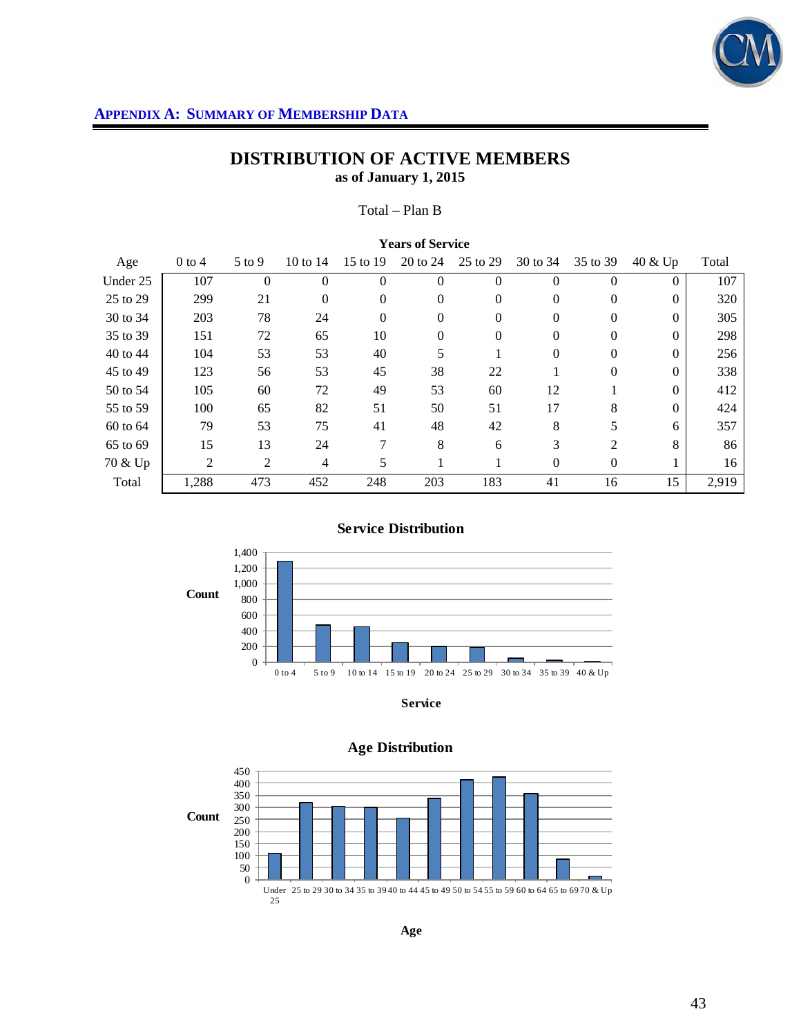## APPENDIX A: SUMMARY OF MEMBERSHIP DATA

# DISTRIBUTION OF ACTIVE MEMBERS

**as of January 1, 2015**

Total – Plan B

| | Years of Service | | | | | | | | | |
|---|---|---|---|---|---|---|---|---|---|---|
| Age | 0 to 4 | 5 to 9 | 10 to 14 | 15 to 19 | 20 to 24 | 25 to 29 | 30 to 34 | 35 to 39 | 40 & Up | Total |
| Under 25 | 107 | 0 | 0 | 0 | 0 | 0 | 0 | 0 | 0 | 107 |
| 25 to 29 | 299 | 21 | 0 | 0 | 0 | 0 | 0 | 0 | 0 | 320 |
| 30 to 34 | 203 | 78 | 24 | 0 | 0 | 0 | 0 | 0 | 0 | 305 |
| 35 to 39 | 151 | 72 | 65 | 10 | 0 | 0 | 0 | 0 | 0 | 298 |
| 40 to 44 | 104 | 53 | 53 | 40 | 5 | 1 | 0 | 0 | 0 | 256 |
| 45 to 49 | 123 | 56 | 53 | 45 | 38 | 22 | 1 | 0 | 0 | 338 |
| 50 to 54 | 105 | 60 | 72 | 49 | 53 | 60 | 12 | 1 | 0 | 412 |
| 55 to 59 | 100 | 65 | 82 | 51 | 50 | 51 | 17 | 8 | 0 | 424 |
| 60 to 64 | 79 | 53 | 75 | 41 | 48 | 42 | 8 | 5 | 6 | 357 |
| 65 to 69 | 15 | 13 | 24 | 7 | 8 | 6 | 3 | 2 | 8 | 86 |
| 70 & Up | 2 | 2 | 4 | 5 | 1 | 1 | 0 | 0 | 1 | 16 |
| Total | 1,288 | 473 | 452 | 248 | 203 | 183 | 41 | 16 | 15 | 2,919 |

### Service Distribution

Count

1,400
1,200
1,000
800
600
400
200
0

0 to 4 | 5 to 9 | 10 to 14 | 15 to 19 | 20 to 24 | 25 to 29 | 30 to 34 | 35 to 39 | 40 & Up

Service

### Age Distribution

Count

450
400
350
300
250
200
150
100
50
0

Under 25 | 25 to 29 | 30 to 34 | 35 to 39 | 40 to 44 | 45 to 49 | 50 to 54 | 55 to 59 | 60 to 64 | 65 to 69 | 70 & Up

Age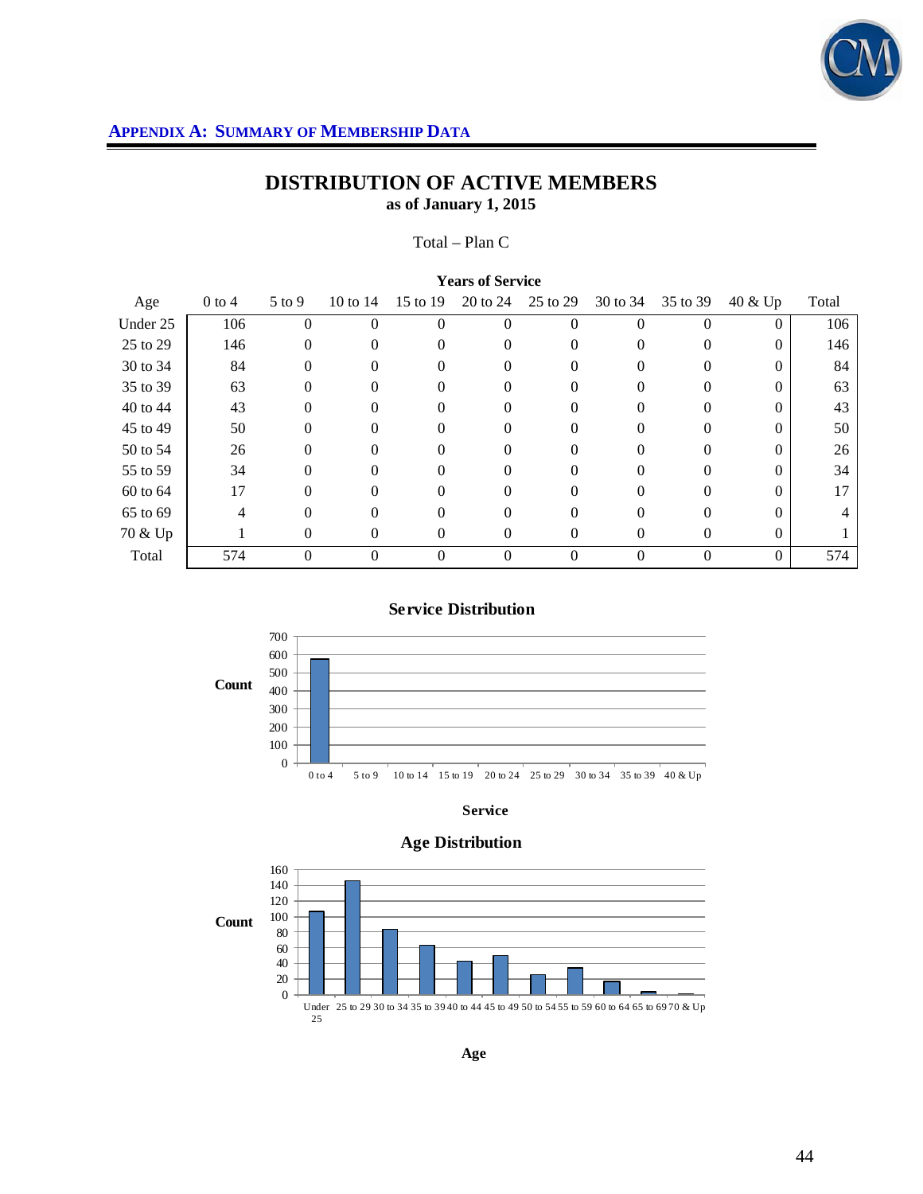## APPENDIX A: SUMMARY OF MEMBERSHIP DATA

# DISTRIBUTION OF ACTIVE MEMBERS

**as of January 1, 2015**

Total – Plan C

| Age | Years of Service | | | | | | | | | Total |
|---|---|---|---|---|---|---|---|---|---|---|
| | 0 to 4 | 5 to 9 | 10 to 14 | 15 to 19 | 20 to 24 | 25 to 29 | 30 to 34 | 35 to 39 | 40 & Up | |
| Under 25 | 106 | 0 | 0 | 0 | 0 | 0 | 0 | 0 | 0 | 106 |
| 25 to 29 | 146 | 0 | 0 | 0 | 0 | 0 | 0 | 0 | 0 | 146 |
| 30 to 34 | 84 | 0 | 0 | 0 | 0 | 0 | 0 | 0 | 0 | 84 |
| 35 to 39 | 63 | 0 | 0 | 0 | 0 | 0 | 0 | 0 | 0 | 63 |
| 40 to 44 | 43 | 0 | 0 | 0 | 0 | 0 | 0 | 0 | 0 | 43 |
| 45 to 49 | 50 | 0 | 0 | 0 | 0 | 0 | 0 | 0 | 0 | 50 |
| 50 to 54 | 26 | 0 | 0 | 0 | 0 | 0 | 0 | 0 | 0 | 26 |
| 55 to 59 | 34 | 0 | 0 | 0 | 0 | 0 | 0 | 0 | 0 | 34 |
| 60 to 64 | 17 | 0 | 0 | 0 | 0 | 0 | 0 | 0 | 0 | 17 |
| 65 to 69 | 4 | 0 | 0 | 0 | 0 | 0 | 0 | 0 | 0 | 4 |
| 70 & Up | 1 | 0 | 0 | 0 | 0 | 0 | 0 | 0 | 0 | 1 |
| Total | 574 | 0 | 0 | 0 | 0 | 0 | 0 | 0 | 0 | 574 |

**Service Distribution**

| Service | 0 to 4 | 5 to 9 | 10 to 14 | 15 to 19 | 20 to 24 | 25 to 29 | 30 to 34 | 35 to 39 | 40 & Up |
|---|---|---|---|---|---|---|---|---|---|
| Count | 574 | 0 | 0 | 0 | 0 | 0 | 0 | 0 | 0 |

**Age Distribution**

| Age | Under 25 | 25 to 29 | 30 to 34 | 35 to 39 | 40 to 44 | 45 to 49 | 50 to 54 | 55 to 59 | 60 to 64 | 65 to 69 | 70 & Up |
|---|---|---|---|---|---|---|---|---|---|---|---|
| Count | 106 | 146 | 84 | 63 | 43 | 50 | 26 | 34 | 17 | 4 | 1 |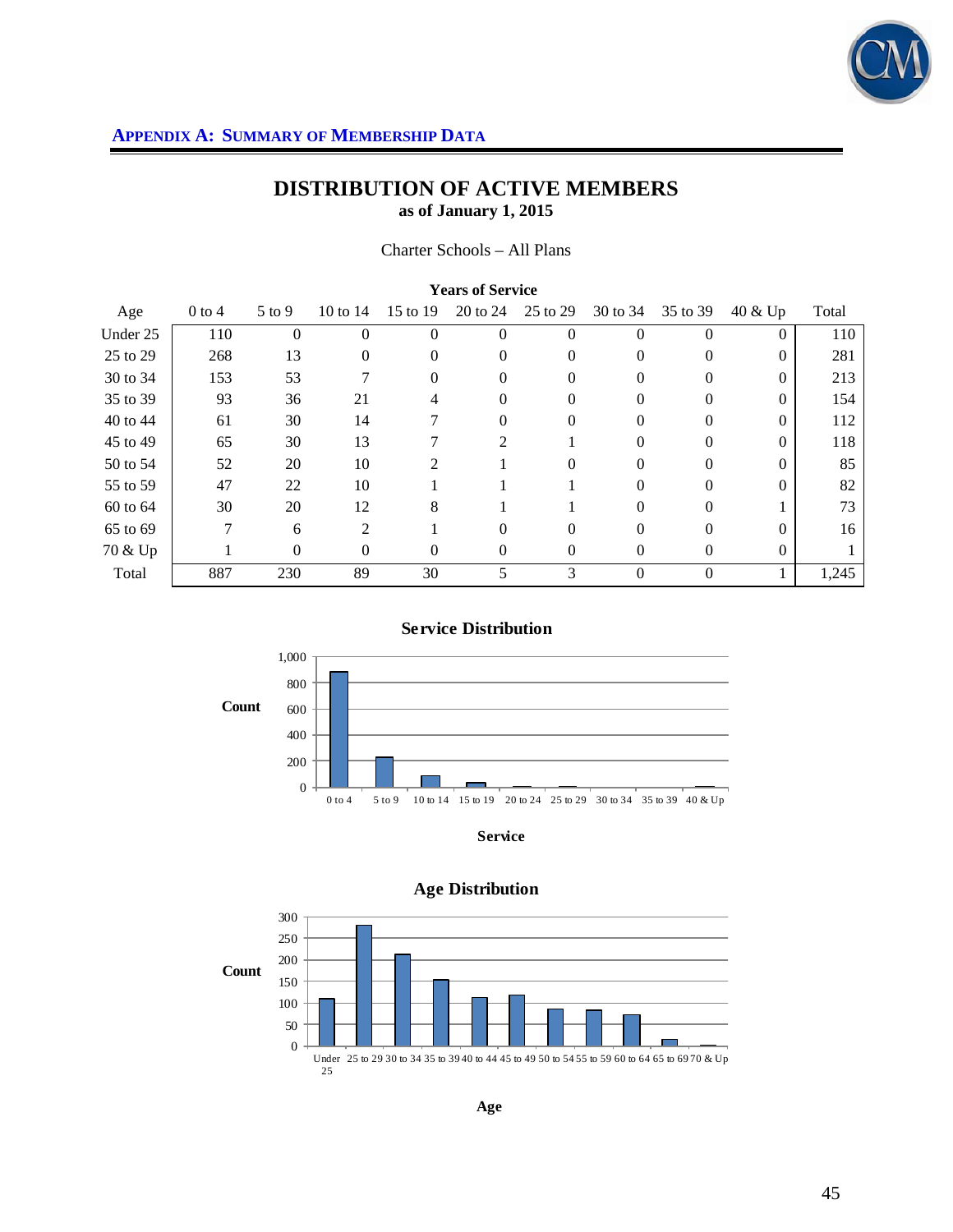**APPENDIX A: SUMMARY OF MEMBERSHIP DATA**

## DISTRIBUTION OF ACTIVE MEMBERS
### as of January 1, 2015

Charter Schools – All Plans

| | Years of Service | | | | | | | | | |
|---|---|---|---|---|---|---|---|---|---|---|
| Age | 0 to 4 | 5 to 9 | 10 to 14 | 15 to 19 | 20 to 24 | 25 to 29 | 30 to 34 | 35 to 39 | 40 & Up | Total |
| Under 25 | 110 | 0 | 0 | 0 | 0 | 0 | 0 | 0 | 0 | 110 |
| 25 to 29 | 268 | 13 | 0 | 0 | 0 | 0 | 0 | 0 | 0 | 281 |
| 30 to 34 | 153 | 53 | 7 | 0 | 0 | 0 | 0 | 0 | 0 | 213 |
| 35 to 39 | 93 | 36 | 21 | 4 | 0 | 0 | 0 | 0 | 0 | 154 |
| 40 to 44 | 61 | 30 | 14 | 7 | 0 | 0 | 0 | 0 | 0 | 112 |
| 45 to 49 | 65 | 30 | 13 | 7 | 2 | 1 | 0 | 0 | 0 | 118 |
| 50 to 54 | 52 | 20 | 10 | 2 | 1 | 0 | 0 | 0 | 0 | 85 |
| 55 to 59 | 47 | 22 | 10 | 1 | 1 | 1 | 0 | 0 | 0 | 82 |
| 60 to 64 | 30 | 20 | 12 | 8 | 1 | 1 | 0 | 0 | 1 | 73 |
| 65 to 69 | 7 | 6 | 2 | 1 | 0 | 0 | 0 | 0 | 0 | 16 |
| 70 & Up | 1 | 0 | 0 | 0 | 0 | 0 | 0 | 0 | 0 | 1 |
| Total | 887 | 230 | 89 | 30 | 5 | 3 | 0 | 0 | 1 | 1,245 |

**Service Distribution**

**Age Distribution**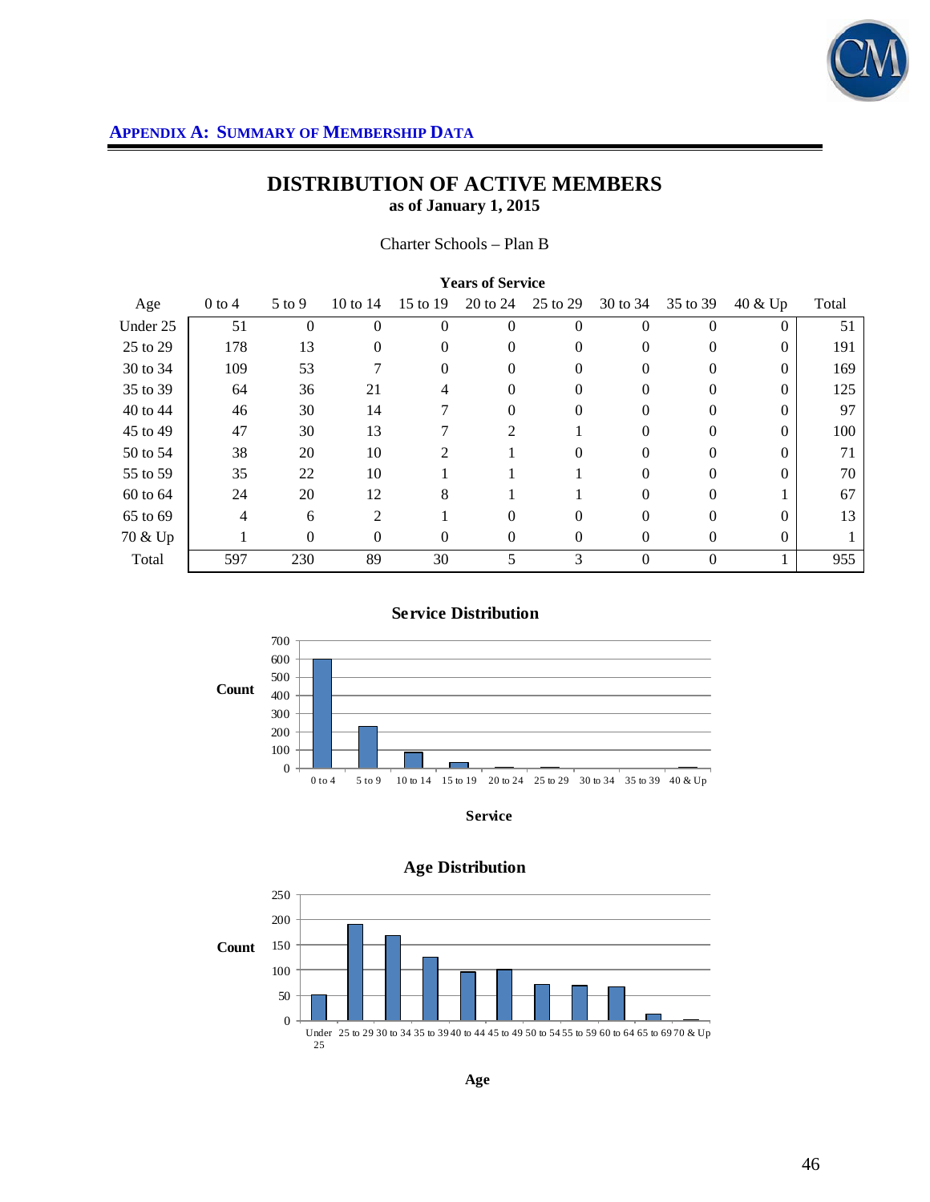## Appendix A: Summary of Membership Data

# DISTRIBUTION OF ACTIVE MEMBERS

**as of January 1, 2015**

Charter Schools – Plan B

| | Years of Service | | | | | | | | | |
|---|---|---|---|---|---|---|---|---|---|---|
| Age | 0 to 4 | 5 to 9 | 10 to 14 | 15 to 19 | 20 to 24 | 25 to 29 | 30 to 34 | 35 to 39 | 40 & Up | Total |
| Under 25 | 51 | 0 | 0 | 0 | 0 | 0 | 0 | 0 | 0 | 51 |
| 25 to 29 | 178 | 13 | 0 | 0 | 0 | 0 | 0 | 0 | 0 | 191 |
| 30 to 34 | 109 | 53 | 7 | 0 | 0 | 0 | 0 | 0 | 0 | 169 |
| 35 to 39 | 64 | 36 | 21 | 4 | 0 | 0 | 0 | 0 | 0 | 125 |
| 40 to 44 | 46 | 30 | 14 | 7 | 0 | 0 | 0 | 0 | 0 | 97 |
| 45 to 49 | 47 | 30 | 13 | 7 | 2 | 1 | 0 | 0 | 0 | 100 |
| 50 to 54 | 38 | 20 | 10 | 2 | 1 | 0 | 0 | 0 | 0 | 71 |
| 55 to 59 | 35 | 22 | 10 | 1 | 1 | 1 | 0 | 0 | 0 | 70 |
| 60 to 64 | 24 | 20 | 12 | 8 | 1 | 1 | 0 | 0 | 1 | 67 |
| 65 to 69 | 4 | 6 | 2 | 1 | 0 | 0 | 0 | 0 | 0 | 13 |
| 70 & Up | 1 | 0 | 0 | 0 | 0 | 0 | 0 | 0 | 0 | 1 |
| Total | 597 | 230 | 89 | 30 | 5 | 3 | 0 | 0 | 1 | 955 |

**Service Distribution**

**Age Distribution**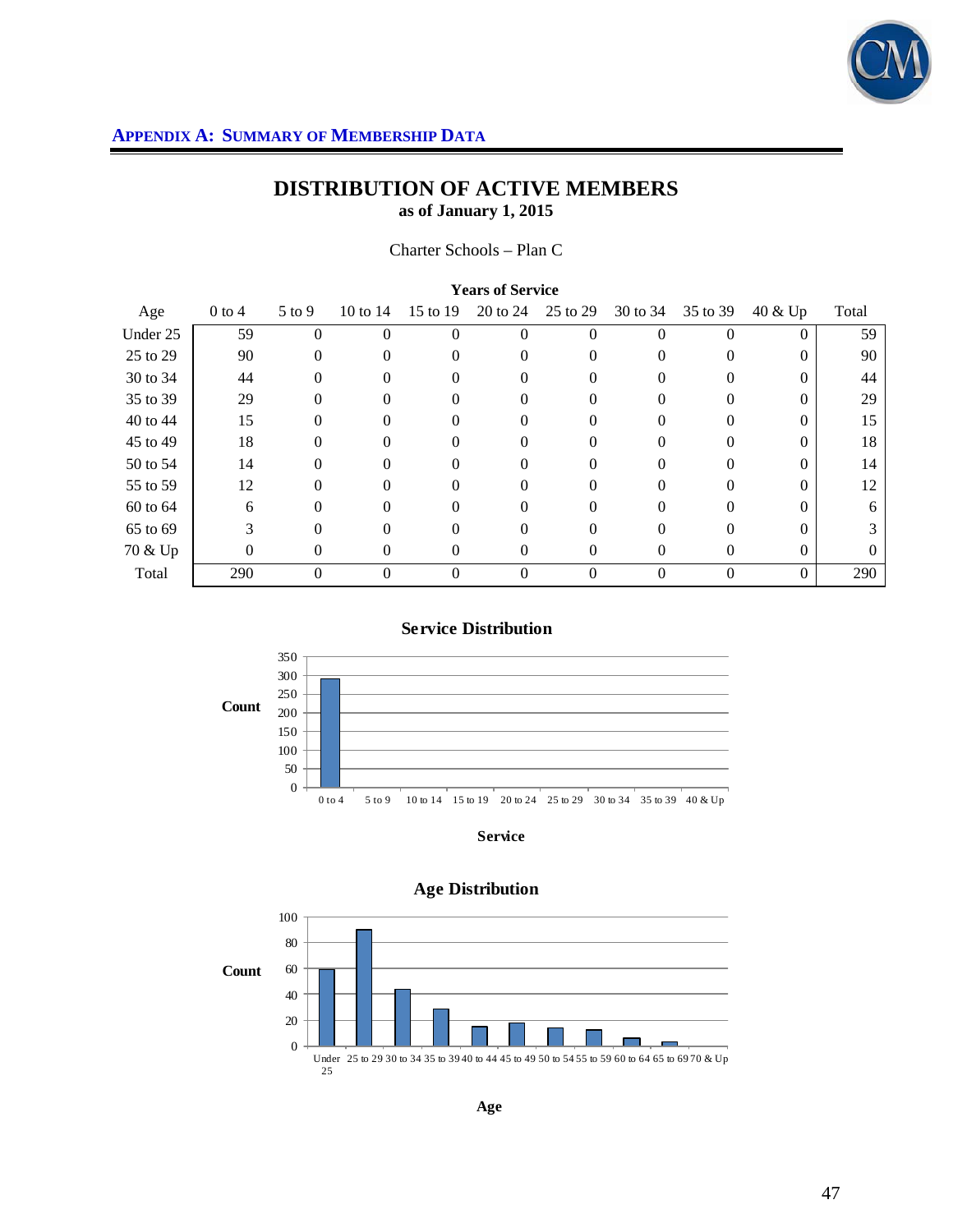## APPENDIX A: SUMMARY OF MEMBERSHIP DATA

# DISTRIBUTION OF ACTIVE MEMBERS
### as of January 1, 2015

Charter Schools – Plan C

| | Years of Service | | | | | | | | | |
|---|---|---|---|---|---|---|---|---|---|---|
| Age | 0 to 4 | 5 to 9 | 10 to 14 | 15 to 19 | 20 to 24 | 25 to 29 | 30 to 34 | 35 to 39 | 40 & Up | Total |
| Under 25 | 59 | 0 | 0 | 0 | 0 | 0 | 0 | 0 | 0 | 59 |
| 25 to 29 | 90 | 0 | 0 | 0 | 0 | 0 | 0 | 0 | 0 | 90 |
| 30 to 34 | 44 | 0 | 0 | 0 | 0 | 0 | 0 | 0 | 0 | 44 |
| 35 to 39 | 29 | 0 | 0 | 0 | 0 | 0 | 0 | 0 | 0 | 29 |
| 40 to 44 | 15 | 0 | 0 | 0 | 0 | 0 | 0 | 0 | 0 | 15 |
| 45 to 49 | 18 | 0 | 0 | 0 | 0 | 0 | 0 | 0 | 0 | 18 |
| 50 to 54 | 14 | 0 | 0 | 0 | 0 | 0 | 0 | 0 | 0 | 14 |
| 55 to 59 | 12 | 0 | 0 | 0 | 0 | 0 | 0 | 0 | 0 | 12 |
| 60 to 64 | 6 | 0 | 0 | 0 | 0 | 0 | 0 | 0 | 0 | 6 |
| 65 to 69 | 3 | 0 | 0 | 0 | 0 | 0 | 0 | 0 | 0 | 3 |
| 70 & Up | 0 | 0 | 0 | 0 | 0 | 0 | 0 | 0 | 0 | 0 |
| Total | 290 | 0 | 0 | 0 | 0 | 0 | 0 | 0 | 0 | 290 |

**Service Distribution**

| Service | Count |
|---|---|
| 0 to 4 | 290 |
| 5 to 9 | 0 |
| 10 to 14 | 0 |
| 15 to 19 | 0 |
| 20 to 24 | 0 |
| 25 to 29 | 0 |
| 30 to 34 | 0 |
| 35 to 39 | 0 |
| 40 & Up | 0 |

**Age Distribution**

| Age | Count |
|---|---|
| Under 25 | 59 |
| 25 to 29 | 90 |
| 30 to 34 | 44 |
| 35 to 39 | 29 |
| 40 to 44 | 15 |
| 45 to 49 | 18 |
| 50 to 54 | 14 |
| 55 to 59 | 12 |
| 60 to 64 | 6 |
| 65 to 69 | 3 |
| 70 & Up | 0 |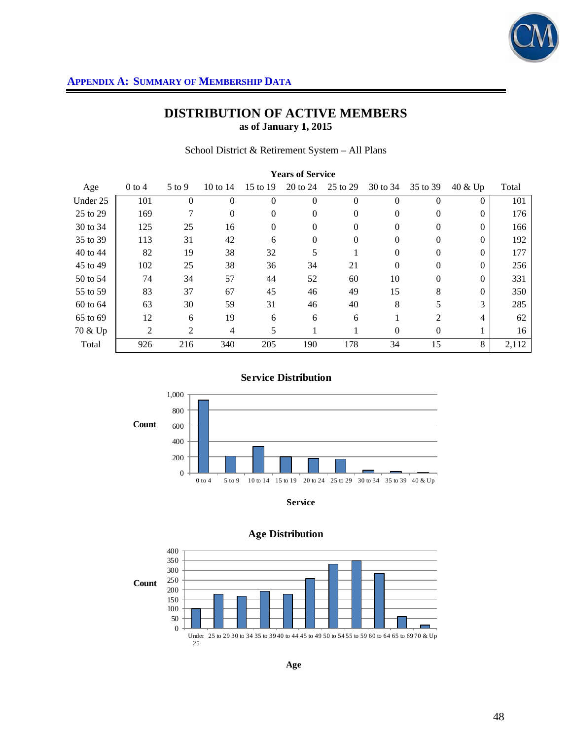## APPENDIX A: SUMMARY OF MEMBERSHIP DATA

# DISTRIBUTION OF ACTIVE MEMBERS

**as of January 1, 2015**

School District & Retirement System – All Plans

| | Years of Service | | | | | | | | | |
|---|---|---|---|---|---|---|---|---|---|---|
| Age | 0 to 4 | 5 to 9 | 10 to 14 | 15 to 19 | 20 to 24 | 25 to 29 | 30 to 34 | 35 to 39 | 40 & Up | Total |
| Under 25 | 101 | 0 | 0 | 0 | 0 | 0 | 0 | 0 | 0 | 101 |
| 25 to 29 | 169 | 7 | 0 | 0 | 0 | 0 | 0 | 0 | 0 | 176 |
| 30 to 34 | 125 | 25 | 16 | 0 | 0 | 0 | 0 | 0 | 0 | 166 |
| 35 to 39 | 113 | 31 | 42 | 6 | 0 | 0 | 0 | 0 | 0 | 192 |
| 40 to 44 | 82 | 19 | 38 | 32 | 5 | 1 | 0 | 0 | 0 | 177 |
| 45 to 49 | 102 | 25 | 38 | 36 | 34 | 21 | 0 | 0 | 0 | 256 |
| 50 to 54 | 74 | 34 | 57 | 44 | 52 | 60 | 10 | 0 | 0 | 331 |
| 55 to 59 | 83 | 37 | 67 | 45 | 46 | 49 | 15 | 8 | 0 | 350 |
| 60 to 64 | 63 | 30 | 59 | 31 | 46 | 40 | 8 | 5 | 3 | 285 |
| 65 to 69 | 12 | 6 | 19 | 6 | 6 | 6 | 1 | 2 | 4 | 62 |
| 70 & Up | 2 | 2 | 4 | 5 | 1 | 1 | 0 | 0 | 1 | 16 |
| Total | 926 | 216 | 340 | 205 | 190 | 178 | 34 | 15 | 8 | 2,112 |

**Service Distribution**

| Service | 0 to 4 | 5 to 9 | 10 to 14 | 15 to 19 | 20 to 24 | 25 to 29 | 30 to 34 | 35 to 39 | 40 & Up |
|---|---|---|---|---|---|---|---|---|---|
| Count | 926 | 216 | 340 | 205 | 190 | 178 | 34 | 15 | 8 |

**Age Distribution**

| Age | Under 25 | 25 to 29 | 30 to 34 | 35 to 39 | 40 to 44 | 45 to 49 | 50 to 54 | 55 to 59 | 60 to 64 | 65 to 69 | 70 & Up |
|---|---|---|---|---|---|---|---|---|---|---|---|
| Count | 101 | 176 | 166 | 192 | 177 | 256 | 331 | 350 | 285 | 62 | 16 |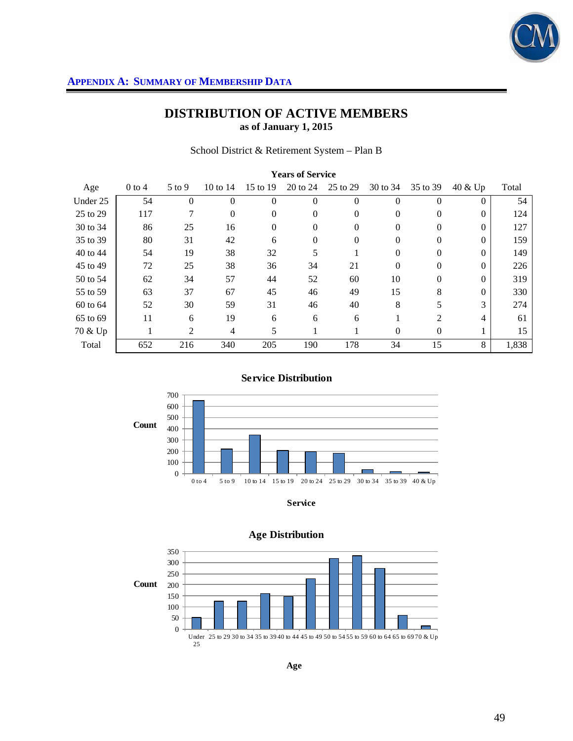**APPENDIX A: SUMMARY OF MEMBERSHIP DATA**

# DISTRIBUTION OF ACTIVE MEMBERS
**as of January 1, 2015**

School District & Retirement System – Plan B

| | Years of Service | | | | | | | | | |
|---|---|---|---|---|---|---|---|---|---|---|
| Age | 0 to 4 | 5 to 9 | 10 to 14 | 15 to 19 | 20 to 24 | 25 to 29 | 30 to 34 | 35 to 39 | 40 & Up | Total |
| Under 25 | 54 | 0 | 0 | 0 | 0 | 0 | 0 | 0 | 0 | 54 |
| 25 to 29 | 117 | 7 | 0 | 0 | 0 | 0 | 0 | 0 | 0 | 124 |
| 30 to 34 | 86 | 25 | 16 | 0 | 0 | 0 | 0 | 0 | 0 | 127 |
| 35 to 39 | 80 | 31 | 42 | 6 | 0 | 0 | 0 | 0 | 0 | 159 |
| 40 to 44 | 54 | 19 | 38 | 32 | 5 | 1 | 0 | 0 | 0 | 149 |
| 45 to 49 | 72 | 25 | 38 | 36 | 34 | 21 | 0 | 0 | 0 | 226 |
| 50 to 54 | 62 | 34 | 57 | 44 | 52 | 60 | 10 | 0 | 0 | 319 |
| 55 to 59 | 63 | 37 | 67 | 45 | 46 | 49 | 15 | 8 | 0 | 330 |
| 60 to 64 | 52 | 30 | 59 | 31 | 46 | 40 | 8 | 5 | 3 | 274 |
| 65 to 69 | 11 | 6 | 19 | 6 | 6 | 6 | 1 | 2 | 4 | 61 |
| 70 & Up | 1 | 2 | 4 | 5 | 1 | 1 | 0 | 0 | 1 | 15 |
| Total | 652 | 216 | 340 | 205 | 190 | 178 | 34 | 15 | 8 | 1,838 |

**Service Distribution**

| Service | Count |
|---|---|
| 0 to 4 | 652 |
| 5 to 9 | 216 |
| 10 to 14 | 340 |
| 15 to 19 | 205 |
| 20 to 24 | 190 |
| 25 to 29 | 178 |
| 30 to 34 | 34 |
| 35 to 39 | 15 |
| 40 & Up | 8 |

**Age Distribution**

| Age | Count |
|---|---|
| Under 25 | 54 |
| 25 to 29 | 124 |
| 30 to 34 | 127 |
| 35 to 39 | 159 |
| 40 to 44 | 149 |
| 45 to 49 | 226 |
| 50 to 54 | 319 |
| 55 to 59 | 330 |
| 60 to 64 | 274 |
| 65 to 69 | 61 |
| 70 & Up | 15 |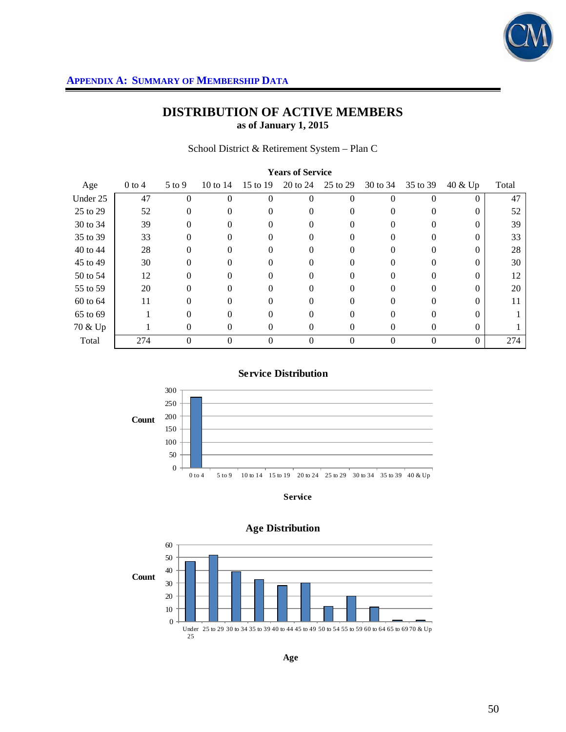## APPENDIX A: SUMMARY OF MEMBERSHIP DATA

# DISTRIBUTION OF ACTIVE MEMBERS

**as of January 1, 2015**

School District & Retirement System – Plan C

| | Years of Service | | | | | | | | | |
|---|---|---|---|---|---|---|---|---|---|---|
| Age | 0 to 4 | 5 to 9 | 10 to 14 | 15 to 19 | 20 to 24 | 25 to 29 | 30 to 34 | 35 to 39 | 40 & Up | Total |
| Under 25 | 47 | 0 | 0 | 0 | 0 | 0 | 0 | 0 | 0 | 47 |
| 25 to 29 | 52 | 0 | 0 | 0 | 0 | 0 | 0 | 0 | 0 | 52 |
| 30 to 34 | 39 | 0 | 0 | 0 | 0 | 0 | 0 | 0 | 0 | 39 |
| 35 to 39 | 33 | 0 | 0 | 0 | 0 | 0 | 0 | 0 | 0 | 33 |
| 40 to 44 | 28 | 0 | 0 | 0 | 0 | 0 | 0 | 0 | 0 | 28 |
| 45 to 49 | 30 | 0 | 0 | 0 | 0 | 0 | 0 | 0 | 0 | 30 |
| 50 to 54 | 12 | 0 | 0 | 0 | 0 | 0 | 0 | 0 | 0 | 12 |
| 55 to 59 | 20 | 0 | 0 | 0 | 0 | 0 | 0 | 0 | 0 | 20 |
| 60 to 64 | 11 | 0 | 0 | 0 | 0 | 0 | 0 | 0 | 0 | 11 |
| 65 to 69 | 1 | 0 | 0 | 0 | 0 | 0 | 0 | 0 | 0 | 1 |
| 70 & Up | 1 | 0 | 0 | 0 | 0 | 0 | 0 | 0 | 0 | 1 |
| Total | 274 | 0 | 0 | 0 | 0 | 0 | 0 | 0 | 0 | 274 |

**Service Distribution**

**Age Distribution**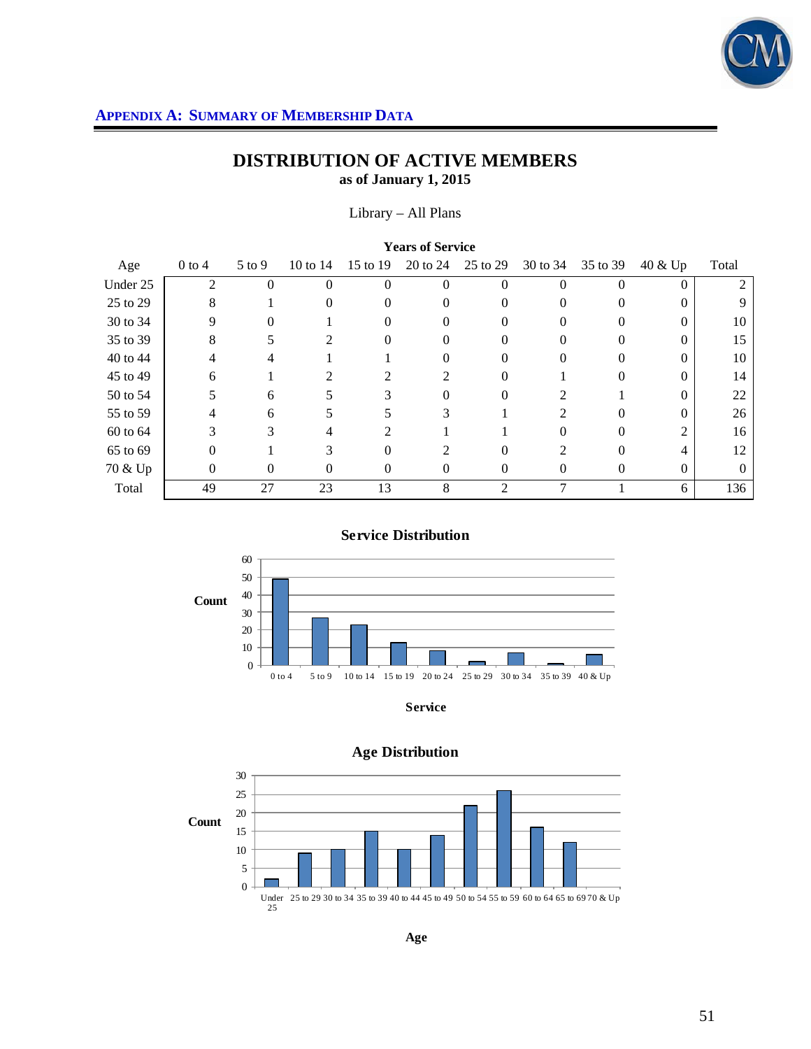## APPENDIX A: SUMMARY OF MEMBERSHIP DATA

# DISTRIBUTION OF ACTIVE MEMBERS

**as of January 1, 2015**

Library – All Plans

| | **Years of Service** | | | | | | | | | |
|---|---|---|---|---|---|---|---|---|---|---|
| Age | 0 to 4 | 5 to 9 | 10 to 14 | 15 to 19 | 20 to 24 | 25 to 29 | 30 to 34 | 35 to 39 | 40 & Up | Total |
| Under 25 | 2 | 0 | 0 | 0 | 0 | 0 | 0 | 0 | 0 | 2 |
| 25 to 29 | 8 | 1 | 0 | 0 | 0 | 0 | 0 | 0 | 0 | 9 |
| 30 to 34 | 9 | 0 | 1 | 0 | 0 | 0 | 0 | 0 | 0 | 10 |
| 35 to 39 | 8 | 5 | 2 | 0 | 0 | 0 | 0 | 0 | 0 | 15 |
| 40 to 44 | 4 | 4 | 1 | 1 | 0 | 0 | 0 | 0 | 0 | 10 |
| 45 to 49 | 6 | 1 | 2 | 2 | 2 | 0 | 1 | 0 | 0 | 14 |
| 50 to 54 | 5 | 6 | 5 | 3 | 0 | 0 | 2 | 1 | 0 | 22 |
| 55 to 59 | 4 | 6 | 5 | 5 | 3 | 1 | 2 | 0 | 0 | 26 |
| 60 to 64 | 3 | 3 | 4 | 2 | 1 | 1 | 0 | 0 | 2 | 16 |
| 65 to 69 | 0 | 1 | 3 | 0 | 2 | 0 | 2 | 0 | 4 | 12 |
| 70 & Up | 0 | 0 | 0 | 0 | 0 | 0 | 0 | 0 | 0 | 0 |
| Total | 49 | 27 | 23 | 13 | 8 | 2 | 7 | 1 | 6 | 136 |

**Service Distribution**

| Service | Count |
|---|---|
| 0 to 4 | 49 |
| 5 to 9 | 27 |
| 10 to 14 | 23 |
| 15 to 19 | 13 |
| 20 to 24 | 8 |
| 25 to 29 | 2 |
| 30 to 34 | 7 |
| 35 to 39 | 1 |
| 40 & Up | 6 |

**Age Distribution**

| Age | Count |
|---|---|
| Under 25 | 2 |
| 25 to 29 | 9 |
| 30 to 34 | 10 |
| 35 to 39 | 15 |
| 40 to 44 | 10 |
| 45 to 49 | 14 |
| 50 to 54 | 22 |
| 55 to 59 | 26 |
| 60 to 64 | 16 |
| 65 to 69 | 12 |
| 70 & Up | 0 |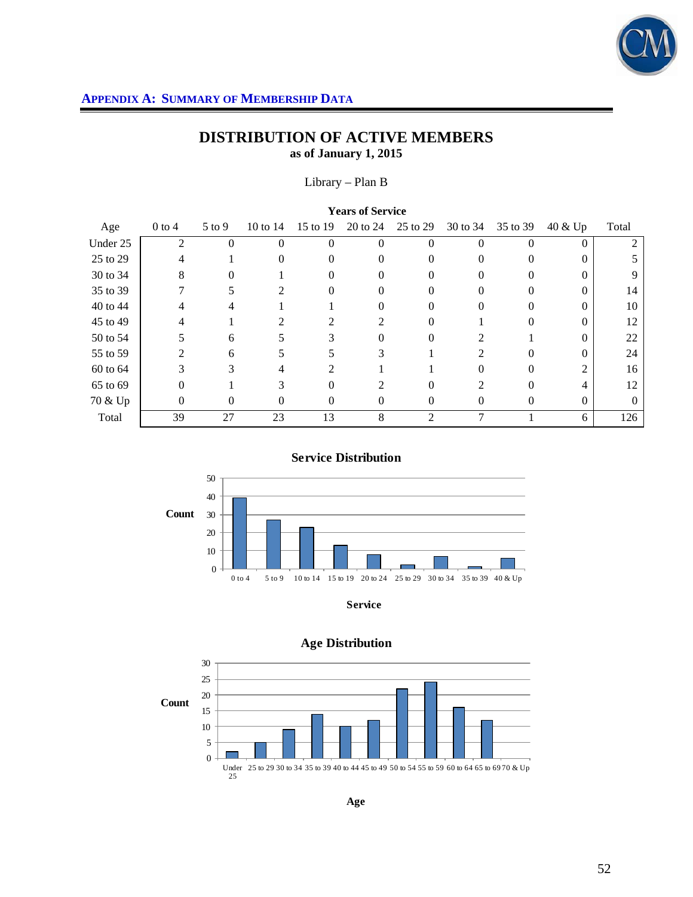## APPENDIX A: SUMMARY OF MEMBERSHIP DATA

# DISTRIBUTION OF ACTIVE MEMBERS
**as of January 1, 2015**

Library – Plan B

| | Years of Service | | | | | | | | | |
|---|---|---|---|---|---|---|---|---|---|---|
| Age | 0 to 4 | 5 to 9 | 10 to 14 | 15 to 19 | 20 to 24 | 25 to 29 | 30 to 34 | 35 to 39 | 40 & Up | Total |
| Under 25 | 2 | 0 | 0 | 0 | 0 | 0 | 0 | 0 | 0 | 2 |
| 25 to 29 | 4 | 1 | 0 | 0 | 0 | 0 | 0 | 0 | 0 | 5 |
| 30 to 34 | 8 | 0 | 1 | 0 | 0 | 0 | 0 | 0 | 0 | 9 |
| 35 to 39 | 7 | 5 | 2 | 0 | 0 | 0 | 0 | 0 | 0 | 14 |
| 40 to 44 | 4 | 4 | 1 | 1 | 0 | 0 | 0 | 0 | 0 | 10 |
| 45 to 49 | 4 | 1 | 2 | 2 | 2 | 0 | 1 | 0 | 0 | 12 |
| 50 to 54 | 5 | 6 | 5 | 3 | 0 | 0 | 2 | 1 | 0 | 22 |
| 55 to 59 | 2 | 6 | 5 | 5 | 3 | 1 | 2 | 0 | 0 | 24 |
| 60 to 64 | 3 | 3 | 4 | 2 | 1 | 1 | 0 | 0 | 2 | 16 |
| 65 to 69 | 0 | 1 | 3 | 0 | 2 | 0 | 2 | 0 | 4 | 12 |
| 70 & Up | 0 | 0 | 0 | 0 | 0 | 0 | 0 | 0 | 0 | 0 |
| Total | 39 | 27 | 23 | 13 | 8 | 2 | 7 | 1 | 6 | 126 |

**Service Distribution**

| Service | 0 to 4 | 5 to 9 | 10 to 14 | 15 to 19 | 20 to 24 | 25 to 29 | 30 to 34 | 35 to 39 | 40 & Up |
|---|---|---|---|---|---|---|---|---|---|
| Count | 39 | 27 | 23 | 13 | 8 | 2 | 7 | 1 | 6 |

**Age Distribution**

| Age | Under 25 | 25 to 29 | 30 to 34 | 35 to 39 | 40 to 44 | 45 to 49 | 50 to 54 | 55 to 59 | 60 to 64 | 65 to 69 | 70 & Up |
|---|---|---|---|---|---|---|---|---|---|---|---|
| Count | 2 | 5 | 9 | 14 | 10 | 12 | 22 | 24 | 16 | 12 | 0 |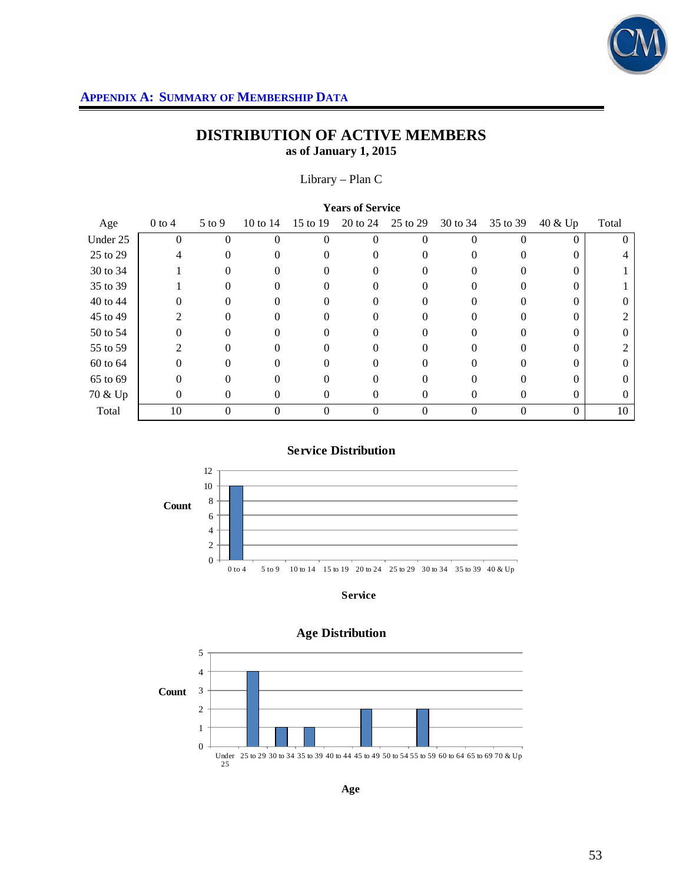## APPENDIX A: SUMMARY OF MEMBERSHIP DATA

# DISTRIBUTION OF ACTIVE MEMBERS

**as of January 1, 2015**

Library – Plan C

| | **Years of Service** | | | | | | | | | |
|---|---|---|---|---|---|---|---|---|---|---|
| Age | 0 to 4 | 5 to 9 | 10 to 14 | 15 to 19 | 20 to 24 | 25 to 29 | 30 to 34 | 35 to 39 | 40 & Up | Total |
| Under 25 | 0 | 0 | 0 | 0 | 0 | 0 | 0 | 0 | 0 | 0 |
| 25 to 29 | 4 | 0 | 0 | 0 | 0 | 0 | 0 | 0 | 0 | 4 |
| 30 to 34 | 1 | 0 | 0 | 0 | 0 | 0 | 0 | 0 | 0 | 1 |
| 35 to 39 | 1 | 0 | 0 | 0 | 0 | 0 | 0 | 0 | 0 | 1 |
| 40 to 44 | 0 | 0 | 0 | 0 | 0 | 0 | 0 | 0 | 0 | 0 |
| 45 to 49 | 2 | 0 | 0 | 0 | 0 | 0 | 0 | 0 | 0 | 2 |
| 50 to 54 | 0 | 0 | 0 | 0 | 0 | 0 | 0 | 0 | 0 | 0 |
| 55 to 59 | 2 | 0 | 0 | 0 | 0 | 0 | 0 | 0 | 0 | 2 |
| 60 to 64 | 0 | 0 | 0 | 0 | 0 | 0 | 0 | 0 | 0 | 0 |
| 65 to 69 | 0 | 0 | 0 | 0 | 0 | 0 | 0 | 0 | 0 | 0 |
| 70 & Up | 0 | 0 | 0 | 0 | 0 | 0 | 0 | 0 | 0 | 0 |
| Total | 10 | 0 | 0 | 0 | 0 | 0 | 0 | 0 | 0 | 10 |

**Service Distribution**

**Age Distribution**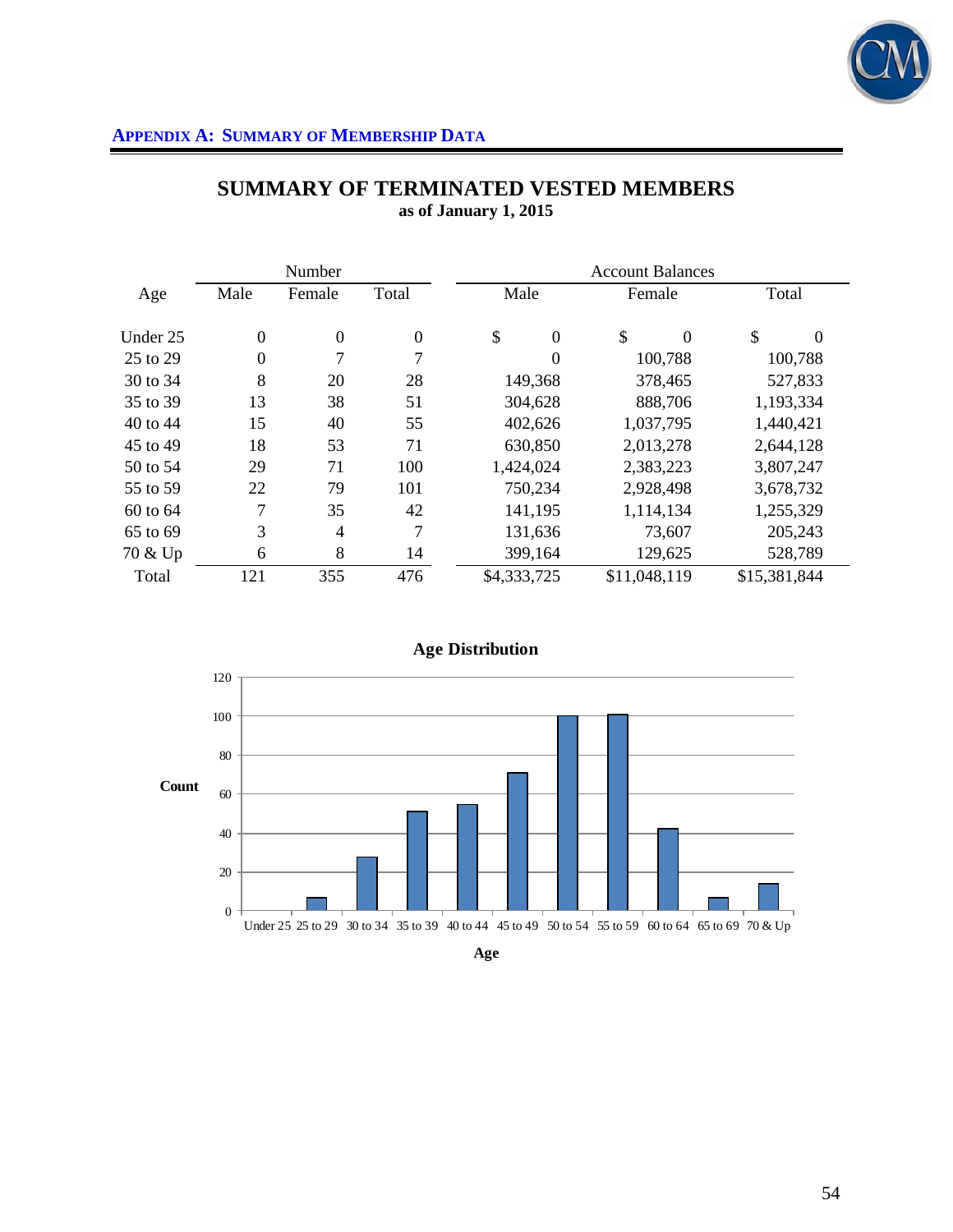**APPENDIX A: SUMMARY OF MEMBERSHIP DATA**

# SUMMARY OF TERMINATED VESTED MEMBERS

**as of January 1, 2015**

| | Number | | | Account Balances | | |
|---|---|---|---|---|---|---|
| Age | Male | Female | Total | Male | Female | Total |
| Under 25 | 0 | 0 | 0 | $ 0 | $ 0 | $ 0 |
| 25 to 29 | 0 | 7 | 7 | 0 | 100,788 | 100,788 |
| 30 to 34 | 8 | 20 | 28 | 149,368 | 378,465 | 527,833 |
| 35 to 39 | 13 | 38 | 51 | 304,628 | 888,706 | 1,193,334 |
| 40 to 44 | 15 | 40 | 55 | 402,626 | 1,037,795 | 1,440,421 |
| 45 to 49 | 18 | 53 | 71 | 630,850 | 2,013,278 | 2,644,128 |
| 50 to 54 | 29 | 71 | 100 | 1,424,024 | 2,383,223 | 3,807,247 |
| 55 to 59 | 22 | 79 | 101 | 750,234 | 2,928,498 | 3,678,732 |
| 60 to 64 | 7 | 35 | 42 | 141,195 | 1,114,134 | 1,255,329 |
| 65 to 69 | 3 | 4 | 7 | 131,636 | 73,607 | 205,243 |
| 70 & Up | 6 | 8 | 14 | 399,164 | 129,625 | 528,789 |
| Total | 121 | 355 | 476 | $4,333,725 | $11,048,119 | $15,381,844 |

**Age Distribution**

| Age | Count |
|---|---|
| Under 25 | 0 |
| 25 to 29 | 7 |
| 30 to 34 | 28 |
| 35 to 39 | 51 |
| 40 to 44 | 55 |
| 45 to 49 | 71 |
| 50 to 54 | 100 |
| 55 to 59 | 101 |
| 60 to 64 | 42 |
| 65 to 69 | 7 |
| 70 & Up | 14 |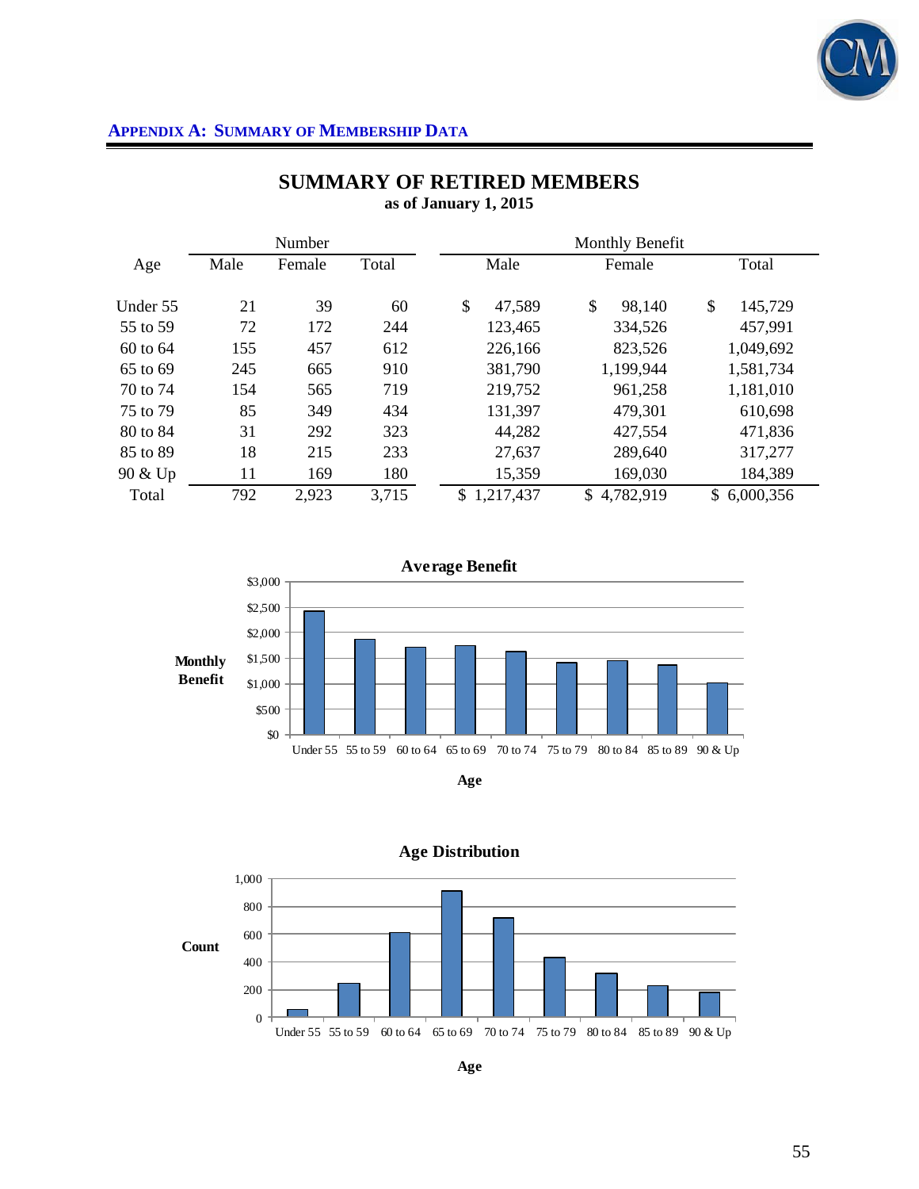## APPENDIX A: SUMMARY OF MEMBERSHIP DATA

# SUMMARY OF RETIRED MEMBERS
**as of January 1, 2015**

| Age | Number | | | Monthly Benefit | | |
|---|---|---|---|---|---|---|
| | Male | Female | Total | Male | Female | Total |
| Under 55 | 21 | 39 | 60 | $ 47,589 | $ 98,140 | $ 145,729 |
| 55 to 59 | 72 | 172 | 244 | 123,465 | 334,526 | 457,991 |
| 60 to 64 | 155 | 457 | 612 | 226,166 | 823,526 | 1,049,692 |
| 65 to 69 | 245 | 665 | 910 | 381,790 | 1,199,944 | 1,581,734 |
| 70 to 74 | 154 | 565 | 719 | 219,752 | 961,258 | 1,181,010 |
| 75 to 79 | 85 | 349 | 434 | 131,397 | 479,301 | 610,698 |
| 80 to 84 | 31 | 292 | 323 | 44,282 | 427,554 | 471,836 |
| 85 to 89 | 18 | 215 | 233 | 27,637 | 289,640 | 317,277 |
| 90 & Up | 11 | 169 | 180 | 15,359 | 169,030 | 184,389 |
| Total | 792 | 2,923 | 3,715 | $ 1,217,437 | $ 4,782,919 | $ 6,000,356 |

**Average Benefit**

**Age Distribution**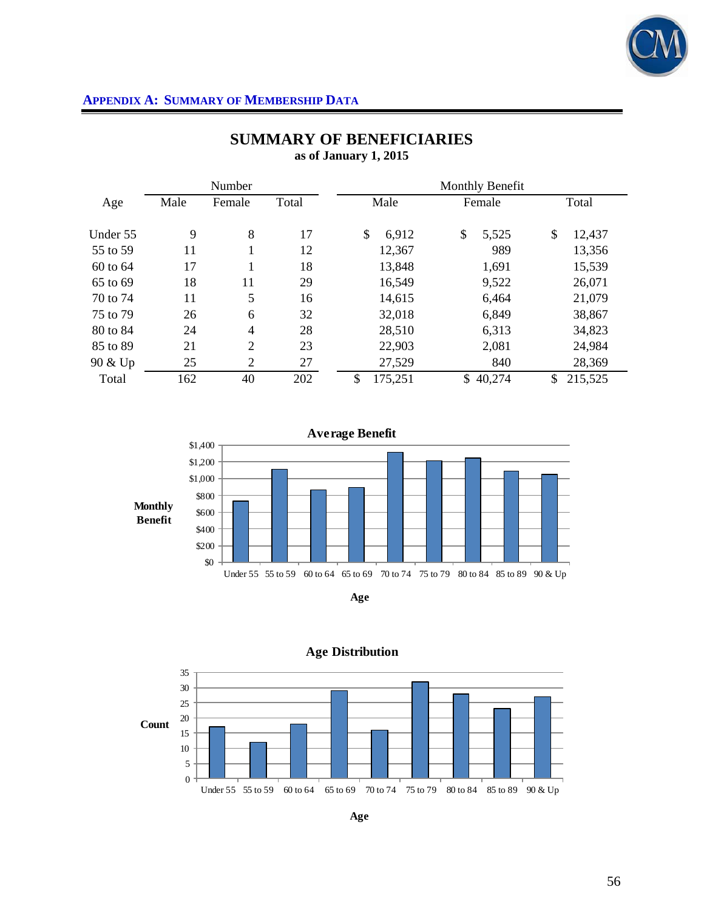**APPENDIX A: SUMMARY OF MEMBERSHIP DATA**

## SUMMARY OF BENEFICIARIES

**as of January 1, 2015**

| Age | Number | | | Monthly Benefit | | |
|---|---|---|---|---|---|---|
| | Male | Female | Total | Male | Female | Total |
| Under 55 | 9 | 8 | 17 | $ 6,912 | $ 5,525 | $ 12,437 |
| 55 to 59 | 11 | 1 | 12 | 12,367 | 989 | 13,356 |
| 60 to 64 | 17 | 1 | 18 | 13,848 | 1,691 | 15,539 |
| 65 to 69 | 18 | 11 | 29 | 16,549 | 9,522 | 26,071 |
| 70 to 74 | 11 | 5 | 16 | 14,615 | 6,464 | 21,079 |
| 75 to 79 | 26 | 6 | 32 | 32,018 | 6,849 | 38,867 |
| 80 to 84 | 24 | 4 | 28 | 28,510 | 6,313 | 34,823 |
| 85 to 89 | 21 | 2 | 23 | 22,903 | 2,081 | 24,984 |
| 90 & Up | 25 | 2 | 27 | 27,529 | 840 | 28,369 |
| Total | 162 | 40 | 202 | $ 175,251 | $ 40,274 | $ 215,525 |

**Average Benefit**

Monthly Benefit ($0 – $1,400) by Age: Under 55, 55 to 59, 60 to 64, 65 to 69, 70 to 74, 75 to 79, 80 to 84, 85 to 89, 90 & Up

**Age**

**Age Distribution**

Count (0 – 35) by Age: Under 55, 55 to 59, 60 to 64, 65 to 69, 70 to 74, 75 to 79, 80 to 84, 85 to 89, 90 & Up

**Age**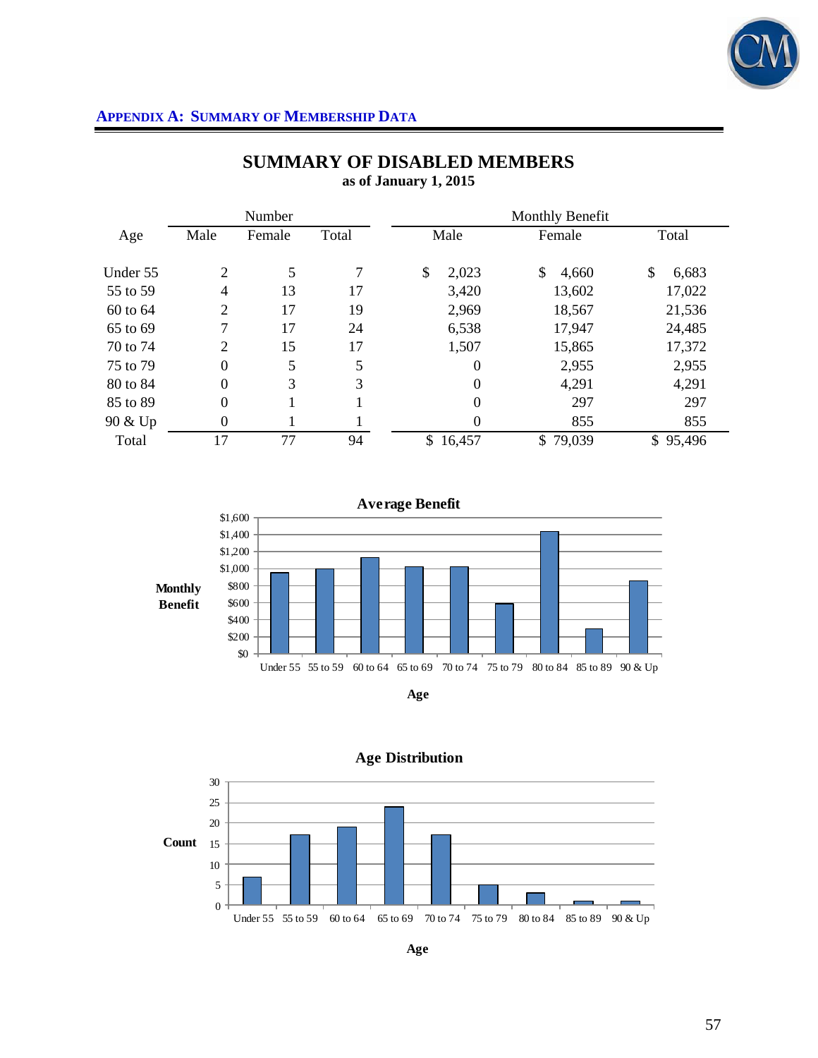## APPENDIX A: SUMMARY OF MEMBERSHIP DATA

# SUMMARY OF DISABLED MEMBERS

**as of January 1, 2015**

| | Number | | | Monthly Benefit | | |
|---|---|---|---|---|---|---|
| Age | Male | Female | Total | Male | Female | Total |
| Under 55 | 2 | 5 | 7 | $ 2,023 | $ 4,660 | $ 6,683 |
| 55 to 59 | 4 | 13 | 17 | 3,420 | 13,602 | 17,022 |
| 60 to 64 | 2 | 17 | 19 | 2,969 | 18,567 | 21,536 |
| 65 to 69 | 7 | 17 | 24 | 6,538 | 17,947 | 24,485 |
| 70 to 74 | 2 | 15 | 17 | 1,507 | 15,865 | 17,372 |
| 75 to 79 | 0 | 5 | 5 | 0 | 2,955 | 2,955 |
| 80 to 84 | 0 | 3 | 3 | 0 | 4,291 | 4,291 |
| 85 to 89 | 0 | 1 | 1 | 0 | 297 | 297 |
| 90 & Up | 0 | 1 | 1 | 0 | 855 | 855 |
| Total | 17 | 77 | 94 | $ 16,457 | $ 79,039 | $ 95,496 |

**Average Benefit**

| Age | Monthly Benefit (approx.) |
|---|---|
| Under 55 | $955 |
| 55 to 59 | $1,001 |
| 60 to 64 | $1,133 |
| 65 to 69 | $1,020 |
| 70 to 74 | $1,022 |
| 75 to 79 | $591 |
| 80 to 84 | $1,430 |
| 85 to 89 | $297 |
| 90 & Up | $855 |

**Age Distribution**

| Age | Count |
|---|---|
| Under 55 | 7 |
| 55 to 59 | 17 |
| 60 to 64 | 19 |
| 65 to 69 | 24 |
| 70 to 74 | 17 |
| 75 to 79 | 5 |
| 80 to 84 | 3 |
| 85 to 89 | 1 |
| 90 & Up | 1 |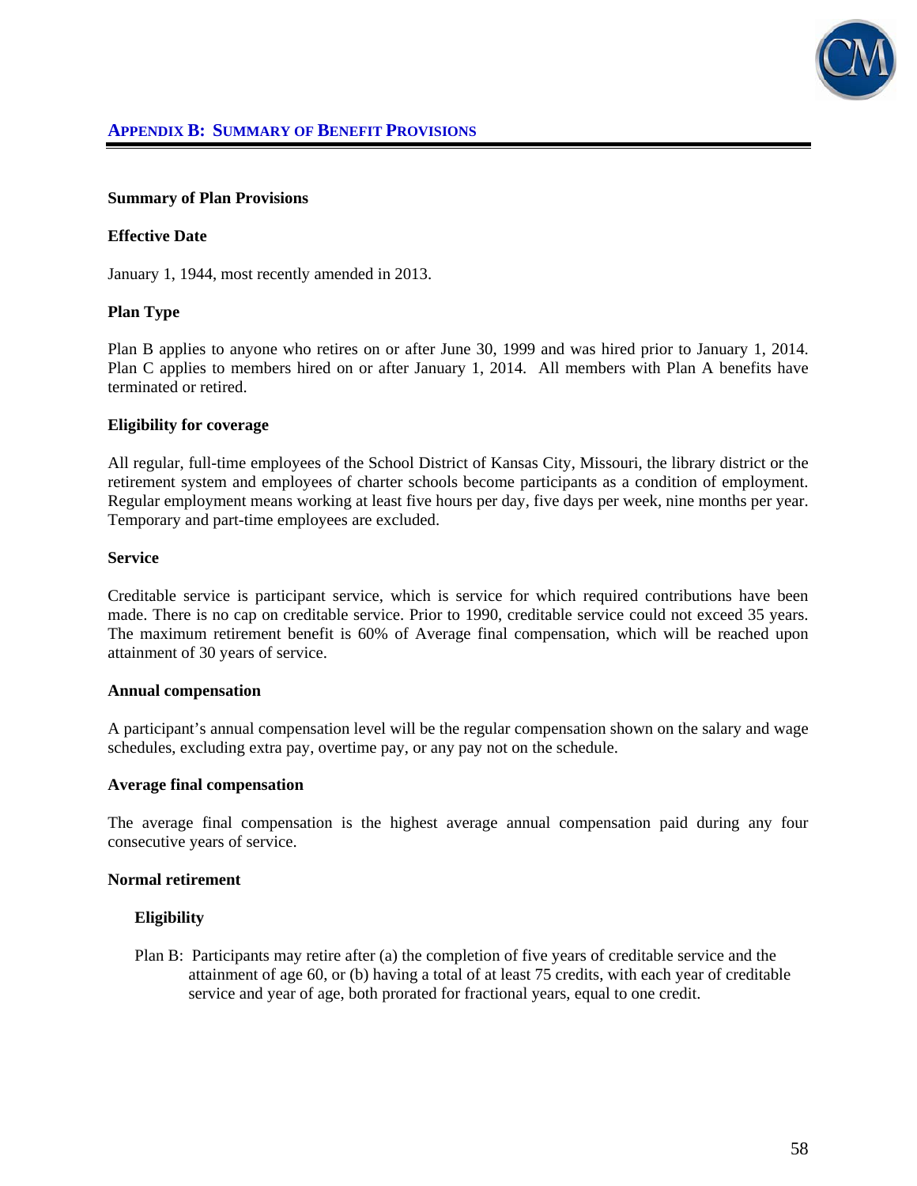## APPENDIX B: SUMMARY OF BENEFIT PROVISIONS

**Summary of Plan Provisions**

**Effective Date**

January 1, 1944, most recently amended in 2013.

**Plan Type**

Plan B applies to anyone who retires on or after June 30, 1999 and was hired prior to January 1, 2014. Plan C applies to members hired on or after January 1, 2014. All members with Plan A benefits have terminated or retired.

**Eligibility for coverage**

All regular, full-time employees of the School District of Kansas City, Missouri, the library district or the retirement system and employees of charter schools become participants as a condition of employment. Regular employment means working at least five hours per day, five days per week, nine months per year. Temporary and part-time employees are excluded.

**Service**

Creditable service is participant service, which is service for which required contributions have been made. There is no cap on creditable service. Prior to 1990, creditable service could not exceed 35 years. The maximum retirement benefit is 60% of Average final compensation, which will be reached upon attainment of 30 years of service.

**Annual compensation**

A participant's annual compensation level will be the regular compensation shown on the salary and wage schedules, excluding extra pay, overtime pay, or any pay not on the schedule.

**Average final compensation**

The average final compensation is the highest average annual compensation paid during any four consecutive years of service.

**Normal retirement**

**Eligibility**

Plan B: Participants may retire after (a) the completion of five years of creditable service and the attainment of age 60, or (b) having a total of at least 75 credits, with each year of creditable service and year of age, both prorated for fractional years, equal to one credit.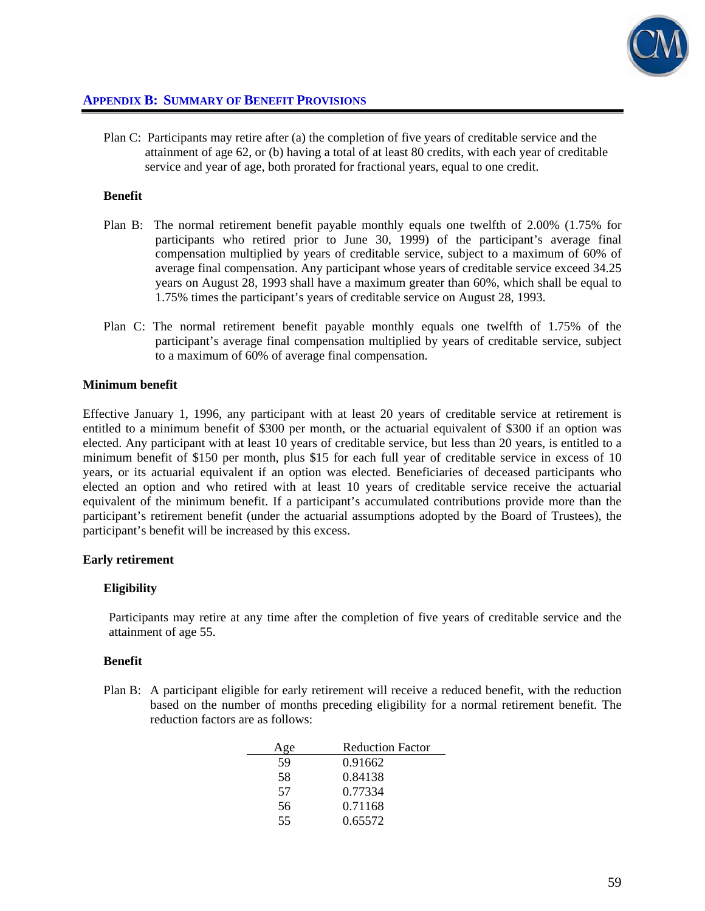## APPENDIX B: SUMMARY OF BENEFIT PROVISIONS

Plan C: Participants may retire after (a) the completion of five years of creditable service and the attainment of age 62, or (b) having a total of at least 80 credits, with each year of creditable service and year of age, both prorated for fractional years, equal to one credit.

**Benefit**

Plan B: The normal retirement benefit payable monthly equals one twelfth of 2.00% (1.75% for participants who retired prior to June 30, 1999) of the participant's average final compensation multiplied by years of creditable service, subject to a maximum of 60% of average final compensation. Any participant whose years of creditable service exceed 34.25 years on August 28, 1993 shall have a maximum greater than 60%, which shall be equal to 1.75% times the participant's years of creditable service on August 28, 1993.

Plan C: The normal retirement benefit payable monthly equals one twelfth of 1.75% of the participant's average final compensation multiplied by years of creditable service, subject to a maximum of 60% of average final compensation.

**Minimum benefit**

Effective January 1, 1996, any participant with at least 20 years of creditable service at retirement is entitled to a minimum benefit of $300 per month, or the actuarial equivalent of $300 if an option was elected. Any participant with at least 10 years of creditable service, but less than 20 years, is entitled to a minimum benefit of $150 per month, plus $15 for each full year of creditable service in excess of 10 years, or its actuarial equivalent if an option was elected. Beneficiaries of deceased participants who elected an option and who retired with at least 10 years of creditable service receive the actuarial equivalent of the minimum benefit. If a participant's accumulated contributions provide more than the participant's retirement benefit (under the actuarial assumptions adopted by the Board of Trustees), the participant's benefit will be increased by this excess.

**Early retirement**

**Eligibility**

Participants may retire at any time after the completion of five years of creditable service and the attainment of age 55.

**Benefit**

Plan B: A participant eligible for early retirement will receive a reduced benefit, with the reduction based on the number of months preceding eligibility for a normal retirement benefit. The reduction factors are as follows:

| Age | Reduction Factor |
|---|---|
| 59 | 0.91662 |
| 58 | 0.84138 |
| 57 | 0.77334 |
| 56 | 0.71168 |
| 55 | 0.65572 |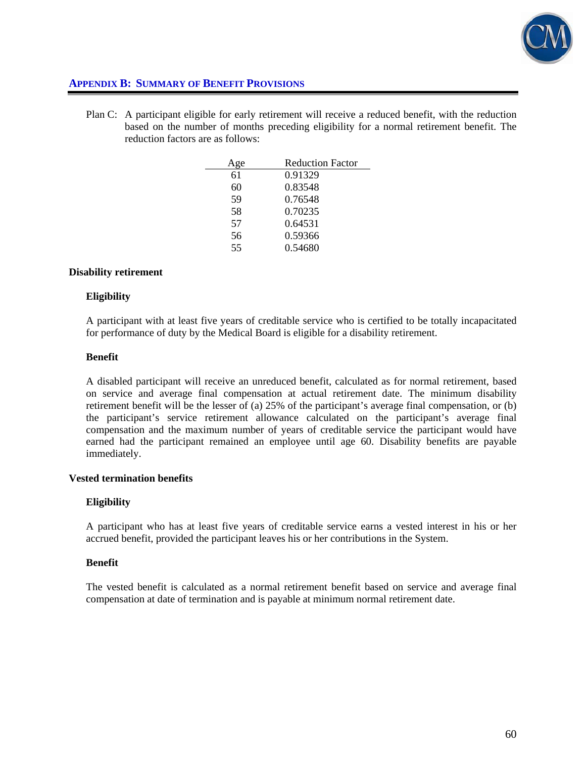## APPENDIX B: SUMMARY OF BENEFIT PROVISIONS

Plan C: A participant eligible for early retirement will receive a reduced benefit, with the reduction based on the number of months preceding eligibility for a normal retirement benefit. The reduction factors are as follows:

| Age | Reduction Factor |
|---|---|
| 61 | 0.91329 |
| 60 | 0.83548 |
| 59 | 0.76548 |
| 58 | 0.70235 |
| 57 | 0.64531 |
| 56 | 0.59366 |
| 55 | 0.54680 |

### Disability retirement

#### Eligibility

A participant with at least five years of creditable service who is certified to be totally incapacitated for performance of duty by the Medical Board is eligible for a disability retirement.

#### Benefit

A disabled participant will receive an unreduced benefit, calculated as for normal retirement, based on service and average final compensation at actual retirement date. The minimum disability retirement benefit will be the lesser of (a) 25% of the participant's average final compensation, or (b) the participant's service retirement allowance calculated on the participant's average final compensation and the maximum number of years of creditable service the participant would have earned had the participant remained an employee until age 60. Disability benefits are payable immediately.

### Vested termination benefits

#### Eligibility

A participant who has at least five years of creditable service earns a vested interest in his or her accrued benefit, provided the participant leaves his or her contributions in the System.

#### Benefit

The vested benefit is calculated as a normal retirement benefit based on service and average final compensation at date of termination and is payable at minimum normal retirement date.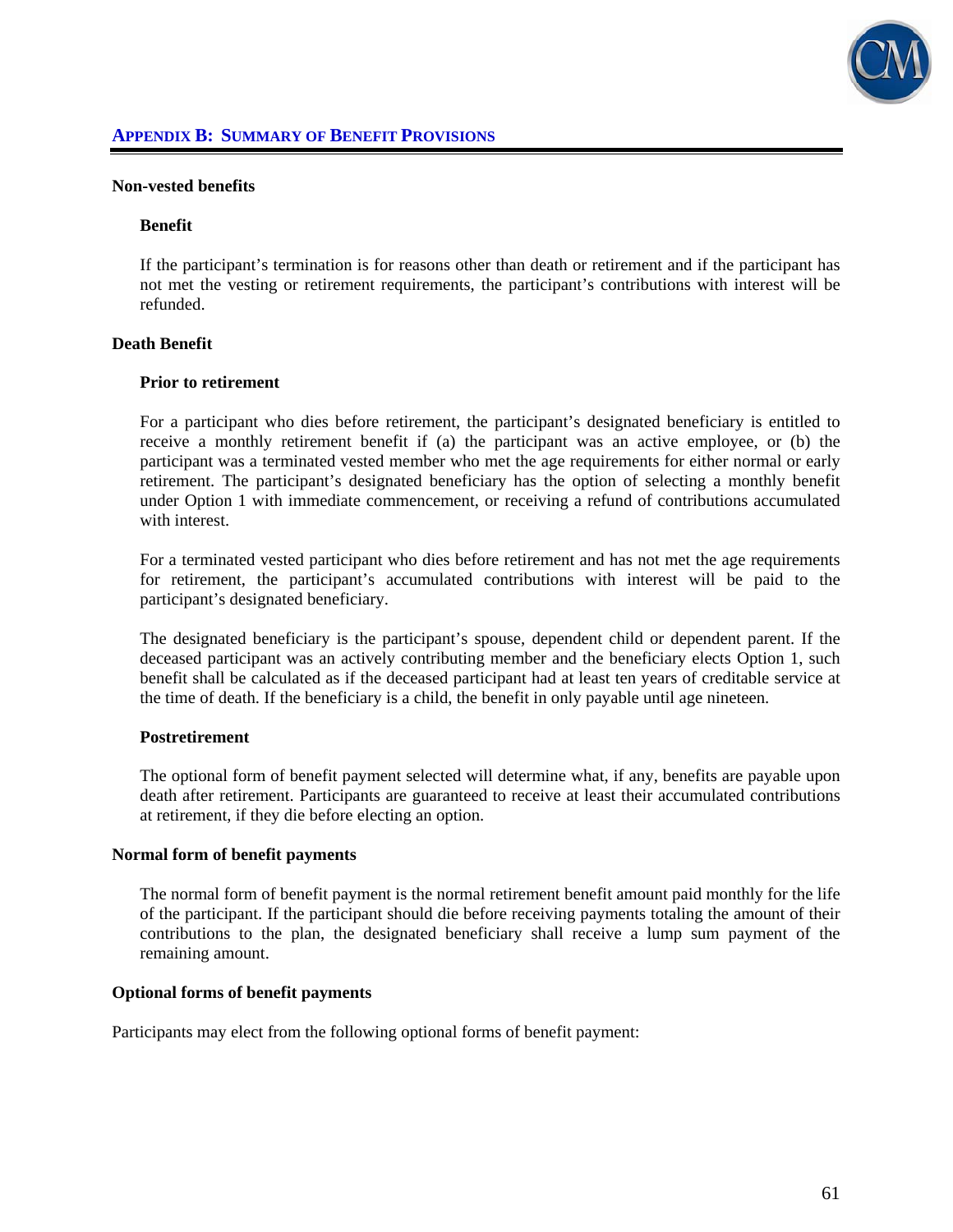## Appendix B: Summary of Benefit Provisions

**Non-vested benefits**

**Benefit**

If the participant's termination is for reasons other than death or retirement and if the participant has not met the vesting or retirement requirements, the participant's contributions with interest will be refunded.

**Death Benefit**

**Prior to retirement**

For a participant who dies before retirement, the participant's designated beneficiary is entitled to receive a monthly retirement benefit if (a) the participant was an active employee, or (b) the participant was a terminated vested member who met the age requirements for either normal or early retirement. The participant's designated beneficiary has the option of selecting a monthly benefit under Option 1 with immediate commencement, or receiving a refund of contributions accumulated with interest.

For a terminated vested participant who dies before retirement and has not met the age requirements for retirement, the participant's accumulated contributions with interest will be paid to the participant's designated beneficiary.

The designated beneficiary is the participant's spouse, dependent child or dependent parent. If the deceased participant was an actively contributing member and the beneficiary elects Option 1, such benefit shall be calculated as if the deceased participant had at least ten years of creditable service at the time of death. If the beneficiary is a child, the benefit in only payable until age nineteen.

**Postretirement**

The optional form of benefit payment selected will determine what, if any, benefits are payable upon death after retirement. Participants are guaranteed to receive at least their accumulated contributions at retirement, if they die before electing an option.

**Normal form of benefit payments**

The normal form of benefit payment is the normal retirement benefit amount paid monthly for the life of the participant. If the participant should die before receiving payments totaling the amount of their contributions to the plan, the designated beneficiary shall receive a lump sum payment of the remaining amount.

**Optional forms of benefit payments**

Participants may elect from the following optional forms of benefit payment: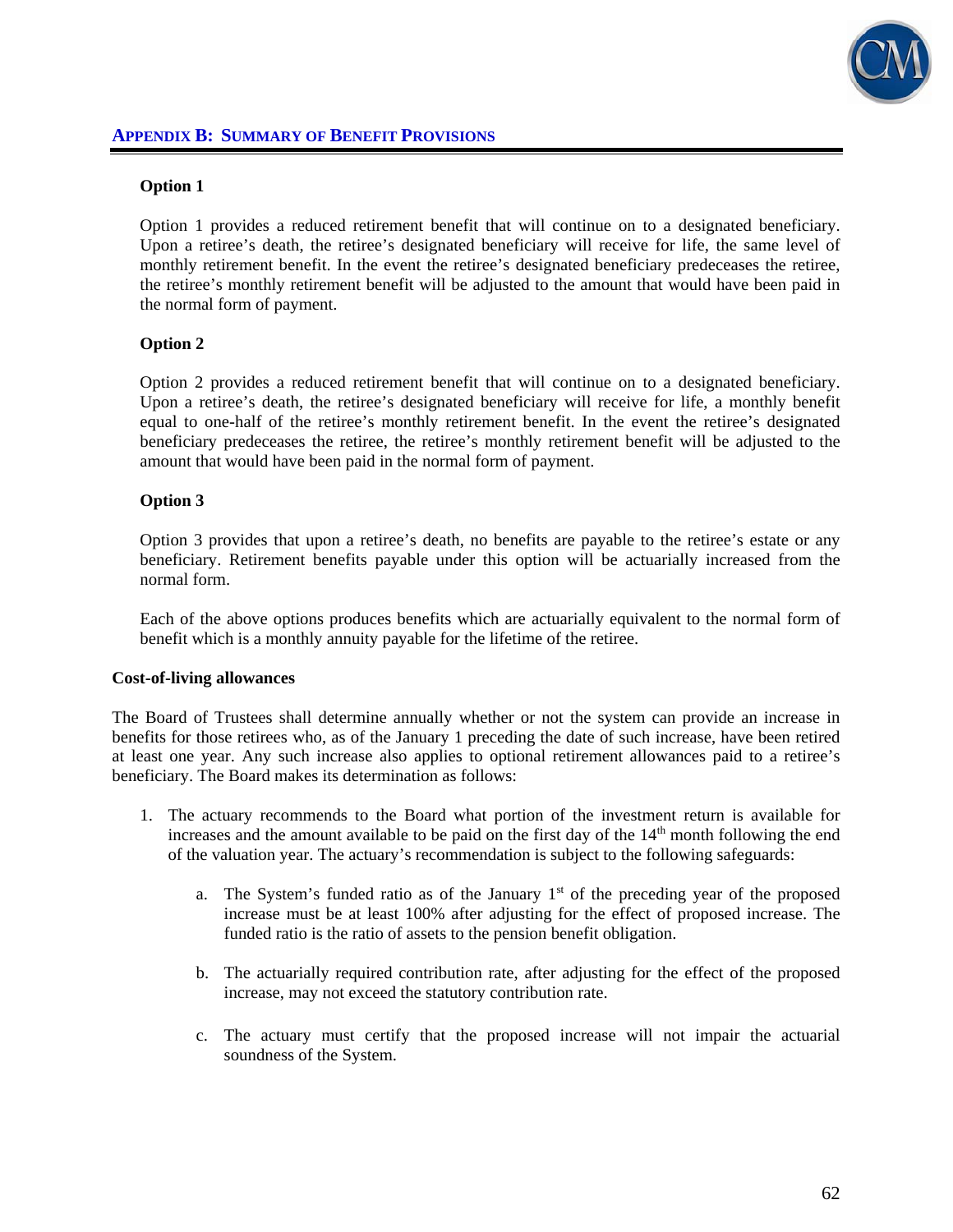## APPENDIX B: SUMMARY OF BENEFIT PROVISIONS

**Option 1**

Option 1 provides a reduced retirement benefit that will continue on to a designated beneficiary. Upon a retiree's death, the retiree's designated beneficiary will receive for life, the same level of monthly retirement benefit. In the event the retiree's designated beneficiary predeceases the retiree, the retiree's monthly retirement benefit will be adjusted to the amount that would have been paid in the normal form of payment.

**Option 2**

Option 2 provides a reduced retirement benefit that will continue on to a designated beneficiary. Upon a retiree's death, the retiree's designated beneficiary will receive for life, a monthly benefit equal to one-half of the retiree's monthly retirement benefit. In the event the retiree's designated beneficiary predeceases the retiree, the retiree's monthly retirement benefit will be adjusted to the amount that would have been paid in the normal form of payment.

**Option 3**

Option 3 provides that upon a retiree's death, no benefits are payable to the retiree's estate or any beneficiary. Retirement benefits payable under this option will be actuarially increased from the normal form.

Each of the above options produces benefits which are actuarially equivalent to the normal form of benefit which is a monthly annuity payable for the lifetime of the retiree.

**Cost-of-living allowances**

The Board of Trustees shall determine annually whether or not the system can provide an increase in benefits for those retirees who, as of the January 1 preceding the date of such increase, have been retired at least one year. Any such increase also applies to optional retirement allowances paid to a retiree's beneficiary. The Board makes its determination as follows:

1. The actuary recommends to the Board what portion of the investment return is available for increases and the amount available to be paid on the first day of the 14th month following the end of the valuation year. The actuary's recommendation is subject to the following safeguards:

    a. The System's funded ratio as of the January 1st of the preceding year of the proposed increase must be at least 100% after adjusting for the effect of proposed increase. The funded ratio is the ratio of assets to the pension benefit obligation.

    b. The actuarially required contribution rate, after adjusting for the effect of the proposed increase, may not exceed the statutory contribution rate.

    c. The actuary must certify that the proposed increase will not impair the actuarial soundness of the System.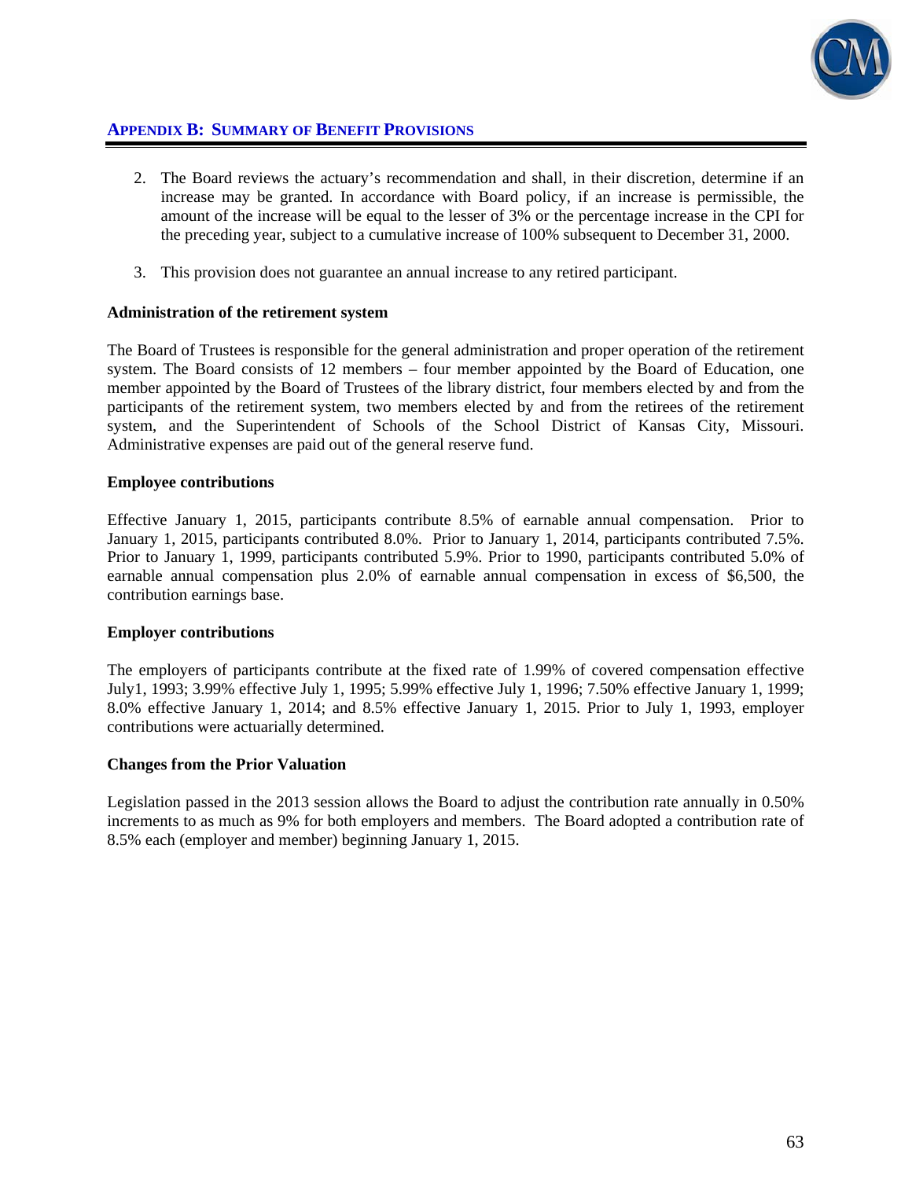## APPENDIX B: SUMMARY OF BENEFIT PROVISIONS

2. The Board reviews the actuary's recommendation and shall, in their discretion, determine if an increase may be granted. In accordance with Board policy, if an increase is permissible, the amount of the increase will be equal to the lesser of 3% or the percentage increase in the CPI for the preceding year, subject to a cumulative increase of 100% subsequent to December 31, 2000.

3. This provision does not guarantee an annual increase to any retired participant.

**Administration of the retirement system**

The Board of Trustees is responsible for the general administration and proper operation of the retirement system. The Board consists of 12 members – four member appointed by the Board of Education, one member appointed by the Board of Trustees of the library district, four members elected by and from the participants of the retirement system, two members elected by and from the retirees of the retirement system, and the Superintendent of Schools of the School District of Kansas City, Missouri. Administrative expenses are paid out of the general reserve fund.

**Employee contributions**

Effective January 1, 2015, participants contribute 8.5% of earnable annual compensation. Prior to January 1, 2015, participants contributed 8.0%. Prior to January 1, 2014, participants contributed 7.5%. Prior to January 1, 1999, participants contributed 5.9%. Prior to 1990, participants contributed 5.0% of earnable annual compensation plus 2.0% of earnable annual compensation in excess of $6,500, the contribution earnings base.

**Employer contributions**

The employers of participants contribute at the fixed rate of 1.99% of covered compensation effective July1, 1993; 3.99% effective July 1, 1995; 5.99% effective July 1, 1996; 7.50% effective January 1, 1999; 8.0% effective January 1, 2014; and 8.5% effective January 1, 2015. Prior to July 1, 1993, employer contributions were actuarially determined.

**Changes from the Prior Valuation**

Legislation passed in the 2013 session allows the Board to adjust the contribution rate annually in 0.50% increments to as much as 9% for both employers and members. The Board adopted a contribution rate of 8.5% each (employer and member) beginning January 1, 2015.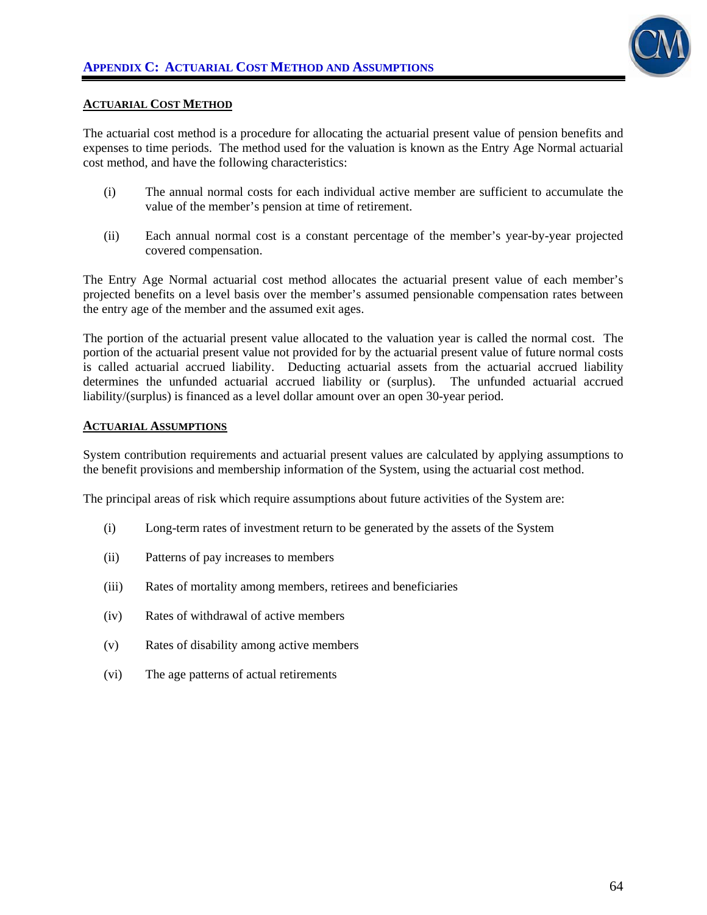## Appendix C: Actuarial Cost Method and Assumptions

### Actuarial Cost Method

The actuarial cost method is a procedure for allocating the actuarial present value of pension benefits and expenses to time periods. The method used for the valuation is known as the Entry Age Normal actuarial cost method, and have the following characteristics:

(i) The annual normal costs for each individual active member are sufficient to accumulate the value of the member's pension at time of retirement.

(ii) Each annual normal cost is a constant percentage of the member's year-by-year projected covered compensation.

The Entry Age Normal actuarial cost method allocates the actuarial present value of each member's projected benefits on a level basis over the member's assumed pensionable compensation rates between the entry age of the member and the assumed exit ages.

The portion of the actuarial present value allocated to the valuation year is called the normal cost. The portion of the actuarial present value not provided for by the actuarial present value of future normal costs is called actuarial accrued liability. Deducting actuarial assets from the actuarial accrued liability determines the unfunded actuarial accrued liability or (surplus). The unfunded actuarial accrued liability/(surplus) is financed as a level dollar amount over an open 30-year period.

### Actuarial Assumptions

System contribution requirements and actuarial present values are calculated by applying assumptions to the benefit provisions and membership information of the System, using the actuarial cost method.

The principal areas of risk which require assumptions about future activities of the System are:

(i) Long-term rates of investment return to be generated by the assets of the System

(ii) Patterns of pay increases to members

(iii) Rates of mortality among members, retirees and beneficiaries

(iv) Rates of withdrawal of active members

(v) Rates of disability among active members

(vi) The age patterns of actual retirements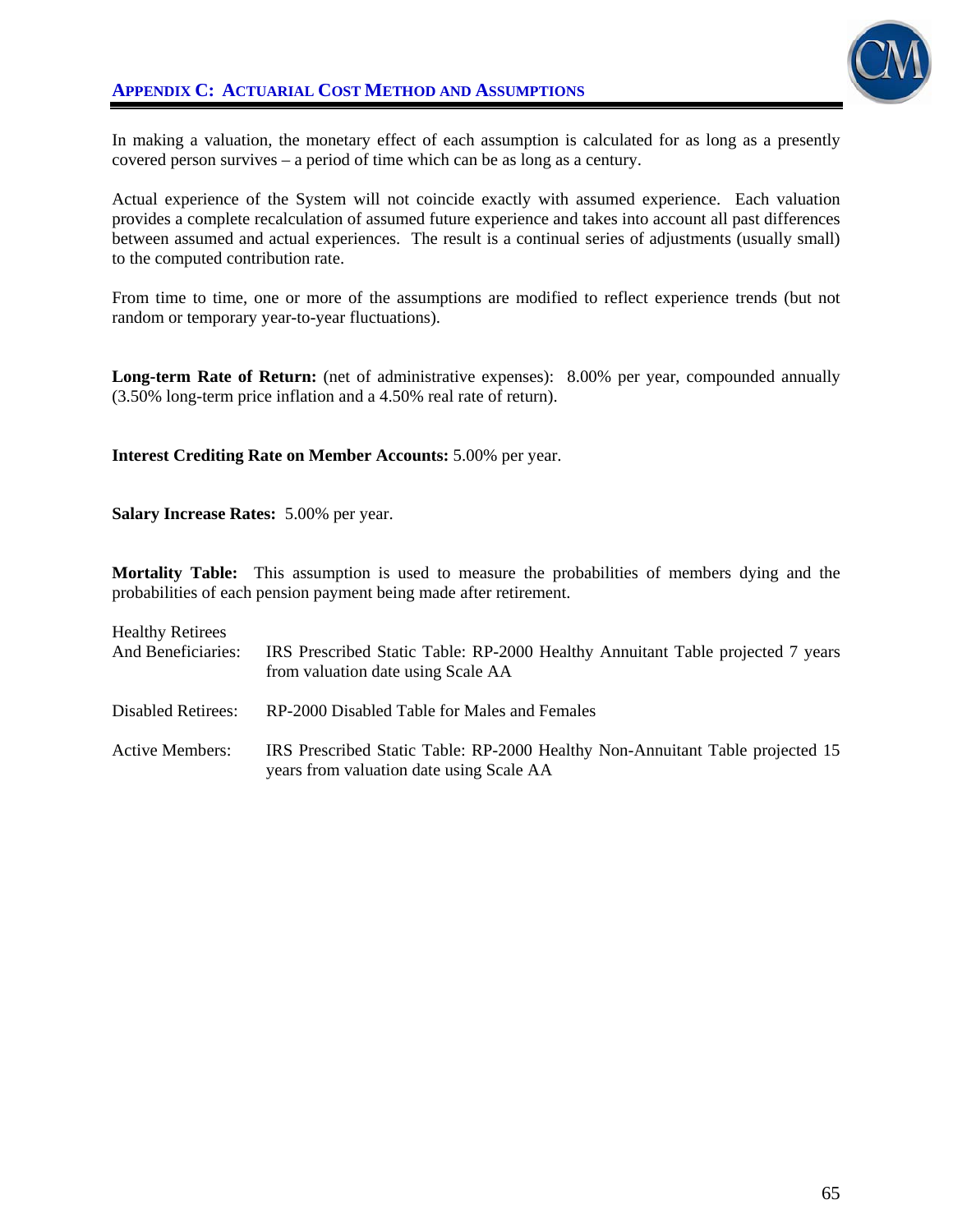## APPENDIX C: ACTUARIAL COST METHOD AND ASSUMPTIONS

In making a valuation, the monetary effect of each assumption is calculated for as long as a presently covered person survives – a period of time which can be as long as a century.

Actual experience of the System will not coincide exactly with assumed experience. Each valuation provides a complete recalculation of assumed future experience and takes into account all past differences between assumed and actual experiences. The result is a continual series of adjustments (usually small) to the computed contribution rate.

From time to time, one or more of the assumptions are modified to reflect experience trends (but not random or temporary year-to-year fluctuations).

**Long-term Rate of Return:** (net of administrative expenses): 8.00% per year, compounded annually (3.50% long-term price inflation and a 4.50% real rate of return).

**Interest Crediting Rate on Member Accounts:** 5.00% per year.

**Salary Increase Rates:** 5.00% per year.

**Mortality Table:** This assumption is used to measure the probabilities of members dying and the probabilities of each pension payment being made after retirement.

| | |
|---|---|
| Healthy Retirees And Beneficiaries: | IRS Prescribed Static Table: RP-2000 Healthy Annuitant Table projected 7 years from valuation date using Scale AA |
| Disabled Retirees: | RP-2000 Disabled Table for Males and Females |
| Active Members: | IRS Prescribed Static Table: RP-2000 Healthy Non-Annuitant Table projected 15 years from valuation date using Scale AA |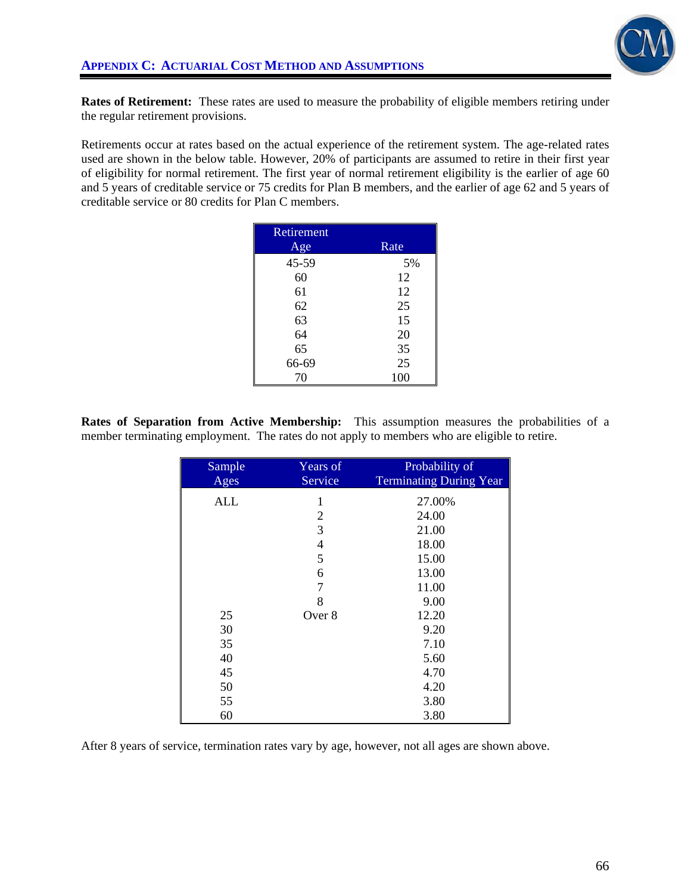**Rates of Retirement:** These rates are used to measure the probability of eligible members retiring under the regular retirement provisions.

Retirements occur at rates based on the actual experience of the retirement system. The age-related rates used are shown in the below table. However, 20% of participants are assumed to retire in their first year of eligibility for normal retirement. The first year of normal retirement eligibility is the earlier of age 60 and 5 years of creditable service or 75 credits for Plan B members, and the earlier of age 62 and 5 years of creditable service or 80 credits for Plan C members.

| Retirement Age | Rate |
|---|---|
| 45-59 | 5% |
| 60 | 12 |
| 61 | 12 |
| 62 | 25 |
| 63 | 15 |
| 64 | 20 |
| 65 | 35 |
| 66-69 | 25 |
| 70 | 100 |

**Rates of Separation from Active Membership:** This assumption measures the probabilities of a member terminating employment. The rates do not apply to members who are eligible to retire.

| Sample Ages | Years of Service | Probability of Terminating During Year |
|---|---|---|
| ALL | 1 | 27.00% |
| | 2 | 24.00 |
| | 3 | 21.00 |
| | 4 | 18.00 |
| | 5 | 15.00 |
| | 6 | 13.00 |
| | 7 | 11.00 |
| | 8 | 9.00 |
| 25 | Over 8 | 12.20 |
| 30 | | 9.20 |
| 35 | | 7.10 |
| 40 | | 5.60 |
| 45 | | 4.70 |
| 50 | | 4.20 |
| 55 | | 3.80 |
| 60 | | 3.80 |

After 8 years of service, termination rates vary by age, however, not all ages are shown above.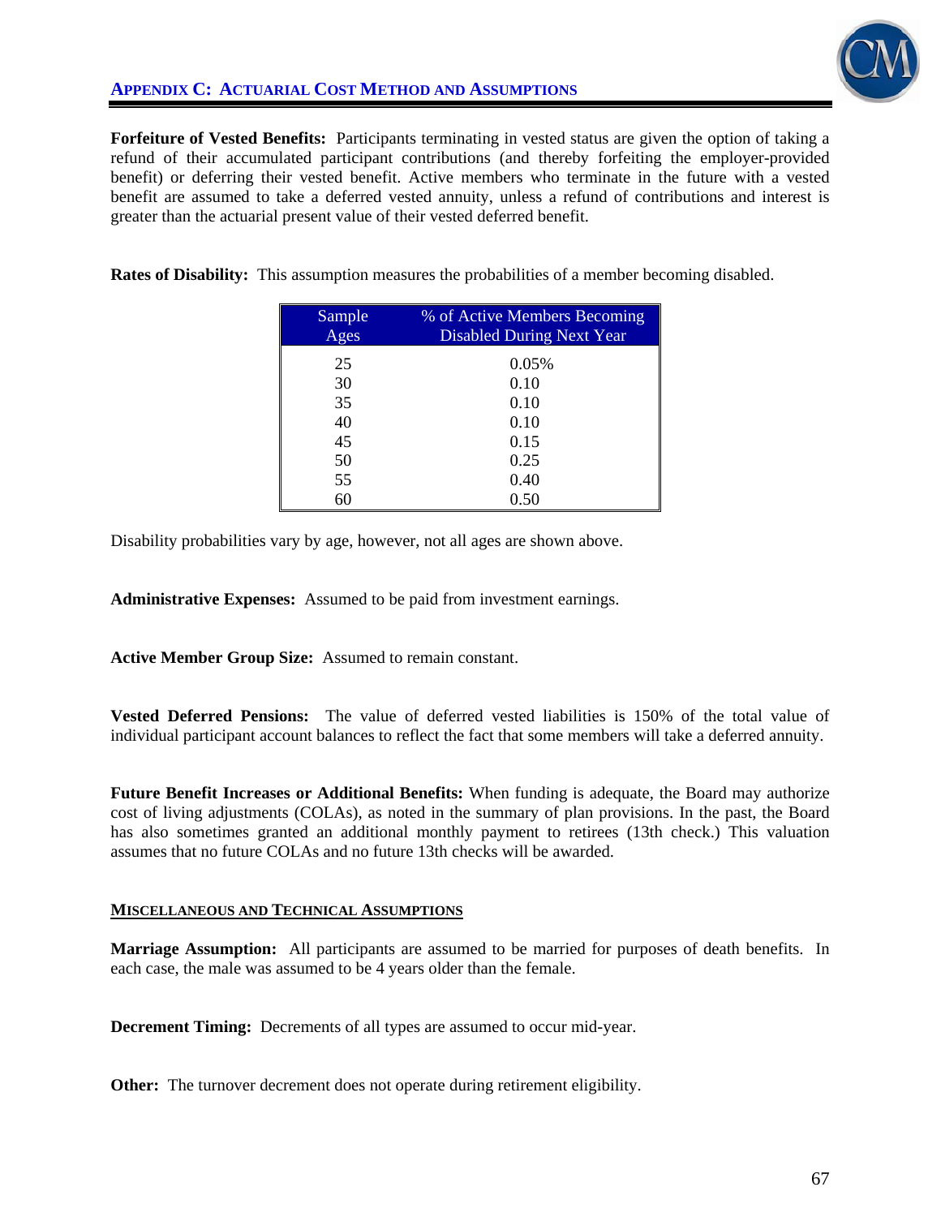## APPENDIX C: ACTUARIAL COST METHOD AND ASSUMPTIONS

**Forfeiture of Vested Benefits:** Participants terminating in vested status are given the option of taking a refund of their accumulated participant contributions (and thereby forfeiting the employer-provided benefit) or deferring their vested benefit. Active members who terminate in the future with a vested benefit are assumed to take a deferred vested annuity, unless a refund of contributions and interest is greater than the actuarial present value of their vested deferred benefit.

**Rates of Disability:** This assumption measures the probabilities of a member becoming disabled.

| Sample Ages | % of Active Members Becoming Disabled During Next Year |
|---|---|
| 25 | 0.05% |
| 30 | 0.10 |
| 35 | 0.10 |
| 40 | 0.10 |
| 45 | 0.15 |
| 50 | 0.25 |
| 55 | 0.40 |
| 60 | 0.50 |

Disability probabilities vary by age, however, not all ages are shown above.

**Administrative Expenses:** Assumed to be paid from investment earnings.

**Active Member Group Size:** Assumed to remain constant.

**Vested Deferred Pensions:** The value of deferred vested liabilities is 150% of the total value of individual participant account balances to reflect the fact that some members will take a deferred annuity.

**Future Benefit Increases or Additional Benefits:** When funding is adequate, the Board may authorize cost of living adjustments (COLAs), as noted in the summary of plan provisions. In the past, the Board has also sometimes granted an additional monthly payment to retirees (13th check.) This valuation assumes that no future COLAs and no future 13th checks will be awarded.

### MISCELLANEOUS AND TECHNICAL ASSUMPTIONS

**Marriage Assumption:** All participants are assumed to be married for purposes of death benefits. In each case, the male was assumed to be 4 years older than the female.

**Decrement Timing:** Decrements of all types are assumed to occur mid-year.

**Other:** The turnover decrement does not operate during retirement eligibility.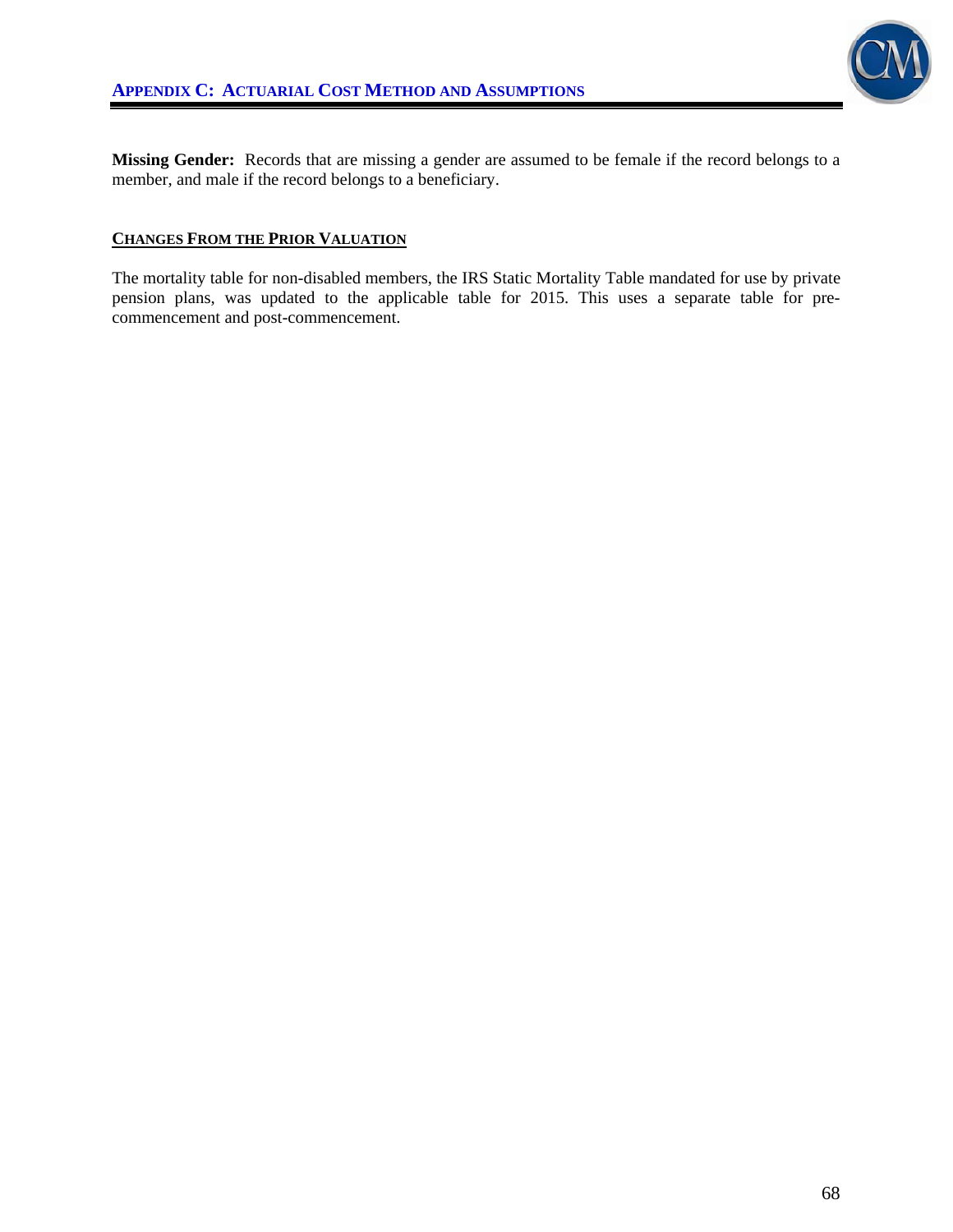**Missing Gender:** Records that are missing a gender are assumed to be female if the record belongs to a member, and male if the record belongs to a beneficiary.

## CHANGES FROM THE PRIOR VALUATION

The mortality table for non-disabled members, the IRS Static Mortality Table mandated for use by private pension plans, was updated to the applicable table for 2015. This uses a separate table for pre-commencement and post-commencement.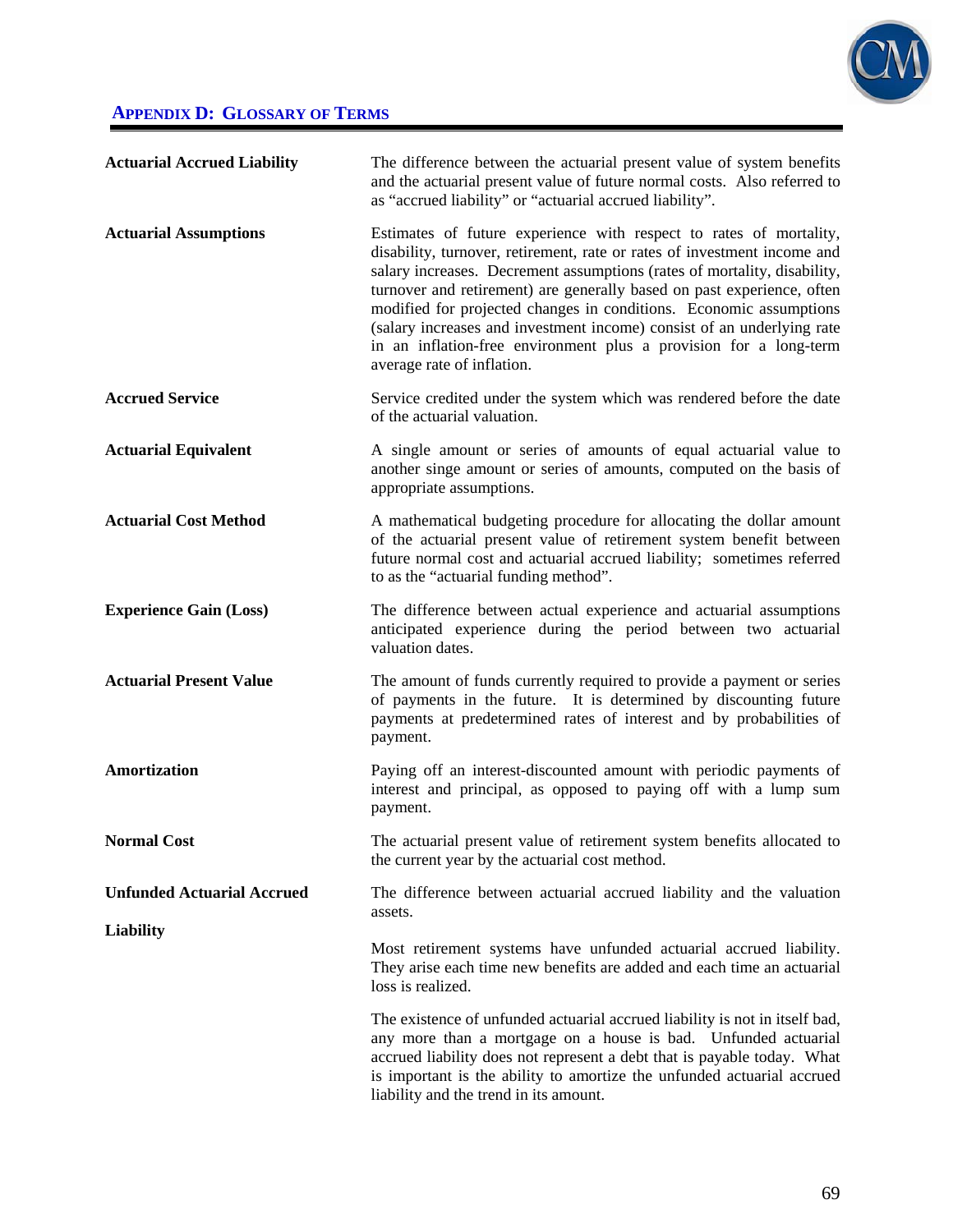## APPENDIX D: GLOSSARY OF TERMS

**Actuarial Accrued Liability**

The difference between the actuarial present value of system benefits and the actuarial present value of future normal costs. Also referred to as "accrued liability" or "actuarial accrued liability".

**Actuarial Assumptions**

Estimates of future experience with respect to rates of mortality, disability, turnover, retirement, rate or rates of investment income and salary increases. Decrement assumptions (rates of mortality, disability, turnover and retirement) are generally based on past experience, often modified for projected changes in conditions. Economic assumptions (salary increases and investment income) consist of an underlying rate in an inflation-free environment plus a provision for a long-term average rate of inflation.

**Accrued Service**

Service credited under the system which was rendered before the date of the actuarial valuation.

**Actuarial Equivalent**

A single amount or series of amounts of equal actuarial value to another singe amount or series of amounts, computed on the basis of appropriate assumptions.

**Actuarial Cost Method**

A mathematical budgeting procedure for allocating the dollar amount of the actuarial present value of retirement system benefit between future normal cost and actuarial accrued liability; sometimes referred to as the "actuarial funding method".

**Experience Gain (Loss)**

The difference between actual experience and actuarial assumptions anticipated experience during the period between two actuarial valuation dates.

**Actuarial Present Value**

The amount of funds currently required to provide a payment or series of payments in the future. It is determined by discounting future payments at predetermined rates of interest and by probabilities of payment.

**Amortization**

Paying off an interest-discounted amount with periodic payments of interest and principal, as opposed to paying off with a lump sum payment.

**Normal Cost**

The actuarial present value of retirement system benefits allocated to the current year by the actuarial cost method.

**Unfunded Actuarial Accrued Liability**

The difference between actuarial accrued liability and the valuation assets.

Most retirement systems have unfunded actuarial accrued liability. They arise each time new benefits are added and each time an actuarial loss is realized.

The existence of unfunded actuarial accrued liability is not in itself bad, any more than a mortgage on a house is bad. Unfunded actuarial accrued liability does not represent a debt that is payable today. What is important is the ability to amortize the unfunded actuarial accrued liability and the trend in its amount.